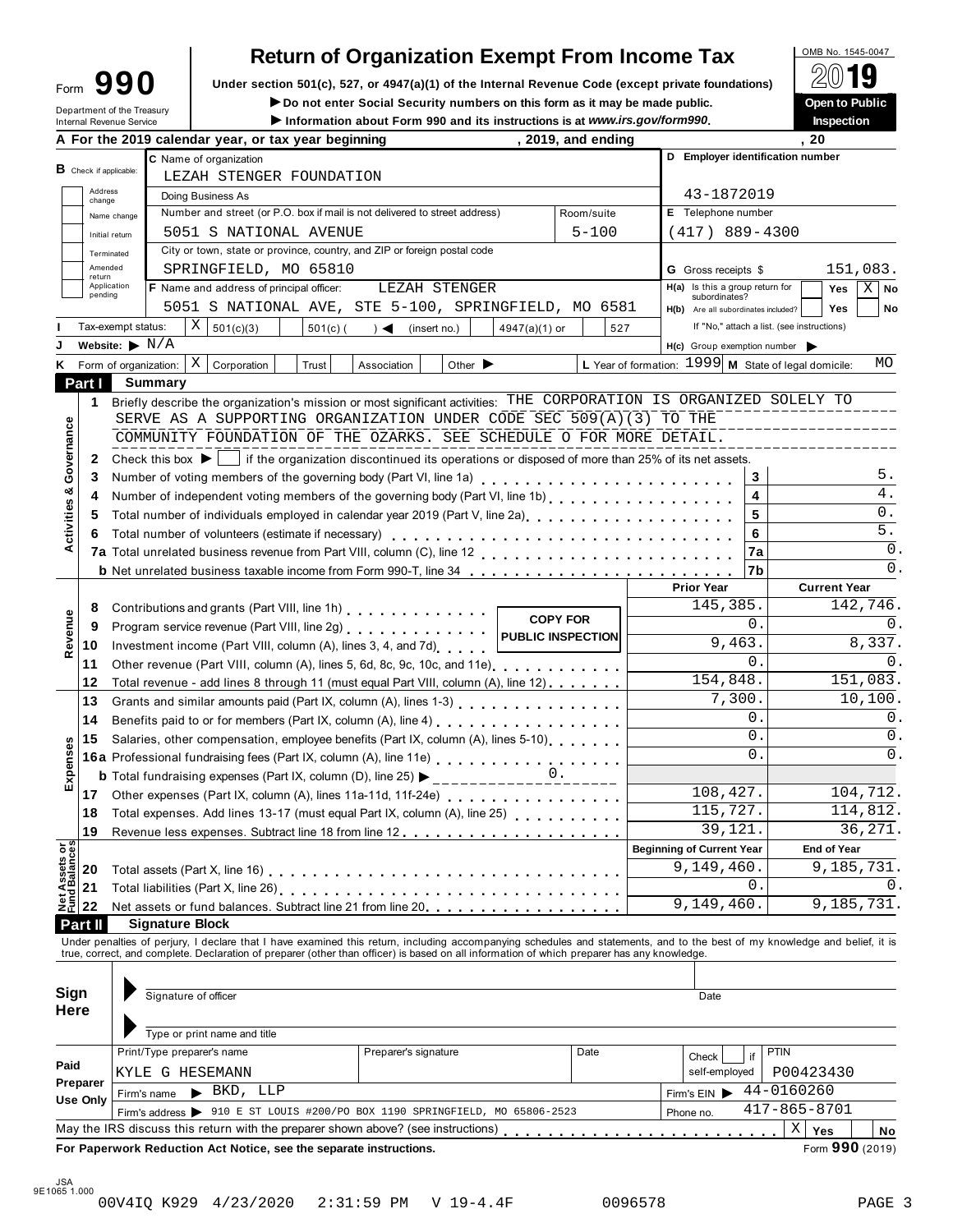# Form 990 — Return of Organization Exempt From Income Tax

OMB No. 1545-0047

**2019**

**Open to Public Inspection**

Under section 501(c), 527, or 4947(a)(1) of the Internal Revenue Code (except private foundations)

▶ Do not enter Social Security numbers on this form as it may be made public.

▶ Information about Form 990 and its instructions is at *www.irs.gov/form990*.

Department of the Treasury
Internal Revenue Service

**A** For the 2019 calendar year, or tax year beginning , 2019, and ending , 20

**B** Check if applicable: Address change / Name change / Initial return / Terminated / Amended return / Application pending

**C** Name of organization: LEZAH STENGER FOUNDATION

Doing Business As

Number and street (or P.O. box if mail is not delivered to street address): 5051 S NATIONAL AVENUE — Room/suite: 5-100

City or town, state or province, country, and ZIP or foreign postal code: SPRINGFIELD, MO 65810

**D** Employer identification number: 43-1872019

**E** Telephone number: (417) 889-4300

**G** Gross receipts $ 151,083.

**F** Name and address of principal officer: LEZAH STENGER, 5051 S NATIONAL AVE, STE 5-100, SPRINGFIELD, MO 6581

**H(a)** Is this a group return for subordinates? Yes [ ] No [X]

**H(b)** Are all subordinates included? Yes [ ] No [ ] — If "No," attach a list. (see instructions)

**I** Tax-exempt status: [X] 501(c)(3) [ ] 501(c) ( ) ◀ (insert no.) [ ] 4947(a)(1) or [ ] 527

**J** Website: ▶ N/A

**H(c)** Group exemption number ▶

**K** Form of organization: [X] Corporation [ ] Trust [ ] Association [ ] Other ▶

**L** Year of formation: 1999 **M** State of legal domicile: MO

## Part I Summary

**Activities & Governance**

1. Briefly describe the organization's mission or most significant activities: THE CORPORATION IS ORGANIZED SOLELY TO SERVE AS A SUPPORTING ORGANIZATION UNDER CODE SEC 509(A)(3) TO THE COMMUNITY FOUNDATION OF THE OZARKS. SEE SCHEDULE O FOR MORE DETAIL.
2. Check this box ▶ [ ] if the organization discontinued its operations or disposed of more than 25% of its net assets.

| Line | Description | | Value |
|---|---|---|---|
| 3 | Number of voting members of the governing body (Part VI, line 1a) | 3 | 5. |
| 4 | Number of independent voting members of the governing body (Part VI, line 1b) | 4 | 4. |
| 5 | Total number of individuals employed in calendar year 2019 (Part V, line 2a) | 5 | 0. |
| 6 | Total number of volunteers (estimate if necessary) | 6 | 5. |
| 7a | Total unrelated business revenue from Part VIII, column (C), line 12 | 7a | 0. |
| b | Net unrelated business taxable income from Form 990-T, line 34 | 7b | 0. |

**Revenue / Expenses**

| Line | Description | Prior Year | Current Year |
|---|---|---|---|
| 8 | Contributions and grants (Part VIII, line 1h) | 145,385. | 142,746. |
| 9 | Program service revenue (Part VIII, line 2g) | 0. | 0. |
| 10 | Investment income (Part VIII, column (A), lines 3, 4, and 7d) | 9,463. | 8,337. |
| 11 | Other revenue (Part VIII, column (A), lines 5, 6d, 8c, 9c, 10c, and 11e) | 0. | 0. |
| 12 | Total revenue - add lines 8 through 11 (must equal Part VIII, column (A), line 12) | 154,848. | 151,083. |
| 13 | Grants and similar amounts paid (Part IX, column (A), lines 1-3) | 7,300. | 10,100. |
| 14 | Benefits paid to or for members (Part IX, column (A), line 4) | 0. | 0. |
| 15 | Salaries, other compensation, employee benefits (Part IX, column (A), lines 5-10) | 0. | 0. |
| 16a | Professional fundraising fees (Part IX, column (A), line 11e) | 0. | 0. |
| b | Total fundraising expenses (Part IX, column (D), line 25) ▶ 0. | | |
| 17 | Other expenses (Part IX, column (A), lines 11a-11d, 11f-24e) | 108,427. | 104,712. |
| 18 | Total expenses. Add lines 13-17 (must equal Part IX, column (A), line 25) | 115,727. | 114,812. |
| 19 | Revenue less expenses. Subtract line 18 from line 12 | 39,121. | 36,271. |

COPY FOR PUBLIC INSPECTION

**Net Assets or Fund Balances**

| Line | Description | Beginning of Current Year | End of Year |
|---|---|---|---|
| 20 | Total assets (Part X, line 16) | 9,149,460. | 9,185,731. |
| 21 | Total liabilities (Part X, line 26) | 0. | 0. |
| 22 | Net assets or fund balances. Subtract line 21 from line 20 | 9,149,460. | 9,185,731. |

## Part II Signature Block

Under penalties of perjury, I declare that I have examined this return, including accompanying schedules and statements, and to the best of my knowledge and belief, it is true, correct, and complete. Declaration of preparer (other than officer) is based on all information of which preparer has any knowledge.

**Sign Here**

Signature of officer — Date

Type or print name and title

**Paid Preparer Use Only**

| Print/Type preparer's name | Preparer's signature | Date | Check if self-employed | PTIN |
|---|---|---|---|---|
| KYLE G HESEMANN | | | | P00423430 |

Firm's name ▶ BKD, LLP — Firm's EIN ▶ 44-0160260

Firm's address ▶ 910 E ST LOUIS #200/PO BOX 1190 SPRINGFIELD, MO 65806-2523 — Phone no. 417-865-8701

May the IRS discuss this return with the preparer shown above? (see instructions) [X] Yes [ ] No

**For Paperwork Reduction Act Notice, see the separate instructions.** Form **990** (2019)

JSA 9E1065 1.000

00V4IQ K929 4/23/2020 2:31:59 PM V 19-4.4F 0096578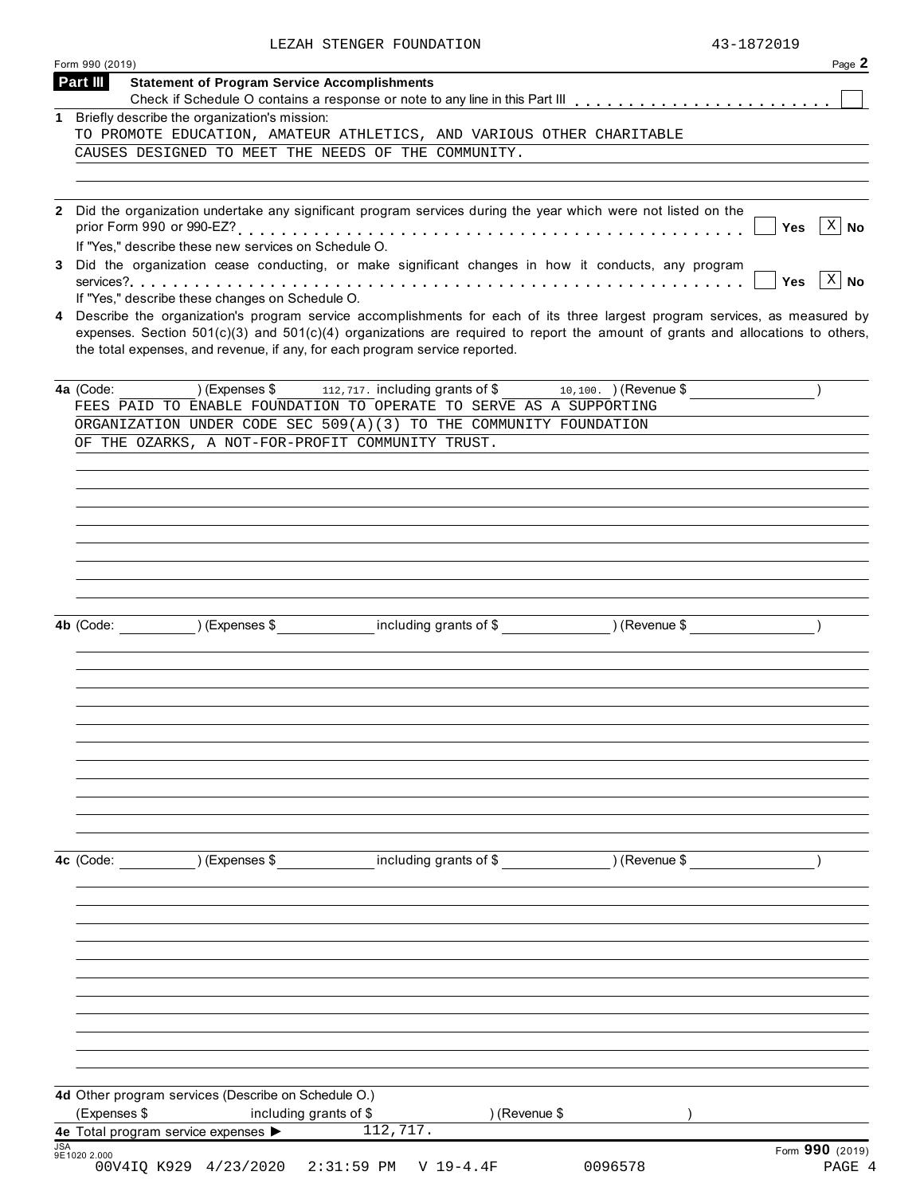LEZAH STENGER FOUNDATION 43-1872019

Form 990 (2019) Page 2

**Part III Statement of Program Service Accomplishments**

Check if Schedule O contains a response or note to any line in this Part III . . . . . . . . . . . . . . . . . . . . . . . . ☐

**1** Briefly describe the organization's mission:

TO PROMOTE EDUCATION, AMATEUR ATHLETICS, AND VARIOUS OTHER CHARITABLE CAUSES DESIGNED TO MEET THE NEEDS OF THE COMMUNITY.

**2** Did the organization undertake any significant program services during the year which were not listed on the prior Form 990 or 990-EZ? . . . . . . . . . . . . . . . . . . . . . . . . . . . . . . . . . . . . . . . . . . . . . . ☐ Yes ☒ No

If "Yes," describe these new services on Schedule O.

**3** Did the organization cease conducting, or make significant changes in how it conducts, any program services? . . . . . . . . . . . . . . . . . . . . . . . . . . . . . . . . . . . . . . . . . . . . . . . . . . . . . . . . . . . ☐ Yes ☒ No

If "Yes," describe these changes on Schedule O.

**4** Describe the organization's program service accomplishments for each of its three largest program services, as measured by expenses. Section 501(c)(3) and 501(c)(4) organizations are required to report the amount of grants and allocations to others, the total expenses, and revenue, if any, for each program service reported.

**4a** (Code: ) (Expenses $ 112,717. including grants of $ 10,100. ) (Revenue $ )

FEES PAID TO ENABLE FOUNDATION TO OPERATE TO SERVE AS A SUPPORTING ORGANIZATION UNDER CODE SEC 509(A)(3) TO THE COMMUNITY FOUNDATION OF THE OZARKS, A NOT-FOR-PROFIT COMMUNITY TRUST.

**4b** (Code: ) (Expenses $ including grants of $ ) (Revenue $ )

**4c** (Code: ) (Expenses $ including grants of $ ) (Revenue $ )

**4d** Other program services (Describe on Schedule O.)

(Expenses $ including grants of $ ) (Revenue $ )

**4e** Total program service expenses ▶ 112,717.

JSA 9E1020 2.000

Form **990** (2019)

00V4IQ K929 4/23/2020 2:31:59 PM V 19-4.4F 0096578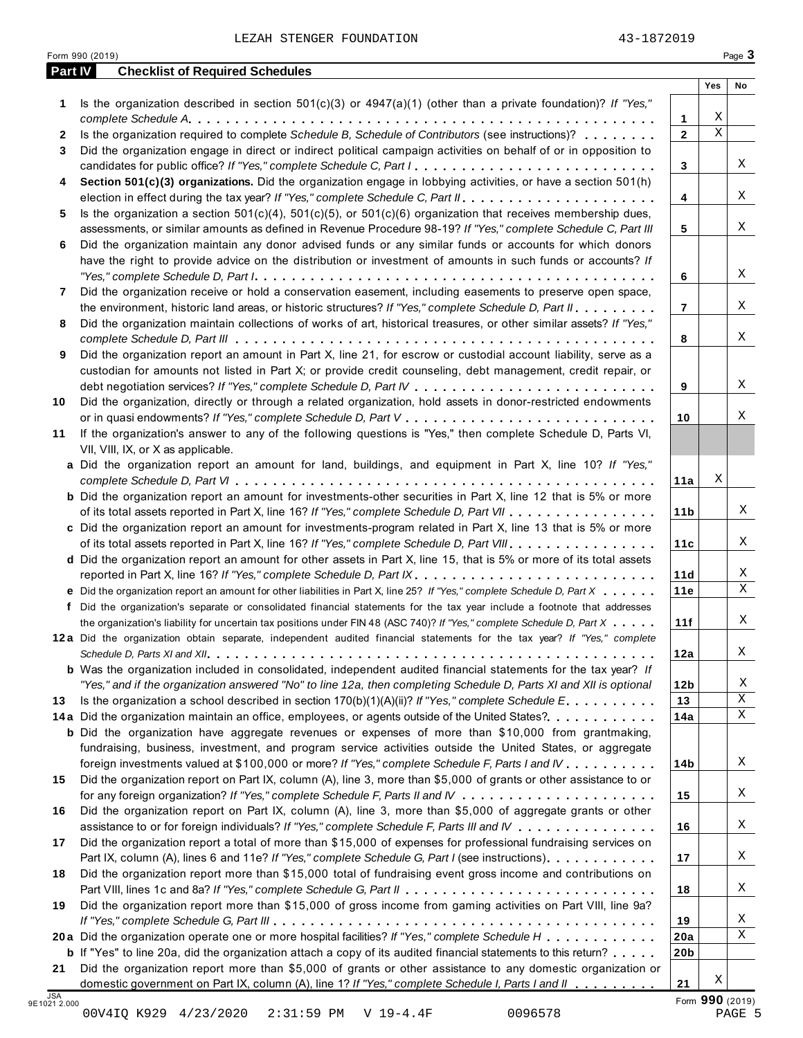LEZAH STENGER FOUNDATION 43-1872019

## Part IV Checklist of Required Schedules

| | | Line | Yes | No |
|---|---|---|---|---|
| **1** | Is the organization described in section 501(c)(3) or 4947(a)(1) (other than a private foundation)? *If "Yes," complete Schedule A* | 1 | X | |
| **2** | Is the organization required to complete *Schedule B, Schedule of Contributors* (see instructions)? | 2 | X | |
| **3** | Did the organization engage in direct or indirect political campaign activities on behalf of or in opposition to candidates for public office? *If "Yes," complete Schedule C, Part I* | 3 | | X |
| **4** | **Section 501(c)(3) organizations.** Did the organization engage in lobbying activities, or have a section 501(h) election in effect during the tax year? *If "Yes," complete Schedule C, Part II* | 4 | | X |
| **5** | Is the organization a section 501(c)(4), 501(c)(5), or 501(c)(6) organization that receives membership dues, assessments, or similar amounts as defined in Revenue Procedure 98-19? *If "Yes," complete Schedule C, Part III* | 5 | | X |
| **6** | Did the organization maintain any donor advised funds or any similar funds or accounts for which donors have the right to provide advice on the distribution or investment of amounts in such funds or accounts? *If "Yes," complete Schedule D, Part I* | 6 | | X |
| **7** | Did the organization receive or hold a conservation easement, including easements to preserve open space, the environment, historic land areas, or historic structures? *If "Yes," complete Schedule D, Part II* | 7 | | X |
| **8** | Did the organization maintain collections of works of art, historical treasures, or other similar assets? *If "Yes," complete Schedule D, Part III* | 8 | | X |
| **9** | Did the organization report an amount in Part X, line 21, for escrow or custodial account liability, serve as a custodian for amounts not listed in Part X; or provide credit counseling, debt management, credit repair, or debt negotiation services? *If "Yes," complete Schedule D, Part IV* | 9 | | X |
| **10** | Did the organization, directly or through a related organization, hold assets in donor-restricted endowments or in quasi endowments? *If "Yes," complete Schedule D, Part V* | 10 | | X |
| **11** | If the organization's answer to any of the following questions is "Yes," then complete Schedule D, Parts VI, VII, VIII, IX, or X as applicable. | | | |
| **a** | Did the organization report an amount for land, buildings, and equipment in Part X, line 10? *If "Yes," complete Schedule D, Part VI* | 11a | X | |
| **b** | Did the organization report an amount for investments-other securities in Part X, line 12 that is 5% or more of its total assets reported in Part X, line 16? *If "Yes," complete Schedule D, Part VII* | 11b | | X |
| **c** | Did the organization report an amount for investments-program related in Part X, line 13 that is 5% or more of its total assets reported in Part X, line 16? *If "Yes," complete Schedule D, Part VIII* | 11c | | X |
| **d** | Did the organization report an amount for other assets in Part X, line 15, that is 5% or more of its total assets reported in Part X, line 16? *If "Yes," complete Schedule D, Part IX* | 11d | | X |
| **e** | Did the organization report an amount for other liabilities in Part X, line 25? *If "Yes," complete Schedule D, Part X* | 11e | | X |
| **f** | Did the organization's separate or consolidated financial statements for the tax year include a footnote that addresses the organization's liability for uncertain tax positions under FIN 48 (ASC 740)? *If "Yes," complete Schedule D, Part X* | 11f | | X |
| **12a** | Did the organization obtain separate, independent audited financial statements for the tax year? *If "Yes," complete Schedule D, Parts XI and XII* | 12a | | X |
| **b** | Was the organization included in consolidated, independent audited financial statements for the tax year? *If "Yes," and if the organization answered "No" to line 12a, then completing Schedule D, Parts XI and XII is optional* | 12b | | X |
| **13** | Is the organization a school described in section 170(b)(1)(A)(ii)? *If "Yes," complete Schedule E* | 13 | | X |
| **14a** | Did the organization maintain an office, employees, or agents outside of the United States? | 14a | | X |
| **b** | Did the organization have aggregate revenues or expenses of more than $10,000 from grantmaking, fundraising, business, investment, and program service activities outside the United States, or aggregate foreign investments valued at $100,000 or more? *If "Yes," complete Schedule F, Parts I and IV* | 14b | | X |
| **15** | Did the organization report on Part IX, column (A), line 3, more than $5,000 of grants or other assistance to or for any foreign organization? *If "Yes," complete Schedule F, Parts II and IV* | 15 | | X |
| **16** | Did the organization report on Part IX, column (A), line 3, more than $5,000 of aggregate grants or other assistance to or for foreign individuals? *If "Yes," complete Schedule F, Parts III and IV* | 16 | | X |
| **17** | Did the organization report a total of more than $15,000 of expenses for professional fundraising services on Part IX, column (A), lines 6 and 11e? *If "Yes," complete Schedule G, Part I* (see instructions) | 17 | | X |
| **18** | Did the organization report more than $15,000 total of fundraising event gross income and contributions on Part VIII, lines 1c and 8a? *If "Yes," complete Schedule G, Part II* | 18 | | X |
| **19** | Did the organization report more than $15,000 of gross income from gaming activities on Part VIII, line 9a? *If "Yes," complete Schedule G, Part III* | 19 | | X |
| **20a** | Did the organization operate one or more hospital facilities? *If "Yes," complete Schedule H* | 20a | | X |
| **b** | If "Yes" to line 20a, did the organization attach a copy of its audited financial statements to this return? | 20b | | |
| **21** | Did the organization report more than $5,000 of grants or other assistance to any domestic organization or domestic government on Part IX, column (A), line 1? *If "Yes," complete Schedule I, Parts I and II* | 21 | X | |

Form **990** (2019)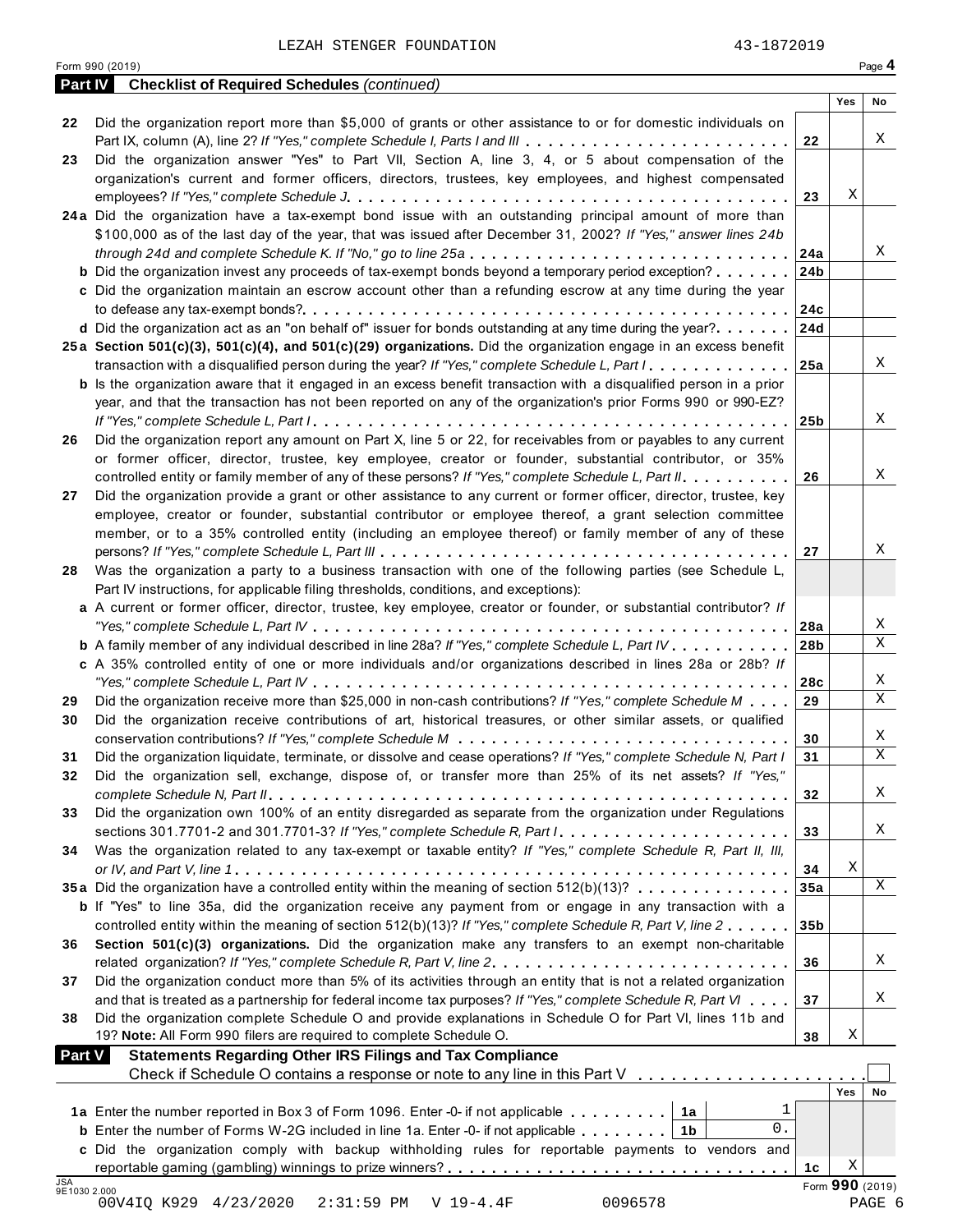LEZAH STENGER FOUNDATION 43-1872019

Form 990 (2019) Page **4**

**Part IV Checklist of Required Schedules** *(continued)*

| | | | Yes | No |
|---|---|---|---|---|
| 22 | Did the organization report more than $5,000 of grants or other assistance to or for domestic individuals on Part IX, column (A), line 2? *If "Yes," complete Schedule I, Parts I and III* | 22 | | X |
| 23 | Did the organization answer "Yes" to Part VII, Section A, line 3, 4, or 5 about compensation of the organization's current and former officers, directors, trustees, key employees, and highest compensated employees? *If "Yes," complete Schedule J* | 23 | X | |
| 24a | Did the organization have a tax-exempt bond issue with an outstanding principal amount of more than $100,000 as of the last day of the year, that was issued after December 31, 2002? *If "Yes," answer lines 24b through 24d and complete Schedule K. If "No," go to line 25a* | 24a | | X |
| b | Did the organization invest any proceeds of tax-exempt bonds beyond a temporary period exception? | 24b | | |
| c | Did the organization maintain an escrow account other than a refunding escrow at any time during the year to defease any tax-exempt bonds? | 24c | | |
| d | Did the organization act as an "on behalf of" issuer for bonds outstanding at any time during the year? | 24d | | |
| 25a | **Section 501(c)(3), 501(c)(4), and 501(c)(29) organizations.** Did the organization engage in an excess benefit transaction with a disqualified person during the year? *If "Yes," complete Schedule L, Part I* | 25a | | X |
| b | Is the organization aware that it engaged in an excess benefit transaction with a disqualified person in a prior year, and that the transaction has not been reported on any of the organization's prior Forms 990 or 990-EZ? *If "Yes," complete Schedule L, Part I* | 25b | | X |
| 26 | Did the organization report any amount on Part X, line 5 or 22, for receivables from or payables to any current or former officer, director, trustee, key employee, creator or founder, substantial contributor, or 35% controlled entity or family member of any of these persons? *If "Yes," complete Schedule L, Part II* | 26 | | X |
| 27 | Did the organization provide a grant or other assistance to any current or former officer, director, trustee, key employee, creator or founder, substantial contributor or employee thereof, a grant selection committee member, or to a 35% controlled entity (including an employee thereof) or family member of any of these persons? *If "Yes," complete Schedule L, Part III* | 27 | | X |
| 28 | Was the organization a party to a business transaction with one of the following parties (see Schedule L, Part IV instructions, for applicable filing thresholds, conditions, and exceptions): | | | |
| a | A current or former officer, director, trustee, key employee, creator or founder, or substantial contributor? *If "Yes," complete Schedule L, Part IV* | 28a | | X |
| b | A family member of any individual described in line 28a? *If "Yes," complete Schedule L, Part IV* | 28b | | X |
| c | A 35% controlled entity of one or more individuals and/or organizations described in lines 28a or 28b? *If "Yes," complete Schedule L, Part IV* | 28c | | X |
| 29 | Did the organization receive more than $25,000 in non-cash contributions? *If "Yes," complete Schedule M* | 29 | | X |
| 30 | Did the organization receive contributions of art, historical treasures, or other similar assets, or qualified conservation contributions? *If "Yes," complete Schedule M* | 30 | | X |
| 31 | Did the organization liquidate, terminate, or dissolve and cease operations? *If "Yes," complete Schedule N, Part I* | 31 | | X |
| 32 | Did the organization sell, exchange, dispose of, or transfer more than 25% of its net assets? *If "Yes," complete Schedule N, Part II* | 32 | | X |
| 33 | Did the organization own 100% of an entity disregarded as separate from the organization under Regulations sections 301.7701-2 and 301.7701-3? *If "Yes," complete Schedule R, Part I* | 33 | | X |
| 34 | Was the organization related to any tax-exempt or taxable entity? *If "Yes," complete Schedule R, Part II, III, or IV, and Part V, line 1* | 34 | X | |
| 35a | Did the organization have a controlled entity within the meaning of section 512(b)(13)? | 35a | | X |
| b | If "Yes" to line 35a, did the organization receive any payment from or engage in any transaction with a controlled entity within the meaning of section 512(b)(13)? *If "Yes," complete Schedule R, Part V, line 2* | 35b | | |
| 36 | **Section 501(c)(3) organizations.** Did the organization make any transfers to an exempt non-charitable related organization? *If "Yes," complete Schedule R, Part V, line 2* | 36 | | X |
| 37 | Did the organization conduct more than 5% of its activities through an entity that is not a related organization and that is treated as a partnership for federal income tax purposes? *If "Yes," complete Schedule R, Part VI* | 37 | | X |
| 38 | Did the organization complete Schedule O and provide explanations in Schedule O for Part VI, lines 11b and 19? **Note:** All Form 990 filers are required to complete Schedule O. | 38 | X | |

**Part V Statements Regarding Other IRS Filings and Tax Compliance**

Check if Schedule O contains a response or note to any line in this Part V ☐

| | | | | | Yes | No |
|---|---|---|---|---|---|---|
| 1a | Enter the number reported in Box 3 of Form 1096. Enter -0- if not applicable | 1a | 1 | | | |
| b | Enter the number of Forms W-2G included in line 1a. Enter -0- if not applicable | 1b | 0. | | | |
| c | Did the organization comply with backup withholding rules for reportable payments to vendors and reportable gaming (gambling) winnings to prize winners? | | | 1c | X | |

JSA 9E1030 2.000

Form **990** (2019)

00V4IQ K929 4/23/2020 2:31:59 PM V 19-4.4F 0096578 PAGE 6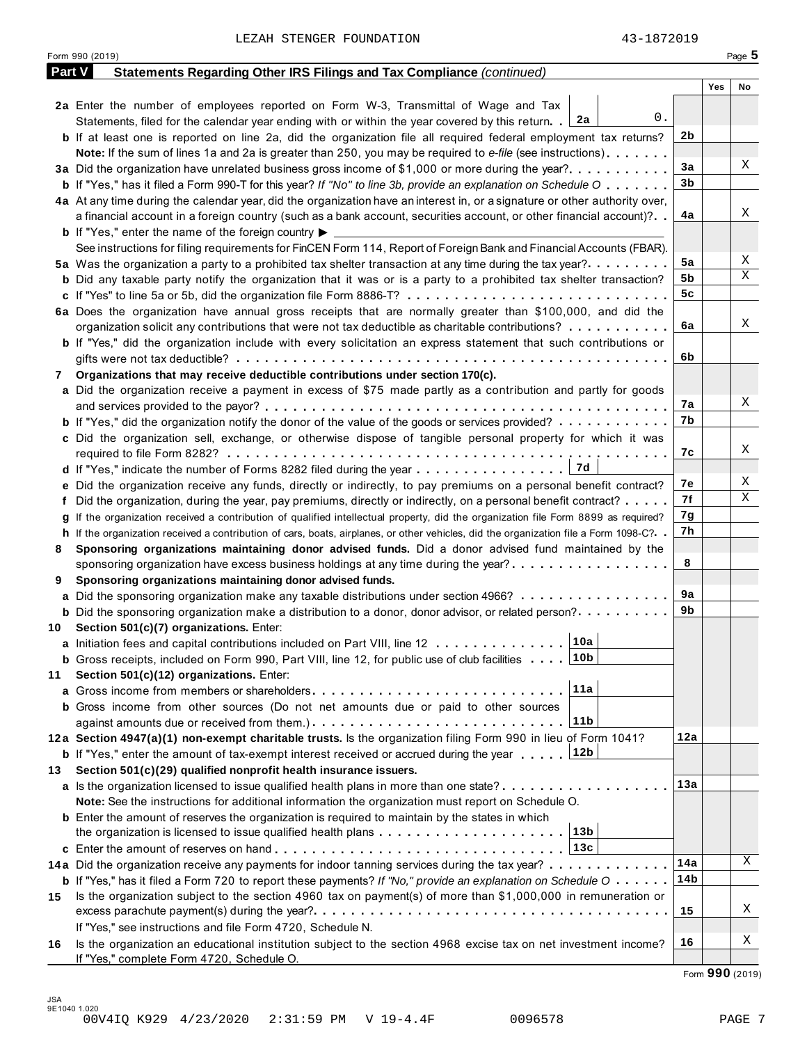LEZAH STENGER FOUNDATION 43-1872019

Form 990 (2019) Page 5

**Part V Statements Regarding Other IRS Filings and Tax Compliance** *(continued)*

| | | | Yes | No |
|---|---|---|---|---|
| **2a** | Enter the number of employees reported on Form W-3, Transmittal of Wage and Tax Statements, filed for the calendar year ending with or within the year covered by this return . . **2a** 0. | | | |
| **b** | If at least one is reported on line 2a, did the organization file all required federal employment tax returns? | 2b | | |
| | **Note:** If the sum of lines 1a and 2a is greater than 250, you may be required to *e-file* (see instructions) | | | |
| **3a** | Did the organization have unrelated business gross income of $1,000 or more during the year? | 3a | | X |
| **b** | If "Yes," has it filed a Form 990-T for this year? *If "No" to line 3b, provide an explanation on Schedule O* | 3b | | |
| **4a** | At any time during the calendar year, did the organization have an interest in, or a signature or other authority over, a financial account in a foreign country (such as a bank account, securities account, or other financial account)? | 4a | | X |
| **b** | If "Yes," enter the name of the foreign country ▶ | | | |
| | See instructions for filing requirements for FinCEN Form 114, Report of Foreign Bank and Financial Accounts (FBAR). | | | |
| **5a** | Was the organization a party to a prohibited tax shelter transaction at any time during the tax year? | 5a | | X |
| **b** | Did any taxable party notify the organization that it was or is a party to a prohibited tax shelter transaction? | 5b | | X |
| **c** | If "Yes" to line 5a or 5b, did the organization file Form 8886-T? | 5c | | |
| **6a** | Does the organization have annual gross receipts that are normally greater than $100,000, and did the organization solicit any contributions that were not tax deductible as charitable contributions? | 6a | | X |
| **b** | If "Yes," did the organization include with every solicitation an express statement that such contributions or gifts were not tax deductible? | 6b | | |
| **7** | **Organizations that may receive deductible contributions under section 170(c).** | | | |
| **a** | Did the organization receive a payment in excess of $75 made partly as a contribution and partly for goods and services provided to the payor? | 7a | | X |
| **b** | If "Yes," did the organization notify the donor of the value of the goods or services provided? | 7b | | |
| **c** | Did the organization sell, exchange, or otherwise dispose of tangible personal property for which it was required to file Form 8282? | 7c | | X |
| **d** | If "Yes," indicate the number of Forms 8282 filed during the year . . . **7d** | | | |
| **e** | Did the organization receive any funds, directly or indirectly, to pay premiums on a personal benefit contract? | 7e | | X |
| **f** | Did the organization, during the year, pay premiums, directly or indirectly, on a personal benefit contract? | 7f | | X |
| **g** | If the organization received a contribution of qualified intellectual property, did the organization file Form 8899 as required? | 7g | | |
| **h** | If the organization received a contribution of cars, boats, airplanes, or other vehicles, did the organization file a Form 1098-C? | 7h | | |
| **8** | **Sponsoring organizations maintaining donor advised funds.** Did a donor advised fund maintained by the sponsoring organization have excess business holdings at any time during the year? | 8 | | |
| **9** | **Sponsoring organizations maintaining donor advised funds.** | | | |
| **a** | Did the sponsoring organization make any taxable distributions under section 4966? | 9a | | |
| **b** | Did the sponsoring organization make a distribution to a donor, donor advisor, or related person? | 9b | | |
| **10** | **Section 501(c)(7) organizations.** Enter: | | | |
| **a** | Initiation fees and capital contributions included on Part VIII, line 12 . . . **10a** | | | |
| **b** | Gross receipts, included on Form 990, Part VIII, line 12, for public use of club facilities . . . **10b** | | | |
| **11** | **Section 501(c)(12) organizations.** Enter: | | | |
| **a** | Gross income from members or shareholders . . . **11a** | | | |
| **b** | Gross income from other sources (Do not net amounts due or paid to other sources against amounts due or received from them.) . . . **11b** | | | |
| **12a** | **Section 4947(a)(1) non-exempt charitable trusts.** Is the organization filing Form 990 in lieu of Form 1041? | 12a | | |
| **b** | If "Yes," enter the amount of tax-exempt interest received or accrued during the year . . . **12b** | | | |
| **13** | **Section 501(c)(29) qualified nonprofit health insurance issuers.** | | | |
| **a** | Is the organization licensed to issue qualified health plans in more than one state? | 13a | | |
| | **Note:** See the instructions for additional information the organization must report on Schedule O. | | | |
| **b** | Enter the amount of reserves the organization is required to maintain by the states in which the organization is licensed to issue qualified health plans . . . **13b** | | | |
| **c** | Enter the amount of reserves on hand . . . **13c** | | | |
| **14a** | Did the organization receive any payments for indoor tanning services during the tax year? | 14a | | X |
| **b** | If "Yes," has it filed a Form 720 to report these payments? *If "No," provide an explanation on Schedule O* | 14b | | |
| **15** | Is the organization subject to the section 4960 tax on payment(s) of more than $1,000,000 in remuneration or excess parachute payment(s) during the year? | 15 | | X |
| | If "Yes," see instructions and file Form 4720, Schedule N. | | | |
| **16** | Is the organization an educational institution subject to the section 4968 excise tax on net investment income? | 16 | | X |
| | If "Yes," complete Form 4720, Schedule O. | | | |

Form **990** (2019)

JSA 9E1040 1.020
00V4IQ K929 4/23/2020 2:31:59 PM V 19-4.4F 0096578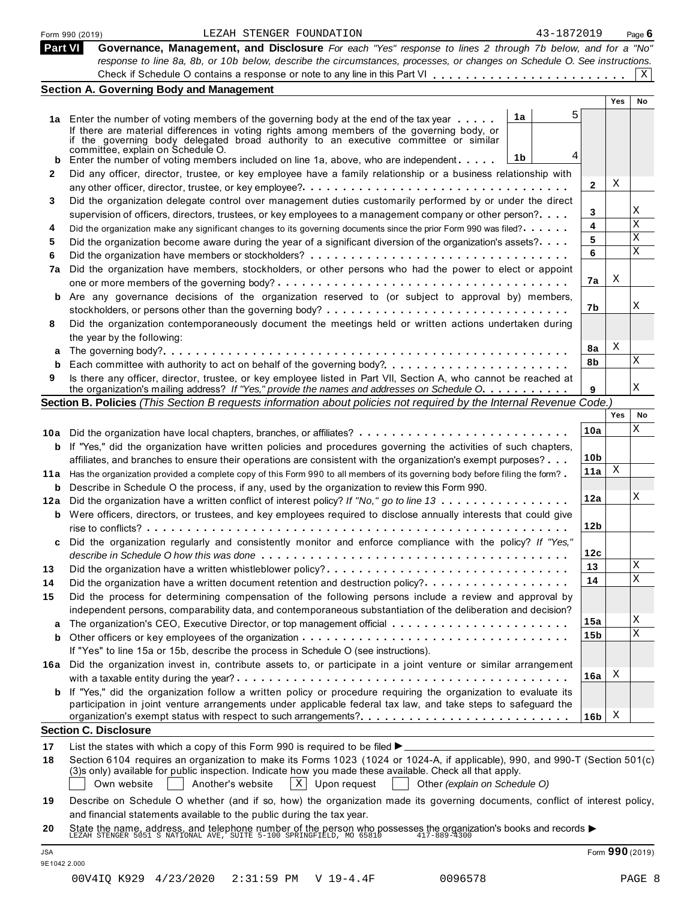Form 990 (2019) LEZAH STENGER FOUNDATION 43-1872019 Page **6**

## Part VI Governance, Management, and Disclosure

*For each "Yes" response to lines 2 through 7b below, and for a "No" response to line 8a, 8b, or 10b below, describe the circumstances, processes, or changes on Schedule O. See instructions.*

Check if Schedule O contains a response or note to any line in this Part VI . . . . . . . . . . . . . . . . . . . . . . . . X

### Section A. Governing Body and Management

| | | | | Yes | No |
|---|---|---|---|---|---|
| **1a** | Enter the number of voting members of the governing body at the end of the tax year . . . . . | 1a | 5 | | |
| | If there are material differences in voting rights among members of the governing body, or if the governing body delegated broad authority to an executive committee or similar committee, explain on Schedule O. | | | | |
| **b** | Enter the number of voting members included on line 1a, above, who are independent . . . . . | 1b | 4 | | |
| **2** | Did any officer, director, trustee, or key employee have a family relationship or a business relationship with any other officer, director, trustee, or key employee? . . . . . | 2 | | X | |
| **3** | Did the organization delegate control over management duties customarily performed by or under the direct supervision of officers, directors, trustees, or key employees to a management company or other person? . . . . | 3 | | | X |
| **4** | Did the organization make any significant changes to its governing documents since the prior Form 990 was filed? . . . . . | 4 | | | X |
| **5** | Did the organization become aware during the year of a significant diversion of the organization's assets? . . . . | 5 | | | X |
| **6** | Did the organization have members or stockholders? . . . . . | 6 | | | X |
| **7a** | Did the organization have members, stockholders, or other persons who had the power to elect or appoint one or more members of the governing body? . . . . . | 7a | | X | |
| **b** | Are any governance decisions of the organization reserved to (or subject to approval by) members, stockholders, or persons other than the governing body? . . . . . | 7b | | | X |
| **8** | Did the organization contemporaneously document the meetings held or written actions undertaken during the year by the following: | | | | |
| **a** | The governing body? . . . . . | 8a | | X | |
| **b** | Each committee with authority to act on behalf of the governing body? . . . . . | 8b | | | X |
| **9** | Is there any officer, director, trustee, or key employee listed in Part VII, Section A, who cannot be reached at the organization's mailing address? *If "Yes," provide the names and addresses on Schedule O* . . . . . | 9 | | | X |

### Section B. Policies *(This Section B requests information about policies not required by the Internal Revenue Code.)*

| | | | Yes | No |
|---|---|---|---|---|
| **10a** | Did the organization have local chapters, branches, or affiliates? . . . . . | 10a | | X |
| **b** | If "Yes," did the organization have written policies and procedures governing the activities of such chapters, affiliates, and branches to ensure their operations are consistent with the organization's exempt purposes? . . . | 10b | | |
| **11a** | Has the organization provided a complete copy of this Form 990 to all members of its governing body before filing the form? . | 11a | X | |
| **b** | Describe in Schedule O the process, if any, used by the organization to review this Form 990. | | | |
| **12a** | Did the organization have a written conflict of interest policy? *If "No," go to line 13* . . . . . | 12a | | X |
| **b** | Were officers, directors, or trustees, and key employees required to disclose annually interests that could give rise to conflicts? . . . . . | 12b | | |
| **c** | Did the organization regularly and consistently monitor and enforce compliance with the policy? *If "Yes," describe in Schedule O how this was done* . . . . . | 12c | | |
| **13** | Did the organization have a written whistleblower policy? . . . . . | 13 | | X |
| **14** | Did the organization have a written document retention and destruction policy? . . . . . | 14 | | X |
| **15** | Did the process for determining compensation of the following persons include a review and approval by independent persons, comparability data, and contemporaneous substantiation of the deliberation and decision? | | | |
| **a** | The organization's CEO, Executive Director, or top management official . . . . . | 15a | | X |
| **b** | Other officers or key employees of the organization . . . . . | 15b | | X |
| | If "Yes" to line 15a or 15b, describe the process in Schedule O (see instructions). | | | |
| **16a** | Did the organization invest in, contribute assets to, or participate in a joint venture or similar arrangement with a taxable entity during the year? . . . . . | 16a | X | |
| **b** | If "Yes," did the organization follow a written policy or procedure requiring the organization to evaluate its participation in joint venture arrangements under applicable federal tax law, and take steps to safeguard the organization's exempt status with respect to such arrangements? . . . . . | 16b | X | |

### Section C. Disclosure

**17** List the states with which a copy of this Form 990 is required to be filed ▶ ______

**18** Section 6104 requires an organization to make its Forms 1023 (1024 or 1024-A, if applicable), 990, and 990-T (Section 501(c)(3)s only) available for public inspection. Indicate how you made these available. Check all that apply.

☐ Own website ☐ Another's website ☒ Upon request ☐ Other *(explain on Schedule O)*

**19** Describe on Schedule O whether (and if so, how) the organization made its governing documents, conflict of interest policy, and financial statements available to the public during the tax year.

**20** State the name, address, and telephone number of the person who possesses the organization's books and records ▶
LEZAH STENGER 5051 S NATIONAL AVE, SUITE 5-100 SPRINGFIELD, MO 65810 417-889-4300

Form **990** (2019)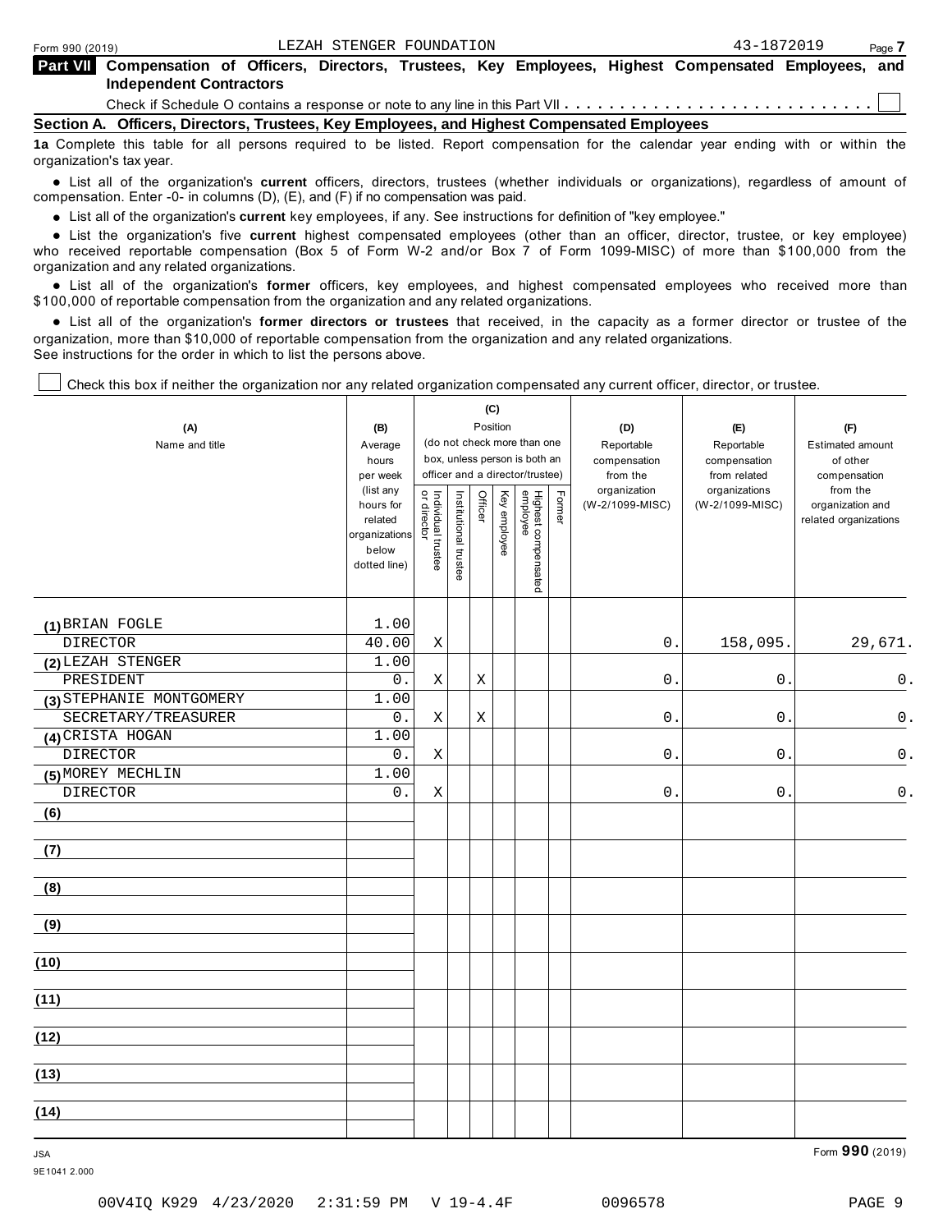Form 990 (2019) LEZAH STENGER FOUNDATION 43-1872019 Page 7

**Part VII Compensation of Officers, Directors, Trustees, Key Employees, Highest Compensated Employees, and Independent Contractors**

Check if Schedule O contains a response or note to any line in this Part VII . . . . . . . . . . . . . . . . . . . . . . . . . . . ☐

**Section A. Officers, Directors, Trustees, Key Employees, and Highest Compensated Employees**

**1a** Complete this table for all persons required to be listed. Report compensation for the calendar year ending with or within the organization's tax year.

- List all of the organization's **current** officers, directors, trustees (whether individuals or organizations), regardless of amount of compensation. Enter -0- in columns (D), (E), and (F) if no compensation was paid.
- List all of the organization's **current** key employees, if any. See instructions for definition of "key employee."
- List the organization's five **current** highest compensated employees (other than an officer, director, trustee, or key employee) who received reportable compensation (Box 5 of Form W-2 and/or Box 7 of Form 1099-MISC) of more than $100,000 from the organization and any related organizations.
- List all of the organization's **former** officers, key employees, and highest compensated employees who received more than $100,000 of reportable compensation from the organization and any related organizations.
- List all of the organization's **former directors or trustees** that received, in the capacity as a former director or trustee of the organization, more than $10,000 of reportable compensation from the organization and any related organizations.

See instructions for the order in which to list the persons above.

☐ Check this box if neither the organization nor any related organization compensated any current officer, director, or trustee.

| (A) Name and title | (B) Average hours per week (list any hours for related organizations below dotted line) | (C) Position: Individual trustee or director | Institutional trustee | Officer | Key employee | Highest compensated employee | Former | (D) Reportable compensation from the organization (W-2/1099-MISC) | (E) Reportable compensation from related organizations (W-2/1099-MISC) | (F) Estimated amount of other compensation from the organization and related organizations |
|---|---|---|---|---|---|---|---|---|---|---|
| (1) BRIAN FOGLE<br>DIRECTOR | 1.00<br>40.00 | X | | | | | | 0. | 158,095. | 29,671. |
| (2) LEZAH STENGER<br>PRESIDENT | 1.00<br>0. | X | | X | | | | 0. | 0. | 0. |
| (3) STEPHANIE MONTGOMERY<br>SECRETARY/TREASURER | 1.00<br>0. | X | | X | | | | 0. | 0. | 0. |
| (4) CRISTA HOGAN<br>DIRECTOR | 1.00<br>0. | X | | | | | | 0. | 0. | 0. |
| (5) MOREY MECHLIN<br>DIRECTOR | 1.00<br>0. | X | | | | | | 0. | 0. | 0. |
| (6) | | | | | | | | | | |
| (7) | | | | | | | | | | |
| (8) | | | | | | | | | | |
| (9) | | | | | | | | | | |
| (10) | | | | | | | | | | |
| (11) | | | | | | | | | | |
| (12) | | | | | | | | | | |
| (13) | | | | | | | | | | |
| (14) | | | | | | | | | | |

JSA
9E1041 2.000

Form **990** (2019)

00V4IQ K929 4/23/2020 2:31:59 PM V 19-4.4F 0096578 PAGE 9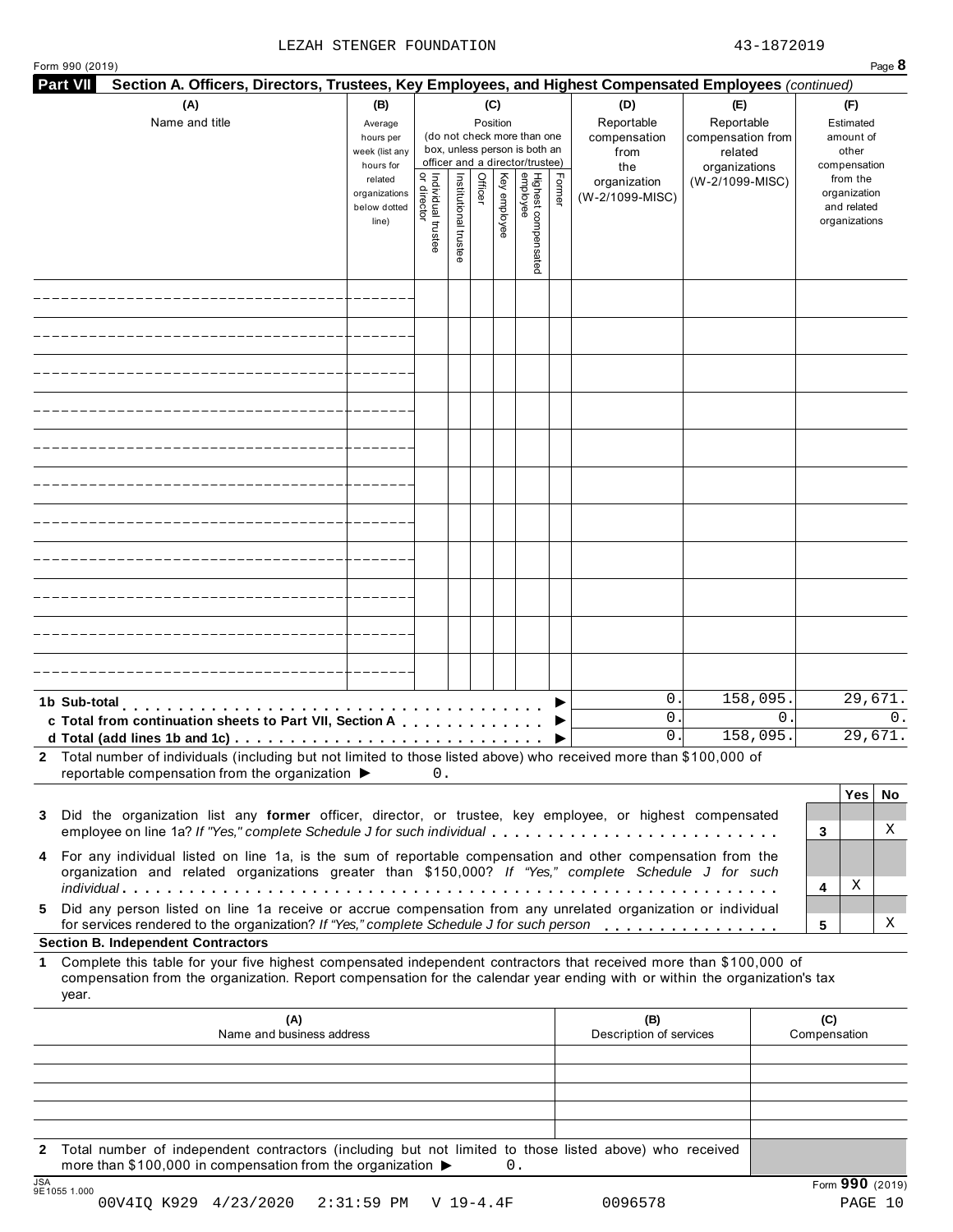LEZAH STENGER FOUNDATION 43-1872019

Form 990 (2019)

**Part VII** **Section A. Officers, Directors, Trustees, Key Employees, and Highest Compensated Employees** *(continued)*

| (A) Name and title | (B) Average hours per week (list any hours for related organizations below dotted line) | (C) Position (do not check more than one box, unless person is both an officer and a director/trustee): Individual trustee or director | Institutional trustee | Officer | Key employee | Highest compensated employee | Former | (D) Reportable compensation from the organization (W-2/1099-MISC) | (E) Reportable compensation from related organizations (W-2/1099-MISC) | (F) Estimated amount of other compensation from the organization and related organizations |
|---|---|---|---|---|---|---|---|---|---|---|
| | | | | | | | | | | |
| | | | | | | | | | | |
| | | | | | | | | | | |
| | | | | | | | | | | |
| | | | | | | | | | | |
| | | | | | | | | | | |
| | | | | | | | | | | |
| | | | | | | | | | | |
| | | | | | | | | | | |
| | | | | | | | | | | |
| | | | | | | | | | | |
| **1b Sub-total** | | | | | | | ▶ | 0. | 158,095. | 29,671. |
| **c Total from continuation sheets to Part VII, Section A** | | | | | | | ▶ | 0. | 0. | 0. |
| **d Total (add lines 1b and 1c)** | | | | | | | ▶ | 0. | 158,095. | 29,671. |

**2** Total number of individuals (including but not limited to those listed above) who received more than $100,000 of reportable compensation from the organization ▶ 0.

| | | Yes | No |
|---|---|---|---|
| **3** Did the organization list any **former** officer, director, or trustee, key employee, or highest compensated employee on line 1a? *If "Yes," complete Schedule J for such individual* | 3 | | X |
| **4** For any individual listed on line 1a, is the sum of reportable compensation and other compensation from the organization and related organizations greater than $150,000? *If "Yes," complete Schedule J for such individual* | 4 | X | |
| **5** Did any person listed on line 1a receive or accrue compensation from any unrelated organization or individual for services rendered to the organization? *If "Yes," complete Schedule J for such person* | 5 | | X |

**Section B. Independent Contractors**

**1** Complete this table for your five highest compensated independent contractors that received more than $100,000 of compensation from the organization. Report compensation for the calendar year ending with or within the organization's tax year.

| (A) Name and business address | (B) Description of services | (C) Compensation |
|---|---|---|
| | | |
| | | |
| | | |
| | | |
| | | |

**2** Total number of independent contractors (including but not limited to those listed above) who received more than $100,000 in compensation from the organization ▶ 0.

Form **990** (2019)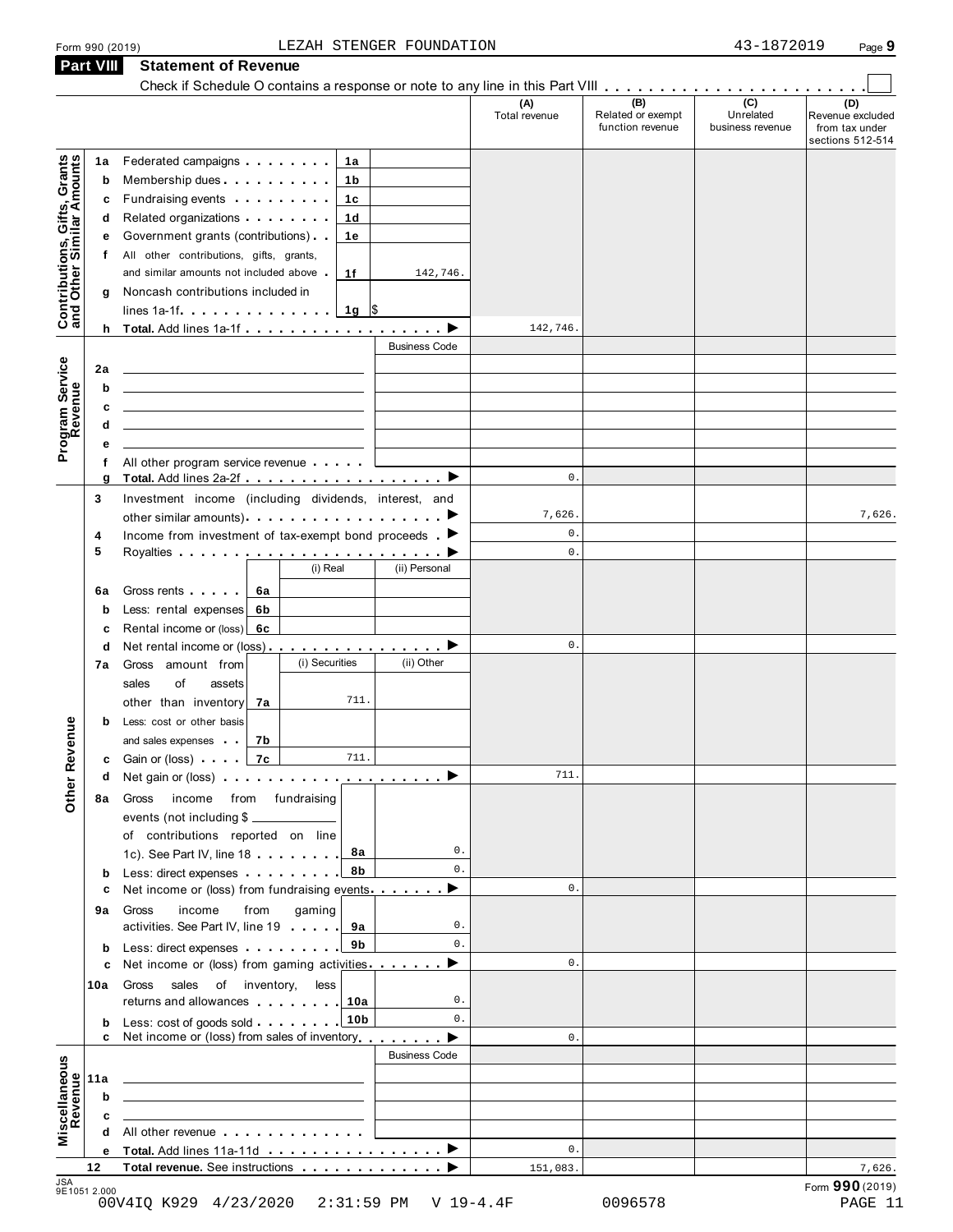Form 990 (2019) LEZAH STENGER FOUNDATION 43-1872019 Page **9**

## Part VIII Statement of Revenue

Check if Schedule O contains a response or note to any line in this Part VIII . . . . . . . . . . . . . . . . . . . . . . . . ☐

| | | | (A) Total revenue | (B) Related or exempt function revenue | (C) Unrelated business revenue | (D) Revenue excluded from tax under sections 512-514 |
|---|---|---|---|---|---|---|
| **Contributions, Gifts, Grants and Other Similar Amounts** | | | | | | |
| 1a | Federated campaigns . . . . . . . . 1a | | | | | |
| b | Membership dues . . . . . . . . . . 1b | | | | | |
| c | Fundraising events . . . . . . . . . 1c | | | | | |
| d | Related organizations . . . . . . . . 1d | | | | | |
| e | Government grants (contributions) . . 1e | | | | | |
| f | All other contributions, gifts, grants, and similar amounts not included above . 1f | 142,746. | | | | |
| g | Noncash contributions included in lines 1a-1f . . . . . . . . . . . . . 1g | $ | | | | |
| h | **Total.** Add lines 1a-1f . . . . . . . . . . . . . . . . . ▶ | | 142,746. | | | |
| **Program Service Revenue** | | Business Code | | | | |
| 2a | | | | | | |
| b | | | | | | |
| c | | | | | | |
| d | | | | | | |
| e | | | | | | |
| f | All other program service revenue . . . . . | | | | | |
| g | **Total.** Add lines 2a-2f . . . . . . . . . . . . . . . . . ▶ | | 0. | | | |
| **Other Revenue** | | | | | | |
| 3 | Investment income (including dividends, interest, and other similar amounts) . . . . . . . . . . . . . . . . . ▶ | | 7,626. | | | 7,626. |
| 4 | Income from investment of tax-exempt bond proceeds . ▶ | | 0. | | | |
| 5 | Royalties . . . . . . . . . . . . . . . . . . . . . . . ▶ | | 0. | | | |
| | | (i) Real / (ii) Personal | | | | |
| 6a | Gross rents . . . . . 6a | | | | | |
| b | Less: rental expenses 6b | | | | | |
| c | Rental income or (loss) 6c | | | | | |
| d | Net rental income or (loss) . . . . . . . . . . . . . . . . ▶ | | 0. | | | |
| | | (i) Securities / (ii) Other | | | | |
| 7a | Gross amount from sales of assets other than inventory 7a | (i) 711. | | | | |
| b | Less: cost or other basis and sales expenses . . 7b | | | | | |
| c | Gain or (loss) . . . . 7c | (i) 711. | | | | |
| d | Net gain or (loss) . . . . . . . . . . . . . . . . . . . ▶ | | 711. | | | |
| 8a | Gross income from fundraising events (not including $ ____ of contributions reported on line 1c). See Part IV, line 18 . . . . . . . . 8a | 0. | | | | |
| b | Less: direct expenses . . . . . . . . . 8b | 0. | | | | |
| c | Net income or (loss) from fundraising events . . . . . . . ▶ | | 0. | | | |
| 9a | Gross income from gaming activities. See Part IV, line 19 . . . . . 9a | 0. | | | | |
| b | Less: direct expenses . . . . . . . . . 9b | 0. | | | | |
| c | Net income or (loss) from gaming activities . . . . . . . ▶ | | 0. | | | |
| 10a | Gross sales of inventory, less returns and allowances . . . . . . . . 10a | 0. | | | | |
| b | Less: cost of goods sold . . . . . . . . 10b | 0. | | | | |
| c | Net income or (loss) from sales of inventory . . . . . . . ▶ | | 0. | | | |
| **Miscellaneous Revenue** | | Business Code | | | | |
| 11a | | | | | | |
| b | | | | | | |
| c | | | | | | |
| d | All other revenue . . . . . . . . . . . . . | | | | | |
| e | **Total.** Add lines 11a-11d . . . . . . . . . . . . . . . . ▶ | | 0. | | | |
| 12 | **Total revenue.** See instructions . . . . . . . . . . . . . ▶ | | 151,083. | | | 7,626. |

JSA 9E1051 2.000

Form **990** (2019)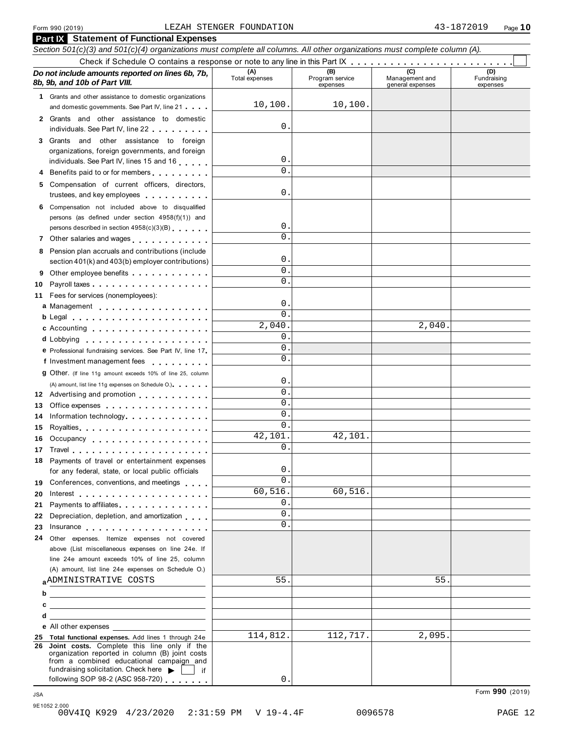Form 990 (2019) LEZAH STENGER FOUNDATION 43-1872019 Page **10**

## Part IX Statement of Functional Expenses

*Section 501(c)(3) and 501(c)(4) organizations must complete all columns. All other organizations must complete column (A).*

Check if Schedule O contains a response or note to any line in this Part IX . . . . . . . . . . . . . . . . . . . . . . . . ☐

| ***Do not include amounts reported on lines 6b, 7b, 8b, 9b, and 10b of Part VIII.*** | (A) Total expenses | (B) Program service expenses | (C) Management and general expenses | (D) Fundraising expenses |
|---|---|---|---|---|
| **1** Grants and other assistance to domestic organizations and domestic governments. See Part IV, line 21 | 10,100. | 10,100. | | |
| **2** Grants and other assistance to domestic individuals. See Part IV, line 22 | 0. | | | |
| **3** Grants and other assistance to foreign organizations, foreign governments, and foreign individuals. See Part IV, lines 15 and 16 | 0. | | | |
| **4** Benefits paid to or for members | 0. | | | |
| **5** Compensation of current officers, directors, trustees, and key employees | 0. | | | |
| **6** Compensation not included above to disqualified persons (as defined under section 4958(f)(1)) and persons described in section 4958(c)(3)(B) | 0. | | | |
| **7** Other salaries and wages | 0. | | | |
| **8** Pension plan accruals and contributions (include section 401(k) and 403(b) employer contributions) | 0. | | | |
| **9** Other employee benefits | 0. | | | |
| **10** Payroll taxes | 0. | | | |
| **11** Fees for services (nonemployees): | | | | |
| **a** Management | 0. | | | |
| **b** Legal | 0. | | | |
| **c** Accounting | 2,040. | | 2,040. | |
| **d** Lobbying | 0. | | | |
| **e** Professional fundraising services. See Part IV, line 17 | 0. | | | |
| **f** Investment management fees | 0. | | | |
| **g** Other. (If line 11g amount exceeds 10% of line 25, column (A) amount, list line 11g expenses on Schedule O.) | 0. | | | |
| **12** Advertising and promotion | 0. | | | |
| **13** Office expenses | 0. | | | |
| **14** Information technology | 0. | | | |
| **15** Royalties | 0. | | | |
| **16** Occupancy | 42,101. | 42,101. | | |
| **17** Travel | 0. | | | |
| **18** Payments of travel or entertainment expenses for any federal, state, or local public officials | 0. | | | |
| **19** Conferences, conventions, and meetings | 0. | | | |
| **20** Interest | 60,516. | 60,516. | | |
| **21** Payments to affiliates | 0. | | | |
| **22** Depreciation, depletion, and amortization | 0. | | | |
| **23** Insurance | 0. | | | |
| **24** Other expenses. Itemize expenses not covered above (List miscellaneous expenses on line 24e. If line 24e amount exceeds 10% of line 25, column (A) amount, list line 24e expenses on Schedule O.) | | | | |
| **a** ADMINISTRATIVE COSTS | 55. | | 55. | |
| **b** | | | | |
| **c** | | | | |
| **d** | | | | |
| **e** All other expenses | | | | |
| **25 Total functional expenses.** Add lines 1 through 24e | 114,812. | 112,717. | 2,095. | |
| **26 Joint costs.** Complete this line only if the organization reported in column (B) joint costs from a combined educational campaign and fundraising solicitation. Check here ▶ ☐ if following SOP 98-2 (ASC 958-720) | 0. | | | |

Form **990** (2019)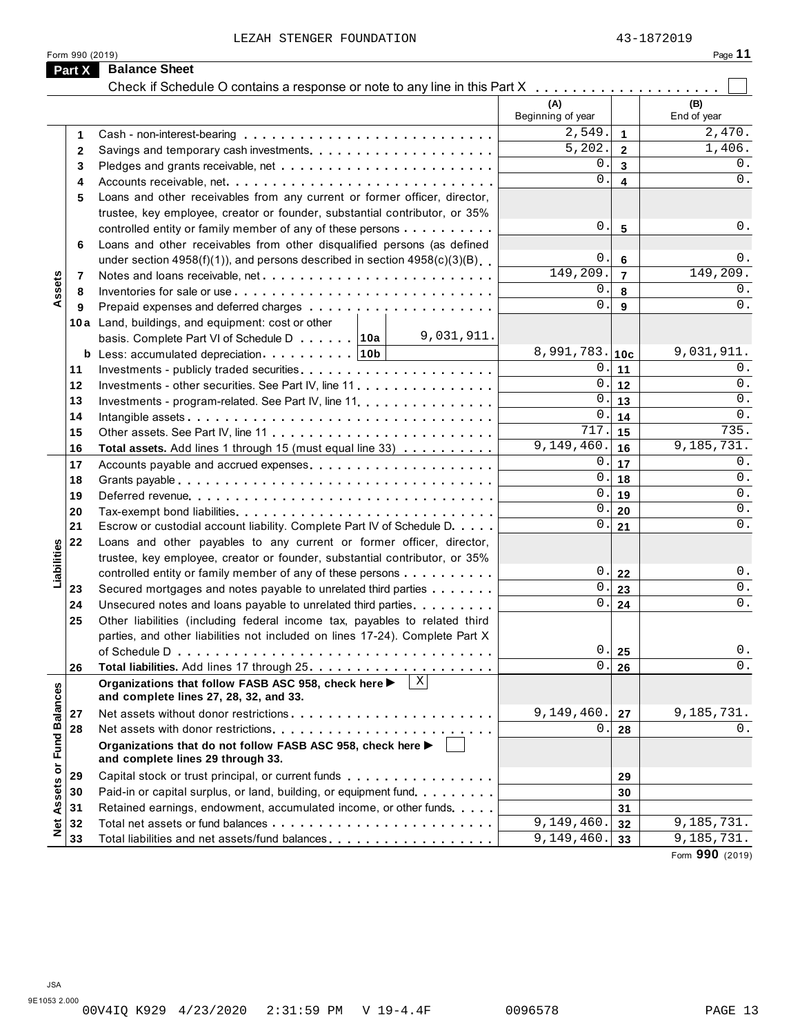LEZAH STENGER FOUNDATION 43-1872019

Form 990 (2019)

## Part X Balance Sheet

Check if Schedule O contains a response or note to any line in this Part X . . . . . . . . . . . . . . . . . . . . ☐

| | | | (A) Beginning of year | | (B) End of year |
|---|---|---|---|---|---|
| Assets | 1 | Cash - non-interest-bearing | 2,549. | 1 | 2,470. |
| | 2 | Savings and temporary cash investments | 5,202. | 2 | 1,406. |
| | 3 | Pledges and grants receivable, net | 0. | 3 | 0. |
| | 4 | Accounts receivable, net | 0. | 4 | 0. |
| | 5 | Loans and other receivables from any current or former officer, director, trustee, key employee, creator or founder, substantial contributor, or 35% controlled entity or family member of any of these persons | 0. | 5 | 0. |
| | 6 | Loans and other receivables from other disqualified persons (as defined under section 4958(f)(1)), and persons described in section 4958(c)(3)(B) | 0. | 6 | 0. |
| | 7 | Notes and loans receivable, net | 149,209. | 7 | 149,209. |
| | 8 | Inventories for sale or use | 0. | 8 | 0. |
| | 9 | Prepaid expenses and deferred charges | 0. | 9 | 0. |
| | 10a | Land, buildings, and equipment: cost or other basis. Complete Part VI of Schedule D . . . 10a 9,031,911. | | | |
| | b | Less: accumulated depreciation . . . 10b | 8,991,783. | 10c | 9,031,911. |
| | 11 | Investments - publicly traded securities | 0. | 11 | 0. |
| | 12 | Investments - other securities. See Part IV, line 11 | 0. | 12 | 0. |
| | 13 | Investments - program-related. See Part IV, line 11 | 0. | 13 | 0. |
| | 14 | Intangible assets | 0. | 14 | 0. |
| | 15 | Other assets. See Part IV, line 11 | 717. | 15 | 735. |
| | 16 | **Total assets.** Add lines 1 through 15 (must equal line 33) | 9,149,460. | 16 | 9,185,731. |
| Liabilities | 17 | Accounts payable and accrued expenses | 0. | 17 | 0. |
| | 18 | Grants payable | 0. | 18 | 0. |
| | 19 | Deferred revenue | 0. | 19 | 0. |
| | 20 | Tax-exempt bond liabilities | 0. | 20 | 0. |
| | 21 | Escrow or custodial account liability. Complete Part IV of Schedule D | 0. | 21 | 0. |
| | 22 | Loans and other payables to any current or former officer, director, trustee, key employee, creator or founder, substantial contributor, or 35% controlled entity or family member of any of these persons | 0. | 22 | 0. |
| | 23 | Secured mortgages and notes payable to unrelated third parties | 0. | 23 | 0. |
| | 24 | Unsecured notes and loans payable to unrelated third parties | 0. | 24 | 0. |
| | 25 | Other liabilities (including federal income tax, payables to related third parties, and other liabilities not included on lines 17-24). Complete Part X of Schedule D | 0. | 25 | 0. |
| | 26 | **Total liabilities.** Add lines 17 through 25 | 0. | 26 | 0. |
| Net Assets or Fund Balances | | **Organizations that follow FASB ASC 958, check here ▶ ☒ and complete lines 27, 28, 32, and 33.** | | | |
| | 27 | Net assets without donor restrictions | 9,149,460. | 27 | 9,185,731. |
| | 28 | Net assets with donor restrictions | 0. | 28 | 0. |
| | | **Organizations that do not follow FASB ASC 958, check here ▶ ☐ and complete lines 29 through 33.** | | | |
| | 29 | Capital stock or trust principal, or current funds | | 29 | |
| | 30 | Paid-in or capital surplus, or land, building, or equipment fund | | 30 | |
| | 31 | Retained earnings, endowment, accumulated income, or other funds | | 31 | |
| | 32 | Total net assets or fund balances | 9,149,460. | 32 | 9,185,731. |
| | 33 | Total liabilities and net assets/fund balances | 9,149,460. | 33 | 9,185,731. |

Form **990** (2019)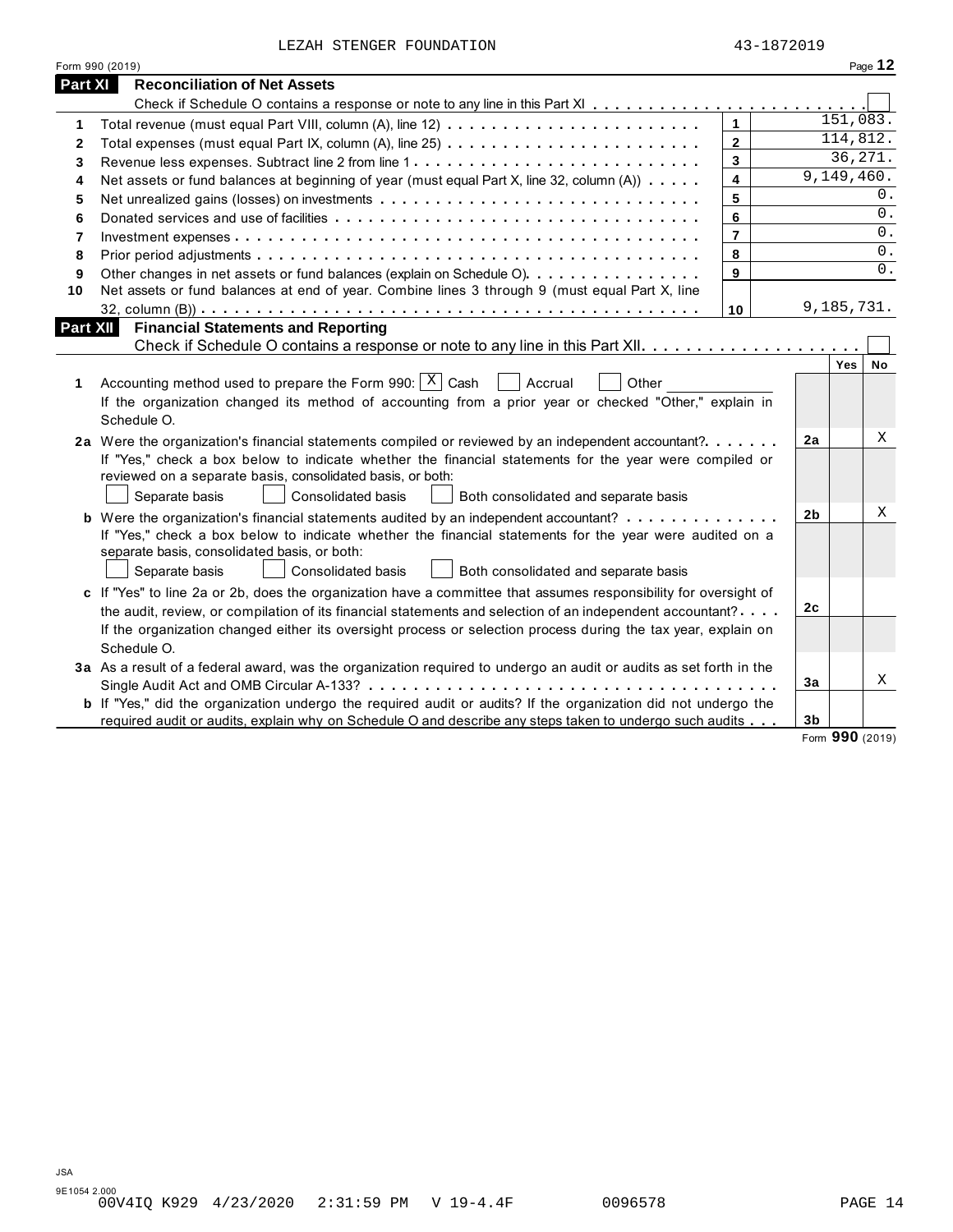LEZAH STENGER FOUNDATION 43-1872019

Form 990 (2019) Page **12**

## Part XI Reconciliation of Net Assets

Check if Schedule O contains a response or note to any line in this Part XI . . . . . . . . . . . . . . . . . . . . . . . . ☐

| | | | |
|---|---|---|---|
| **1** | Total revenue (must equal Part VIII, column (A), line 12) | **1** | 151,083. |
| **2** | Total expenses (must equal Part IX, column (A), line 25) | **2** | 114,812. |
| **3** | Revenue less expenses. Subtract line 2 from line 1 | **3** | 36,271. |
| **4** | Net assets or fund balances at beginning of year (must equal Part X, line 32, column (A)) | **4** | 9,149,460. |
| **5** | Net unrealized gains (losses) on investments | **5** | 0. |
| **6** | Donated services and use of facilities | **6** | 0. |
| **7** | Investment expenses | **7** | 0. |
| **8** | Prior period adjustments | **8** | 0. |
| **9** | Other changes in net assets or fund balances (explain on Schedule O) | **9** | 0. |
| **10** | Net assets or fund balances at end of year. Combine lines 3 through 9 (must equal Part X, line 32, column (B)) | **10** | 9,185,731. |

## Part XII Financial Statements and Reporting

Check if Schedule O contains a response or note to any line in this Part XII . . . . . . . . . . . . . . . . . . . . ☐

| | | | Yes | No |
|---|---|---|---|---|
| **1** | Accounting method used to prepare the Form 990: ☒ Cash ☐ Accrual ☐ Other ________ <br> If the organization changed its method of accounting from a prior year or checked "Other," explain in Schedule O. | | | |
| **2a** | Were the organization's financial statements compiled or reviewed by an independent accountant? | **2a** | | X |
| | If "Yes," check a box below to indicate whether the financial statements for the year were compiled or reviewed on a separate basis, consolidated basis, or both: <br> ☐ Separate basis ☐ Consolidated basis ☐ Both consolidated and separate basis | | | |
| **b** | Were the organization's financial statements audited by an independent accountant? | **2b** | | X |
| | If "Yes," check a box below to indicate whether the financial statements for the year were audited on a separate basis, consolidated basis, or both: <br> ☐ Separate basis ☐ Consolidated basis ☐ Both consolidated and separate basis | | | |
| **c** | If "Yes" to line 2a or 2b, does the organization have a committee that assumes responsibility for oversight of the audit, review, or compilation of its financial statements and selection of an independent accountant? | **2c** | | |
| | If the organization changed either its oversight process or selection process during the tax year, explain on Schedule O. | | | |
| **3a** | As a result of a federal award, was the organization required to undergo an audit or audits as set forth in the Single Audit Act and OMB Circular A-133? | **3a** | | X |
| **b** | If "Yes," did the organization undergo the required audit or audits? If the organization did not undergo the required audit or audits, explain why on Schedule O and describe any steps taken to undergo such audits | **3b** | | |

Form **990** (2019)

JSA
9E1054 2.000
00V4IQ K929 4/23/2020 2:31:59 PM V 19-4.4F 0096578 PAGE 14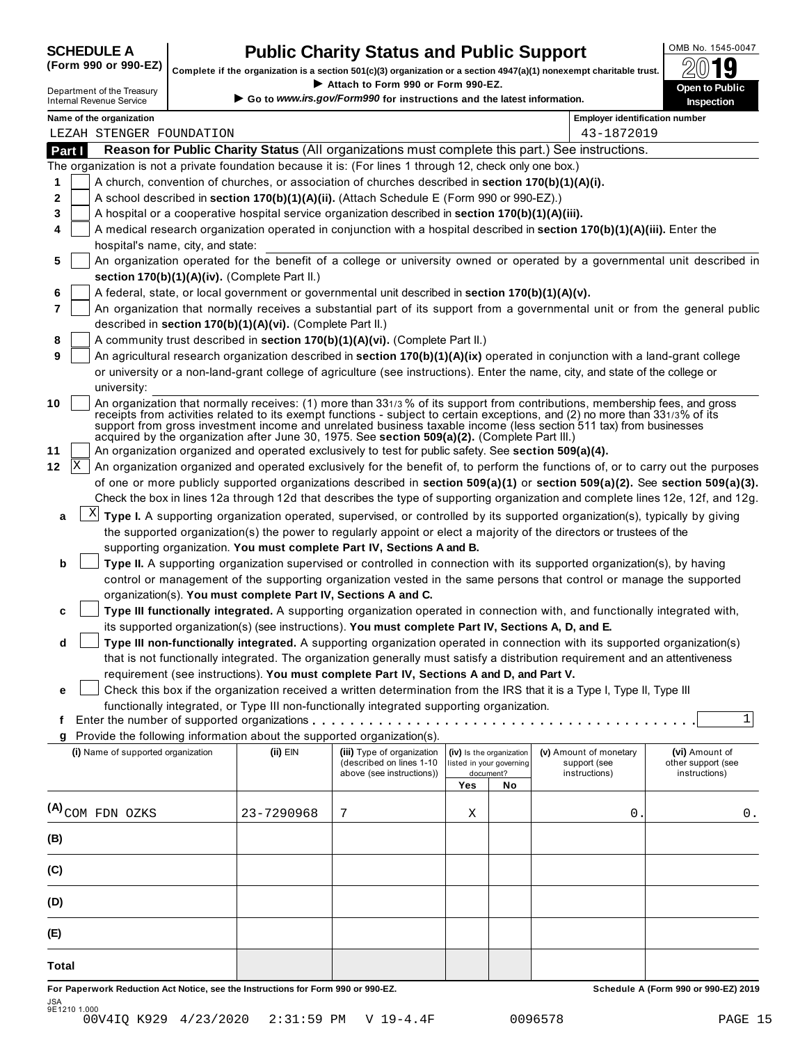**SCHEDULE A (Form 990 or 990-EZ)**

Department of the Treasury
Internal Revenue Service

# Public Charity Status and Public Support

**Complete if the organization is a section 501(c)(3) organization or a section 4947(a)(1) nonexempt charitable trust.**
▶ Attach to Form 990 or Form 990-EZ.
▶ Go to *www.irs.gov/Form990* for instructions and the latest information.

OMB No. 1545-0047
2019
**Open to Public Inspection**

Name of the organization: LEZAH STENGER FOUNDATION
Employer identification number: 43-1872019

## Part I Reason for Public Charity Status (All organizations must complete this part.) See instructions.

The organization is not a private foundation because it is: (For lines 1 through 12, check only one box.)

1 [ ] A church, convention of churches, or association of churches described in **section 170(b)(1)(A)(i).**

2 [ ] A school described in **section 170(b)(1)(A)(ii).** (Attach Schedule E (Form 990 or 990-EZ).)

3 [ ] A hospital or a cooperative hospital service organization described in **section 170(b)(1)(A)(iii).**

4 [ ] A medical research organization operated in conjunction with a hospital described in **section 170(b)(1)(A)(iii).** Enter the hospital's name, city, and state:

5 [ ] An organization operated for the benefit of a college or university owned or operated by a governmental unit described in **section 170(b)(1)(A)(iv).** (Complete Part II.)

6 [ ] A federal, state, or local government or governmental unit described in **section 170(b)(1)(A)(v).**

7 [ ] An organization that normally receives a substantial part of its support from a governmental unit or from the general public described in **section 170(b)(1)(A)(vi).** (Complete Part II.)

8 [ ] A community trust described in **section 170(b)(1)(A)(vi).** (Complete Part II.)

9 [ ] An agricultural research organization described in **section 170(b)(1)(A)(ix)** operated in conjunction with a land-grant college or university or a non-land-grant college of agriculture (see instructions). Enter the name, city, and state of the college or university:

10 [ ] An organization that normally receives: (1) more than 33 1/3 % of its support from contributions, membership fees, and gross receipts from activities related to its exempt functions - subject to certain exceptions, and (2) no more than 33 1/3% of its support from gross investment income and unrelated business taxable income (less section 511 tax) from businesses acquired by the organization after June 30, 1975. See **section 509(a)(2).** (Complete Part III.)

11 [ ] An organization organized and operated exclusively to test for public safety. See **section 509(a)(4).**

12 [X] An organization organized and operated exclusively for the benefit of, to perform the functions of, or to carry out the purposes of one or more publicly supported organizations described in **section 509(a)(1)** or **section 509(a)(2).** See **section 509(a)(3).** Check the box in lines 12a through 12d that describes the type of supporting organization and complete lines 12e, 12f, and 12g.

a [X] **Type I.** A supporting organization operated, supervised, or controlled by its supported organization(s), typically by giving the supported organization(s) the power to regularly appoint or elect a majority of the directors or trustees of the supporting organization. **You must complete Part IV, Sections A and B.**

b [ ] **Type II.** A supporting organization supervised or controlled in connection with its supported organization(s), by having control or management of the supporting organization vested in the same persons that control or manage the supported organization(s). **You must complete Part IV, Sections A and C.**

c [ ] **Type III functionally integrated.** A supporting organization operated in connection with, and functionally integrated with, its supported organization(s) (see instructions). **You must complete Part IV, Sections A, D, and E.**

d [ ] **Type III non-functionally integrated.** A supporting organization operated in connection with its supported organization(s) that is not functionally integrated. The organization generally must satisfy a distribution requirement and an attentiveness requirement (see instructions). **You must complete Part IV, Sections A and D, and Part V.**

e [ ] Check this box if the organization received a written determination from the IRS that it is a Type I, Type II, Type III functionally integrated, or Type III non-functionally integrated supporting organization.

f Enter the number of supported organizations . . . . . 1

g Provide the following information about the supported organization(s).

| (i) Name of supported organization | (ii) EIN | (iii) Type of organization (described on lines 1-10 above (see instructions)) | (iv) Is the organization listed in your governing document? Yes | No | (v) Amount of monetary support (see instructions) | (vi) Amount of other support (see instructions) |
|---|---|---|---|---|---|---|
| (A) COM FDN OZKS | 23-7290968 | 7 | X | | 0. | 0. |
| (B) | | | | | | |
| (C) | | | | | | |
| (D) | | | | | | |
| (E) | | | | | | |
| Total | | | | | | |

**For Paperwork Reduction Act Notice, see the Instructions for Form 990 or 990-EZ.** **Schedule A (Form 990 or 990-EZ) 2019**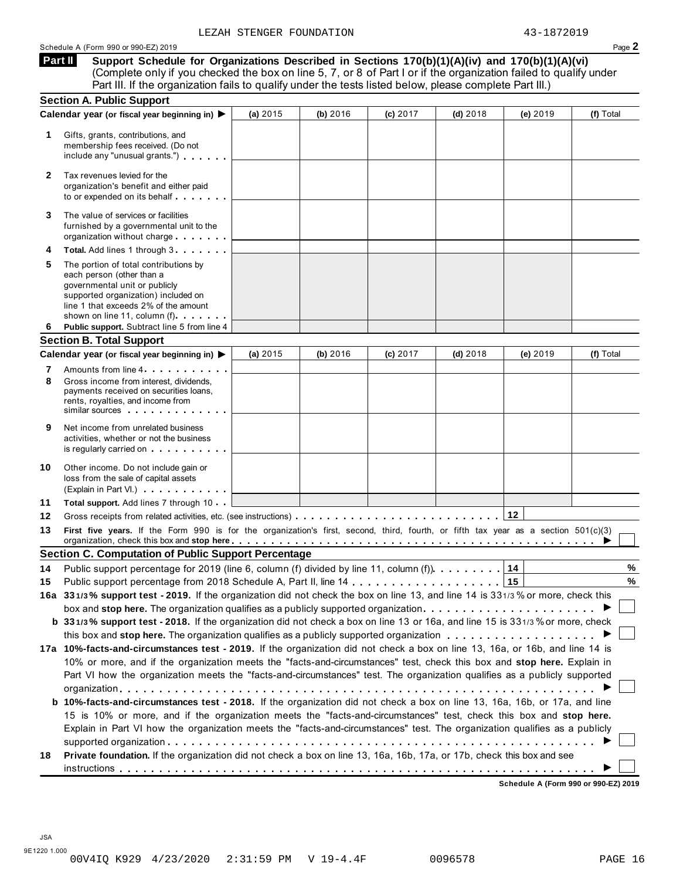LEZAH STENGER FOUNDATION 43-1872019

Schedule A (Form 990 or 990-EZ) 2019 Page **2**

**Part II** **Support Schedule for Organizations Described in Sections 170(b)(1)(A)(iv) and 170(b)(1)(A)(vi)** (Complete only if you checked the box on line 5, 7, or 8 of Part I or if the organization failed to qualify under Part III. If the organization fails to qualify under the tests listed below, please complete Part III.)

## Section A. Public Support

| Calendar year (or fiscal year beginning in) ▶ | (a) 2015 | (b) 2016 | (c) 2017 | (d) 2018 | (e) 2019 | (f) Total |
|---|---|---|---|---|---|---|
| **1** Gifts, grants, contributions, and membership fees received. (Do not include any "unusual grants.") | | | | | | |
| **2** Tax revenues levied for the organization's benefit and either paid to or expended on its behalf | | | | | | |
| **3** The value of services or facilities furnished by a governmental unit to the organization without charge | | | | | | |
| **4** **Total.** Add lines 1 through 3 | | | | | | |
| **5** The portion of total contributions by each person (other than a governmental unit or publicly supported organization) included on line 1 that exceeds 2% of the amount shown on line 11, column (f) | | | | | | |
| **6** **Public support.** Subtract line 5 from line 4 | | | | | | |

## Section B. Total Support

| Calendar year (or fiscal year beginning in) ▶ | (a) 2015 | (b) 2016 | (c) 2017 | (d) 2018 | (e) 2019 | (f) Total |
|---|---|---|---|---|---|---|
| **7** Amounts from line 4 | | | | | | |
| **8** Gross income from interest, dividends, payments received on securities loans, rents, royalties, and income from similar sources | | | | | | |
| **9** Net income from unrelated business activities, whether or not the business is regularly carried on | | | | | | |
| **10** Other income. Do not include gain or loss from the sale of capital assets (Explain in Part VI.) | | | | | | |
| **11** **Total support.** Add lines 7 through 10 | | | | | | |

**12** Gross receipts from related activities, etc. (see instructions) **12**

**13** **First five years.** If the Form 990 is for the organization's first, second, third, fourth, or fifth tax year as a section 501(c)(3) organization, check this box and **stop here** ▶ ☐

## Section C. Computation of Public Support Percentage

**14** Public support percentage for 2019 (line 6, column (f) divided by line 11, column (f)) **14** %

**15** Public support percentage from 2018 Schedule A, Part II, line 14 **15** %

**16a** **33 1/3 % support test - 2019.** If the organization did not check the box on line 13, and line 14 is 33 1/3 % or more, check this box and **stop here.** The organization qualifies as a publicly supported organization ▶ ☐

**b** **33 1/3 % support test - 2018.** If the organization did not check a box on line 13 or 16a, and line 15 is 33 1/3 % or more, check this box and **stop here.** The organization qualifies as a publicly supported organization ▶ ☐

**17a** **10%-facts-and-circumstances test - 2019.** If the organization did not check a box on line 13, 16a, or 16b, and line 14 is 10% or more, and if the organization meets the "facts-and-circumstances" test, check this box and **stop here.** Explain in Part VI how the organization meets the "facts-and-circumstances" test. The organization qualifies as a publicly supported organization ▶ ☐

**b** **10%-facts-and-circumstances test - 2018.** If the organization did not check a box on line 13, 16a, 16b, or 17a, and line 15 is 10% or more, and if the organization meets the "facts-and-circumstances" test, check this box and **stop here.** Explain in Part VI how the organization meets the "facts-and-circumstances" test. The organization qualifies as a publicly supported organization ▶ ☐

**18** **Private foundation.** If the organization did not check a box on line 13, 16a, 16b, 17a, or 17b, check this box and see instructions ▶ ☐

**Schedule A (Form 990 or 990-EZ) 2019**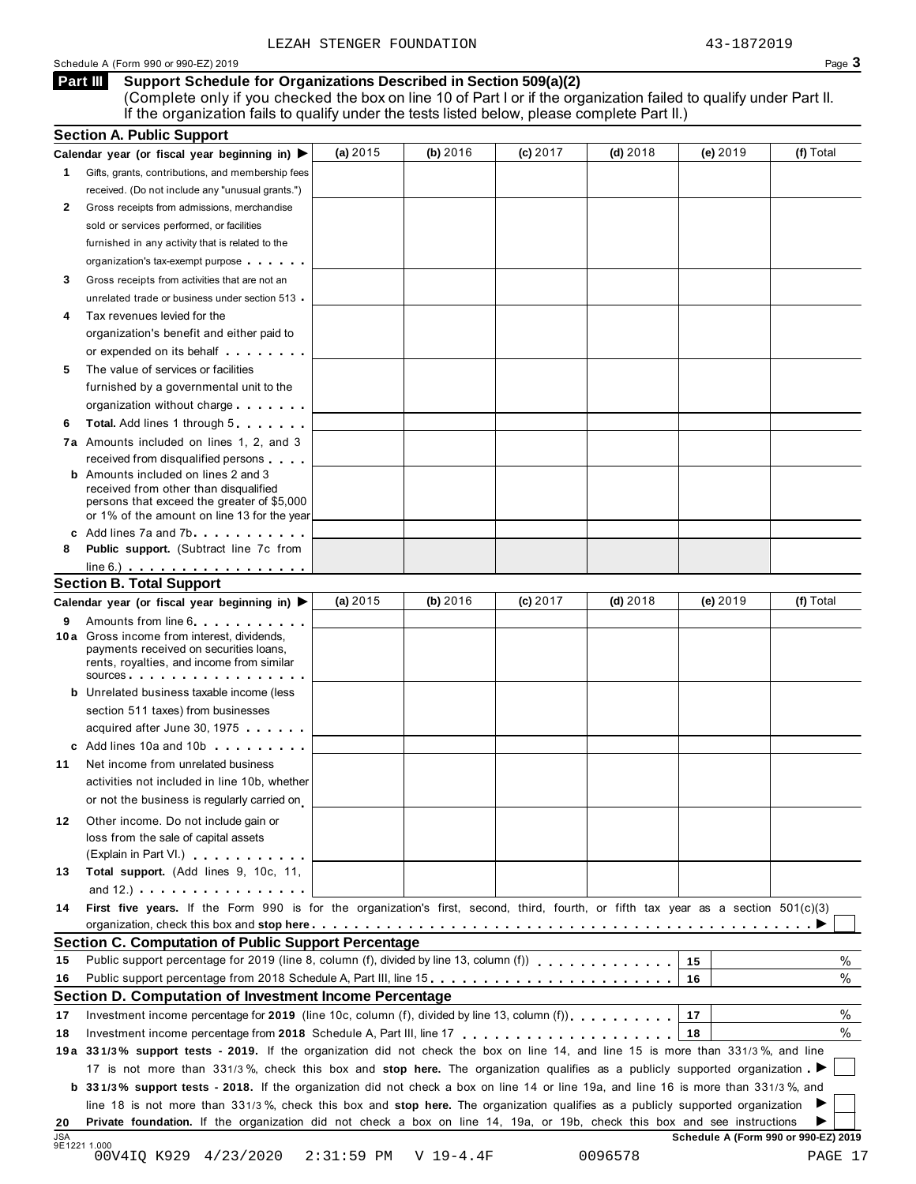LEZAH STENGER FOUNDATION 43-1872019

Schedule A (Form 990 or 990-EZ) 2019 Page **3**

## Part III Support Schedule for Organizations Described in Section 509(a)(2)

(Complete only if you checked the box on line 10 of Part I or if the organization failed to qualify under Part II. If the organization fails to qualify under the tests listed below, please complete Part II.)

### Section A. Public Support

| Calendar year (or fiscal year beginning in) ▶ | (a) 2015 | (b) 2016 | (c) 2017 | (d) 2018 | (e) 2019 | (f) Total |
|---|---|---|---|---|---|---|
| **1** Gifts, grants, contributions, and membership fees received. (Do not include any "unusual grants.") | | | | | | |
| **2** Gross receipts from admissions, merchandise sold or services performed, or facilities furnished in any activity that is related to the organization's tax-exempt purpose | | | | | | |
| **3** Gross receipts from activities that are not an unrelated trade or business under section 513 | | | | | | |
| **4** Tax revenues levied for the organization's benefit and either paid to or expended on its behalf | | | | | | |
| **5** The value of services or facilities furnished by a governmental unit to the organization without charge | | | | | | |
| **6 Total.** Add lines 1 through 5 | | | | | | |
| **7a** Amounts included on lines 1, 2, and 3 received from disqualified persons | | | | | | |
| **b** Amounts included on lines 2 and 3 received from other than disqualified persons that exceed the greater of $5,000 or 1% of the amount on line 13 for the year | | | | | | |
| **c** Add lines 7a and 7b | | | | | | |
| **8 Public support.** (Subtract line 7c from line 6.) | | | | | | |

### Section B. Total Support

| Calendar year (or fiscal year beginning in) ▶ | (a) 2015 | (b) 2016 | (c) 2017 | (d) 2018 | (e) 2019 | (f) Total |
|---|---|---|---|---|---|---|
| **9** Amounts from line 6 | | | | | | |
| **10a** Gross income from interest, dividends, payments received on securities loans, rents, royalties, and income from similar sources | | | | | | |
| **b** Unrelated business taxable income (less section 511 taxes) from businesses acquired after June 30, 1975 | | | | | | |
| **c** Add lines 10a and 10b | | | | | | |
| **11** Net income from unrelated business activities not included in line 10b, whether or not the business is regularly carried on | | | | | | |
| **12** Other income. Do not include gain or loss from the sale of capital assets (Explain in Part VI.) | | | | | | |
| **13 Total support.** (Add lines 9, 10c, 11, and 12.) | | | | | | |

**14** **First five years.** If the Form 990 is for the organization's first, second, third, fourth, or fifth tax year as a section 501(c)(3) organization, check this box and **stop here** ▶ ☐

### Section C. Computation of Public Support Percentage

| | | | |
|---|---|---|---|
| **15** | Public support percentage for 2019 (line 8, column (f), divided by line 13, column (f)) | 15 | % |
| **16** | Public support percentage from 2018 Schedule A, Part III, line 15 | 16 | % |

### Section D. Computation of Investment Income Percentage

| | | | |
|---|---|---|---|
| **17** | Investment income percentage for **2019** (line 10c, column (f), divided by line 13, column (f)) | 17 | % |
| **18** | Investment income percentage from **2018** Schedule A, Part III, line 17 | 18 | % |

**19a** **33 1/3% support tests - 2019.** If the organization did not check the box on line 14, and line 15 is more than 33 1/3%, and line 17 is not more than 33 1/3%, check this box and **stop here.** The organization qualifies as a publicly supported organization ▶ ☐

**b** **33 1/3% support tests - 2018.** If the organization did not check a box on line 14 or line 19a, and line 16 is more than 33 1/3%, and line 18 is not more than 33 1/3%, check this box and **stop here.** The organization qualifies as a publicly supported organization ▶ ☐

**20** **Private foundation.** If the organization did not check a box on line 14, 19a, or 19b, check this box and see instructions ▶ ☐

JSA 9E1221 1.000 **Schedule A (Form 990 or 990-EZ) 2019**

00V4IQ K929 4/23/2020 2:31:59 PM V 19-4.4F 0096578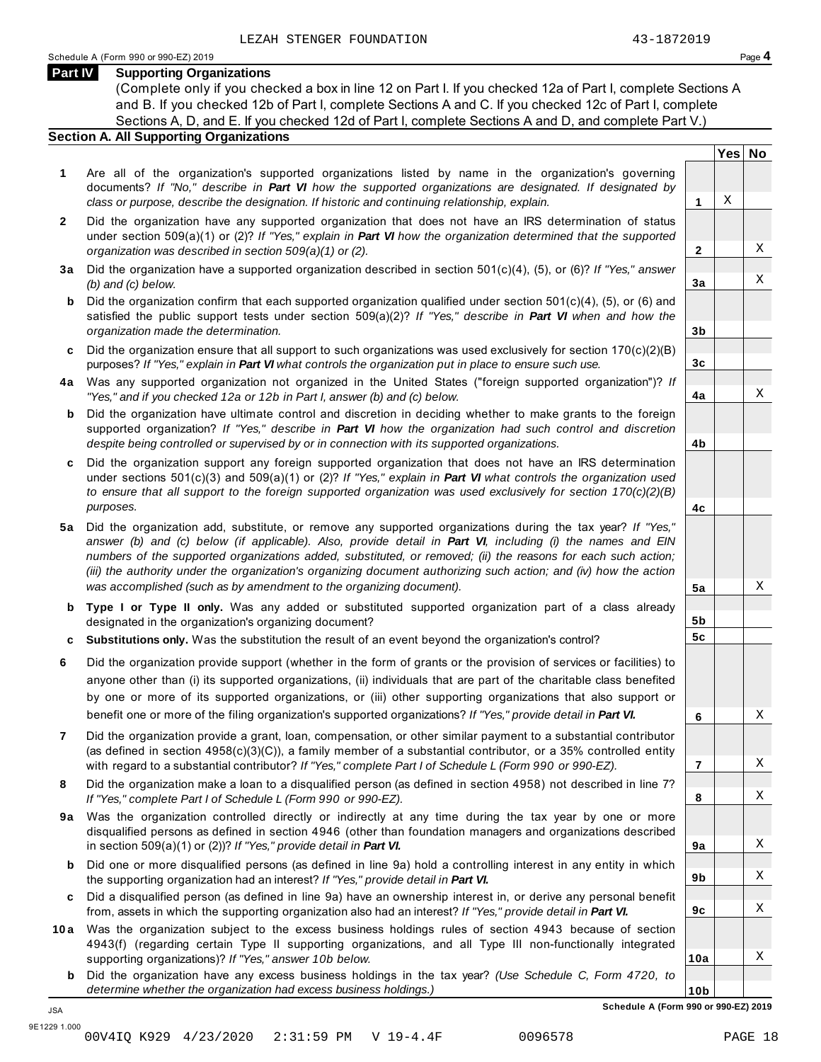LEZAH STENGER FOUNDATION 43-1872019

Schedule A (Form 990 or 990-EZ) 2019 Page **4**

## Part IV Supporting Organizations

(Complete only if you checked a box in line 12 on Part I. If you checked 12a of Part I, complete Sections A and B. If you checked 12b of Part I, complete Sections A and C. If you checked 12c of Part I, complete Sections A, D, and E. If you checked 12d of Part I, complete Sections A and D, and complete Part V.)

### Section A. All Supporting Organizations

| | | Line | Yes | No |
|---|---|---|---|---|
| **1** | Are all of the organization's supported organizations listed by name in the organization's governing documents? *If "No," describe in **Part VI** how the supported organizations are designated. If designated by class or purpose, describe the designation. If historic and continuing relationship, explain.* | **1** | X | |
| **2** | Did the organization have any supported organization that does not have an IRS determination of status under section 509(a)(1) or (2)? *If "Yes," explain in **Part VI** how the organization determined that the supported organization was described in section 509(a)(1) or (2).* | **2** | | X |
| **3a** | Did the organization have a supported organization described in section 501(c)(4), (5), or (6)? *If "Yes," answer (b) and (c) below.* | **3a** | | X |
| **b** | Did the organization confirm that each supported organization qualified under section 501(c)(4), (5), or (6) and satisfied the public support tests under section 509(a)(2)? *If "Yes," describe in **Part VI** when and how the organization made the determination.* | **3b** | | |
| **c** | Did the organization ensure that all support to such organizations was used exclusively for section 170(c)(2)(B) purposes? *If "Yes," explain in **Part VI** what controls the organization put in place to ensure such use.* | **3c** | | |
| **4a** | Was any supported organization not organized in the United States ("foreign supported organization")? *If "Yes," and if you checked 12a or 12b in Part I, answer (b) and (c) below.* | **4a** | | X |
| **b** | Did the organization have ultimate control and discretion in deciding whether to make grants to the foreign supported organization? *If "Yes," describe in **Part VI** how the organization had such control and discretion despite being controlled or supervised by or in connection with its supported organizations.* | **4b** | | |
| **c** | Did the organization support any foreign supported organization that does not have an IRS determination under sections 501(c)(3) and 509(a)(1) or (2)? *If "Yes," explain in **Part VI** what controls the organization used to ensure that all support to the foreign supported organization was used exclusively for section 170(c)(2)(B) purposes.* | **4c** | | |
| **5a** | Did the organization add, substitute, or remove any supported organizations during the tax year? *If "Yes," answer (b) and (c) below (if applicable). Also, provide detail in **Part VI**, including (i) the names and EIN numbers of the supported organizations added, substituted, or removed; (ii) the reasons for each such action; (iii) the authority under the organization's organizing document authorizing such action; and (iv) how the action was accomplished (such as by amendment to the organizing document).* | **5a** | | X |
| **b** | **Type I or Type II only.** Was any added or substituted supported organization part of a class already designated in the organization's organizing document? | **5b** | | |
| **c** | **Substitutions only.** Was the substitution the result of an event beyond the organization's control? | **5c** | | |
| **6** | Did the organization provide support (whether in the form of grants or the provision of services or facilities) to anyone other than (i) its supported organizations, (ii) individuals that are part of the charitable class benefited by one or more of its supported organizations, or (iii) other supporting organizations that also support or benefit one or more of the filing organization's supported organizations? *If "Yes," provide detail in **Part VI.*** | **6** | | X |
| **7** | Did the organization provide a grant, loan, compensation, or other similar payment to a substantial contributor (as defined in section 4958(c)(3)(C)), a family member of a substantial contributor, or a 35% controlled entity with regard to a substantial contributor? *If "Yes," complete Part I of Schedule L (Form 990 or 990-EZ).* | **7** | | X |
| **8** | Did the organization make a loan to a disqualified person (as defined in section 4958) not described in line 7? *If "Yes," complete Part I of Schedule L (Form 990 or 990-EZ).* | **8** | | X |
| **9a** | Was the organization controlled directly or indirectly at any time during the tax year by one or more disqualified persons as defined in section 4946 (other than foundation managers and organizations described in section 509(a)(1) or (2))? *If "Yes," provide detail in **Part VI.*** | **9a** | | X |
| **b** | Did one or more disqualified persons (as defined in line 9a) hold a controlling interest in any entity in which the supporting organization had an interest? *If "Yes," provide detail in **Part VI.*** | **9b** | | X |
| **c** | Did a disqualified person (as defined in line 9a) have an ownership interest in, or derive any personal benefit from, assets in which the supporting organization also had an interest? *If "Yes," provide detail in **Part VI.*** | **9c** | | X |
| **10a** | Was the organization subject to the excess business holdings rules of section 4943 because of section 4943(f) (regarding certain Type II supporting organizations, and all Type III non-functionally integrated supporting organizations)? *If "Yes," answer 10b below.* | **10a** | | X |
| **b** | Did the organization have any excess business holdings in the tax year? *(Use Schedule C, Form 4720, to determine whether the organization had excess business holdings.)* | **10b** | | |

**Schedule A (Form 990 or 990-EZ) 2019**

JSA
9E1229 1.000
00V4IQ K929 4/23/2020 2:31:59 PM V 19-4.4F 0096578 PAGE 18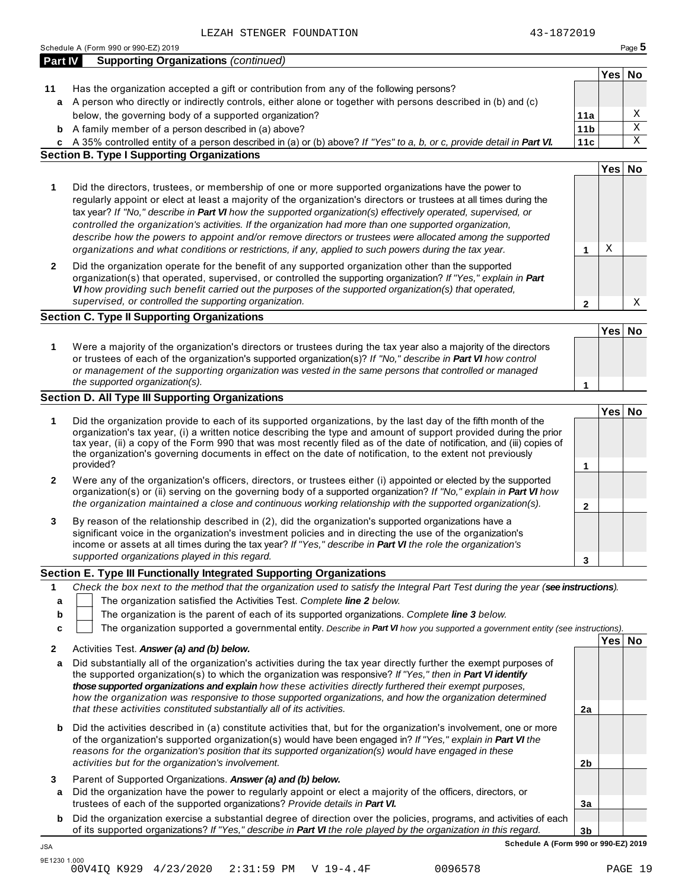LEZAH STENGER FOUNDATION 43-1872019

Schedule A (Form 990 or 990-EZ) 2019

## Part IV Supporting Organizations *(continued)*

| | | | Yes | No |
|---|---|---|---|---|
| **11** | Has the organization accepted a gift or contribution from any of the following persons? | | | |
| **a** | A person who directly or indirectly controls, either alone or together with persons described in (b) and (c) below, the governing body of a supported organization? | **11a** | | X |
| **b** | A family member of a person described in (a) above? | **11b** | | X |
| **c** | A 35% controlled entity of a person described in (a) or (b) above? *If "Yes" to a, b, or c, provide detail in **Part VI.*** | **11c** | | X |

### Section B. Type I Supporting Organizations

| | | | Yes | No |
|---|---|---|---|---|
| **1** | Did the directors, trustees, or membership of one or more supported organizations have the power to regularly appoint or elect at least a majority of the organization's directors or trustees at all times during the tax year? *If "No," describe in **Part VI** how the supported organization(s) effectively operated, supervised, or controlled the organization's activities. If the organization had more than one supported organization, describe how the powers to appoint and/or remove directors or trustees were allocated among the supported organizations and what conditions or restrictions, if any, applied to such powers during the tax year.* | **1** | X | |
| **2** | Did the organization operate for the benefit of any supported organization other than the supported organization(s) that operated, supervised, or controlled the supporting organization? *If "Yes," explain in **Part VI** how providing such benefit carried out the purposes of the supported organization(s) that operated, supervised, or controlled the supporting organization.* | **2** | | X |

### Section C. Type II Supporting Organizations

| | | | Yes | No |
|---|---|---|---|---|
| **1** | Were a majority of the organization's directors or trustees during the tax year also a majority of the directors or trustees of each of the organization's supported organization(s)? *If "No," describe in **Part VI** how control or management of the supporting organization was vested in the same persons that controlled or managed the supported organization(s).* | **1** | | |

### Section D. All Type III Supporting Organizations

| | | | Yes | No |
|---|---|---|---|---|
| **1** | Did the organization provide to each of its supported organizations, by the last day of the fifth month of the organization's tax year, (i) a written notice describing the type and amount of support provided during the prior tax year, (ii) a copy of the Form 990 that was most recently filed as of the date of notification, and (iii) copies of the organization's governing documents in effect on the date of notification, to the extent not previously provided? | **1** | | |
| **2** | Were any of the organization's officers, directors, or trustees either (i) appointed or elected by the supported organization(s) or (ii) serving on the governing body of a supported organization? *If "No," explain in **Part VI** how the organization maintained a close and continuous working relationship with the supported organization(s).* | **2** | | |
| **3** | By reason of the relationship described in (2), did the organization's supported organizations have a significant voice in the organization's investment policies and in directing the use of the organization's income or assets at all times during the tax year? *If "Yes," describe in **Part VI** the role the organization's supported organizations played in this regard.* | **3** | | |

### Section E. Type III Functionally Integrated Supporting Organizations

**1** *Check the box next to the method that the organization used to satisfy the Integral Part Test during the year (**see instructions**).*

- **a** ☐ The organization satisfied the Activities Test. *Complete **line 2** below.*
- **b** ☐ The organization is the parent of each of its supported organizations. *Complete **line 3** below.*
- **c** ☐ The organization supported a governmental entity. *Describe in **Part VI** how you supported a government entity (see instructions).*

| | | | Yes | No |
|---|---|---|---|---|
| **2** | Activities Test. ***Answer (a) and (b) below.*** | | | |
| **a** | Did substantially all of the organization's activities during the tax year directly further the exempt purposes of the supported organization(s) to which the organization was responsive? *If "Yes," then in **Part VI identify those supported organizations and explain** how these activities directly furthered their exempt purposes, how the organization was responsive to those supported organizations, and how the organization determined that these activities constituted substantially all of its activities.* | **2a** | | |
| **b** | Did the activities described in (a) constitute activities that, but for the organization's involvement, one or more of the organization's supported organization(s) would have been engaged in? *If "Yes," explain in **Part VI** the reasons for the organization's position that its supported organization(s) would have engaged in these activities but for the organization's involvement.* | **2b** | | |
| **3** | Parent of Supported Organizations. ***Answer (a) and (b) below.*** | | | |
| **a** | Did the organization have the power to regularly appoint or elect a majority of the officers, directors, or trustees of each of the supported organizations? *Provide details in **Part VI.*** | **3a** | | |
| **b** | Did the organization exercise a substantial degree of direction over the policies, programs, and activities of each of its supported organizations? *If "Yes," describe in **Part VI** the role played by the organization in this regard.* | **3b** | | |

**Schedule A (Form 990 or 990-EZ) 2019**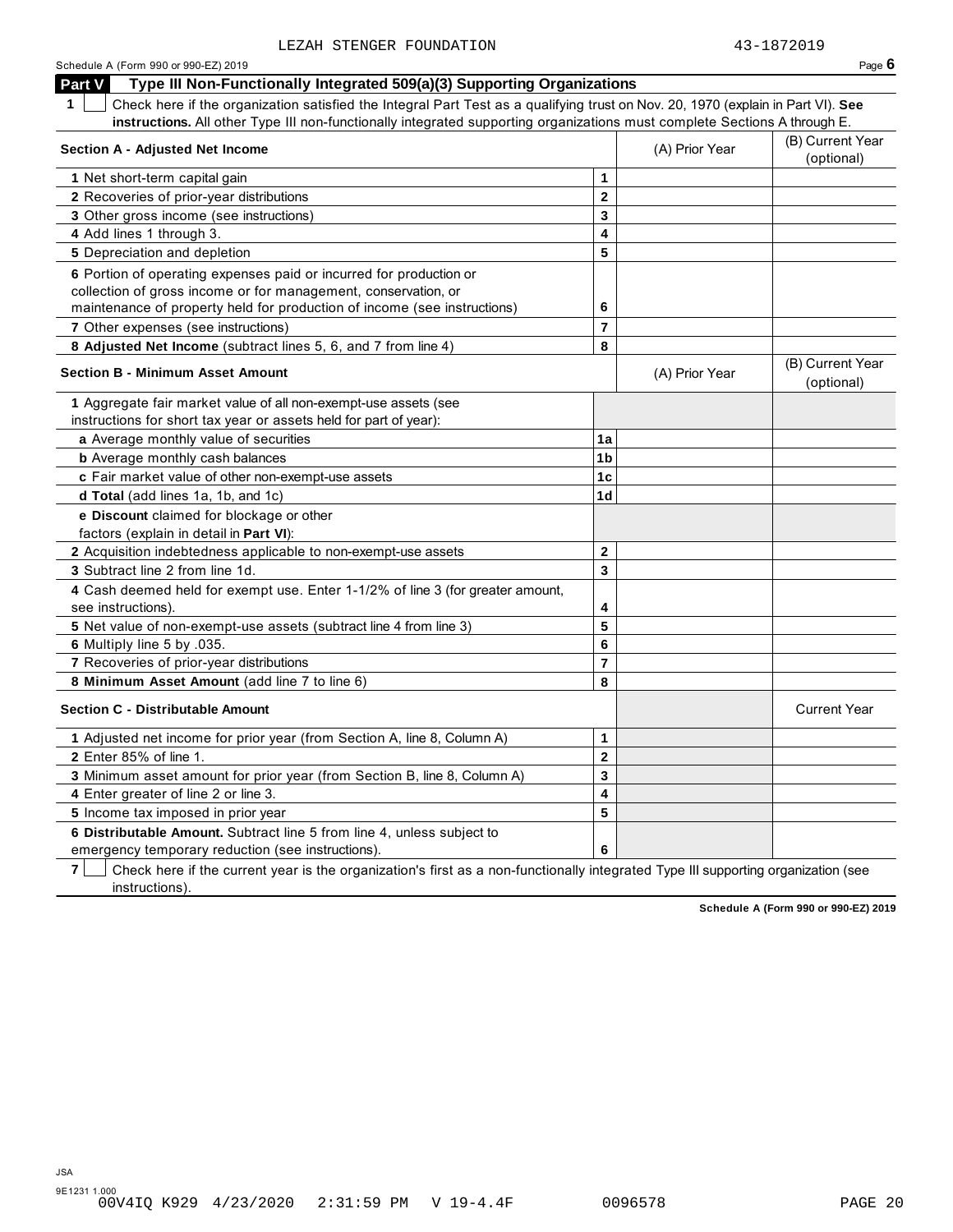LEZAH STENGER FOUNDATION 43-1872019

Schedule A (Form 990 or 990-EZ) 2019

## Part V Type III Non-Functionally Integrated 509(a)(3) Supporting Organizations

**1** ☐ Check here if the organization satisfied the Integral Part Test as a qualifying trust on Nov. 20, 1970 (explain in Part VI). **See instructions.** All other Type III non-functionally integrated supporting organizations must complete Sections A through E.

| Section A - Adjusted Net Income | | (A) Prior Year | (B) Current Year (optional) |
|---|---|---|---|
| 1 Net short-term capital gain | 1 | | |
| 2 Recoveries of prior-year distributions | 2 | | |
| 3 Other gross income (see instructions) | 3 | | |
| 4 Add lines 1 through 3. | 4 | | |
| 5 Depreciation and depletion | 5 | | |
| 6 Portion of operating expenses paid or incurred for production or collection of gross income or for management, conservation, or maintenance of property held for production of income (see instructions) | 6 | | |
| 7 Other expenses (see instructions) | 7 | | |
| 8 **Adjusted Net Income** (subtract lines 5, 6, and 7 from line 4) | 8 | | |

| Section B - Minimum Asset Amount | | (A) Prior Year | (B) Current Year (optional) |
|---|---|---|---|
| 1 Aggregate fair market value of all non-exempt-use assets (see instructions for short tax year or assets held for part of year): | | | |
| a Average monthly value of securities | 1a | | |
| b Average monthly cash balances | 1b | | |
| c Fair market value of other non-exempt-use assets | 1c | | |
| d **Total** (add lines 1a, 1b, and 1c) | 1d | | |
| e **Discount** claimed for blockage or other factors (explain in detail in **Part VI**): | | | |
| 2 Acquisition indebtedness applicable to non-exempt-use assets | 2 | | |
| 3 Subtract line 2 from line 1d. | 3 | | |
| 4 Cash deemed held for exempt use. Enter 1-1/2% of line 3 (for greater amount, see instructions). | 4 | | |
| 5 Net value of non-exempt-use assets (subtract line 4 from line 3) | 5 | | |
| 6 Multiply line 5 by .035. | 6 | | |
| 7 Recoveries of prior-year distributions | 7 | | |
| 8 **Minimum Asset Amount** (add line 7 to line 6) | 8 | | |

| Section C - Distributable Amount | | | Current Year |
|---|---|---|---|
| 1 Adjusted net income for prior year (from Section A, line 8, Column A) | 1 | | |
| 2 Enter 85% of line 1. | 2 | | |
| 3 Minimum asset amount for prior year (from Section B, line 8, Column A) | 3 | | |
| 4 Enter greater of line 2 or line 3. | 4 | | |
| 5 Income tax imposed in prior year | 5 | | |
| 6 **Distributable Amount.** Subtract line 5 from line 4, unless subject to emergency temporary reduction (see instructions). | 6 | | |

**7** ☐ Check here if the current year is the organization's first as a non-functionally integrated Type III supporting organization (see instructions).

**Schedule A (Form 990 or 990-EZ) 2019**

JSA
9E1231 1.000
00V4IQ K929 4/23/2020 2:31:59 PM V 19-4.4F 0096578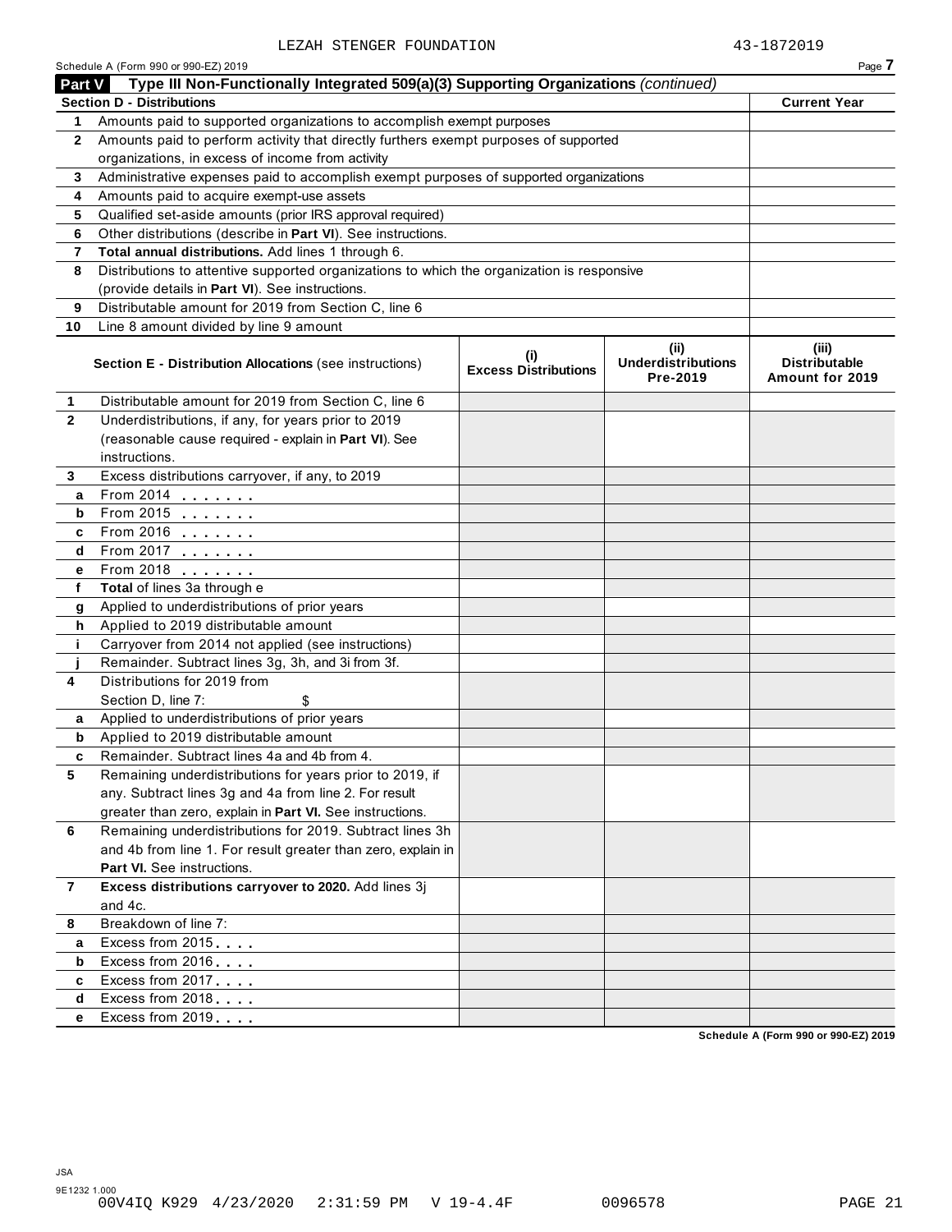LEZAH STENGER FOUNDATION 43-1872019

Schedule A (Form 990 or 990-EZ) 2019

## Part V Type III Non-Functionally Integrated 509(a)(3) Supporting Organizations *(continued)*

| **Section D - Distributions** | | **Current Year** |
|---|---|---|
| 1 | Amounts paid to supported organizations to accomplish exempt purposes | |
| 2 | Amounts paid to perform activity that directly furthers exempt purposes of supported organizations, in excess of income from activity | |
| 3 | Administrative expenses paid to accomplish exempt purposes of supported organizations | |
| 4 | Amounts paid to acquire exempt-use assets | |
| 5 | Qualified set-aside amounts (prior IRS approval required) | |
| 6 | Other distributions (describe in **Part VI**). See instructions. | |
| 7 | **Total annual distributions.** Add lines 1 through 6. | |
| 8 | Distributions to attentive supported organizations to which the organization is responsive (provide details in **Part VI**). See instructions. | |
| 9 | Distributable amount for 2019 from Section C, line 6 | |
| 10 | Line 8 amount divided by line 9 amount | |

| | **Section E - Distribution Allocations** (see instructions) | **(i) Excess Distributions** | **(ii) Underdistributions Pre-2019** | **(iii) Distributable Amount for 2019** |
|---|---|---|---|---|
| 1 | Distributable amount for 2019 from Section C, line 6 | | | |
| 2 | Underdistributions, if any, for years prior to 2019 (reasonable cause required - explain in **Part VI**). See instructions. | | | |
| 3 | Excess distributions carryover, if any, to 2019 | | | |
| a | From 2014 | | | |
| b | From 2015 | | | |
| c | From 2016 | | | |
| d | From 2017 | | | |
| e | From 2018 | | | |
| f | **Total** of lines 3a through e | | | |
| g | Applied to underdistributions of prior years | | | |
| h | Applied to 2019 distributable amount | | | |
| i | Carryover from 2014 not applied (see instructions) | | | |
| j | Remainder. Subtract lines 3g, 3h, and 3i from 3f. | | | |
| 4 | Distributions for 2019 from Section D, line 7: $ | | | |
| a | Applied to underdistributions of prior years | | | |
| b | Applied to 2019 distributable amount | | | |
| c | Remainder. Subtract lines 4a and 4b from 4. | | | |
| 5 | Remaining underdistributions for years prior to 2019, if any. Subtract lines 3g and 4a from line 2. For result greater than zero, explain in **Part VI.** See instructions. | | | |
| 6 | Remaining underdistributions for 2019. Subtract lines 3h and 4b from line 1. For result greater than zero, explain in **Part VI.** See instructions. | | | |
| 7 | **Excess distributions carryover to 2020.** Add lines 3j and 4c. | | | |
| 8 | Breakdown of line 7: | | | |
| a | Excess from 2015 | | | |
| b | Excess from 2016 | | | |
| c | Excess from 2017 | | | |
| d | Excess from 2018 | | | |
| e | Excess from 2019 | | | |

Schedule A (Form 990 or 990-EZ) 2019

JSA
9E1232 1.000
00V4IQ K929 4/23/2020 2:31:59 PM V 19-4.4F 0096578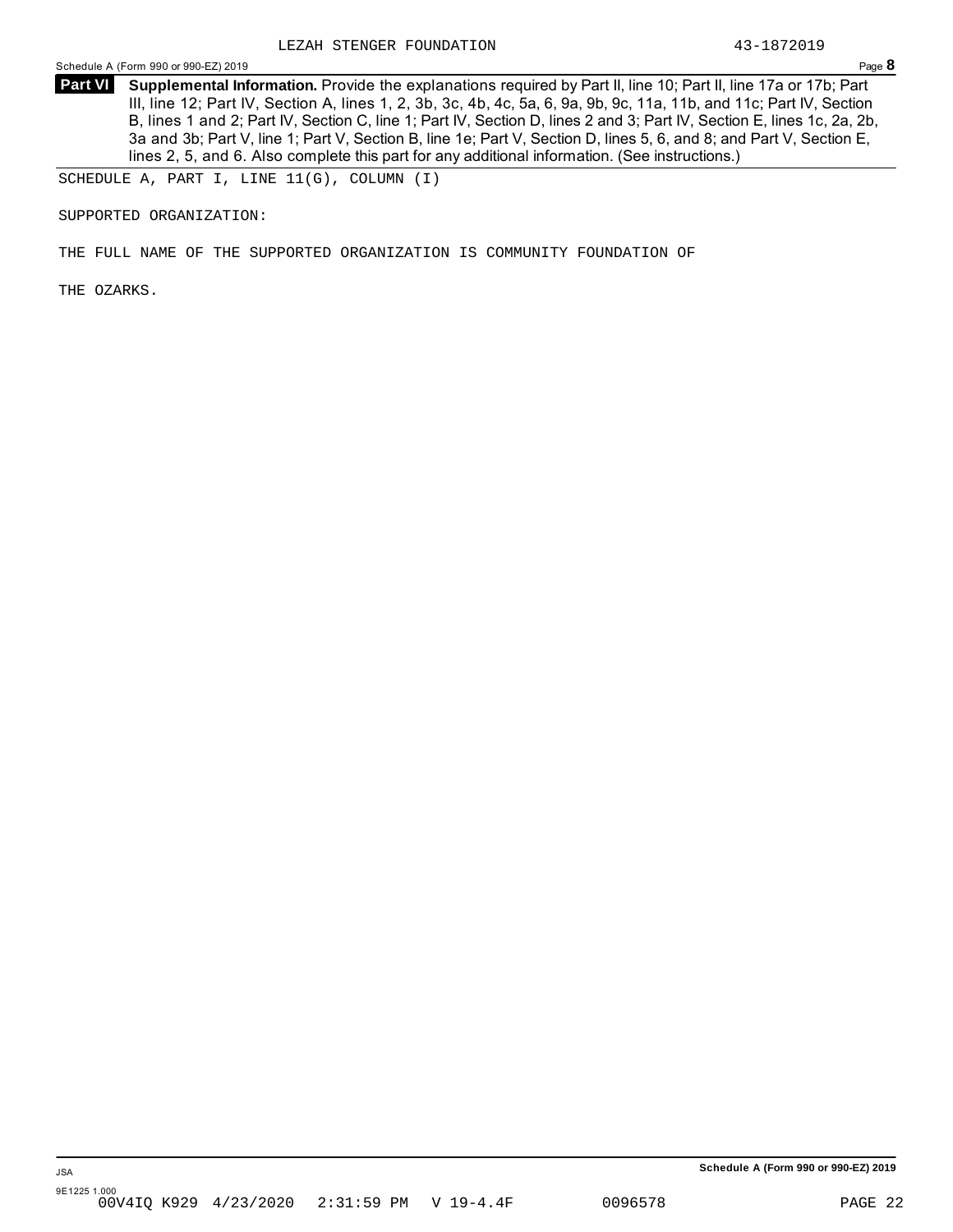**Part VI** **Supplemental Information.** Provide the explanations required by Part II, line 10; Part II, line 17a or 17b; Part III, line 12; Part IV, Section A, lines 1, 2, 3b, 3c, 4b, 4c, 5a, 6, 9a, 9b, 9c, 11a, 11b, and 11c; Part IV, Section B, lines 1 and 2; Part IV, Section C, line 1; Part IV, Section D, lines 2 and 3; Part IV, Section E, lines 1c, 2a, 2b, 3a and 3b; Part V, line 1; Part V, Section B, line 1e; Part V, Section D, lines 5, 6, and 8; and Part V, Section E, lines 2, 5, and 6. Also complete this part for any additional information. (See instructions.)

SCHEDULE A, PART I, LINE 11(G), COLUMN (I)

SUPPORTED ORGANIZATION:

THE FULL NAME OF THE SUPPORTED ORGANIZATION IS COMMUNITY FOUNDATION OF THE OZARKS.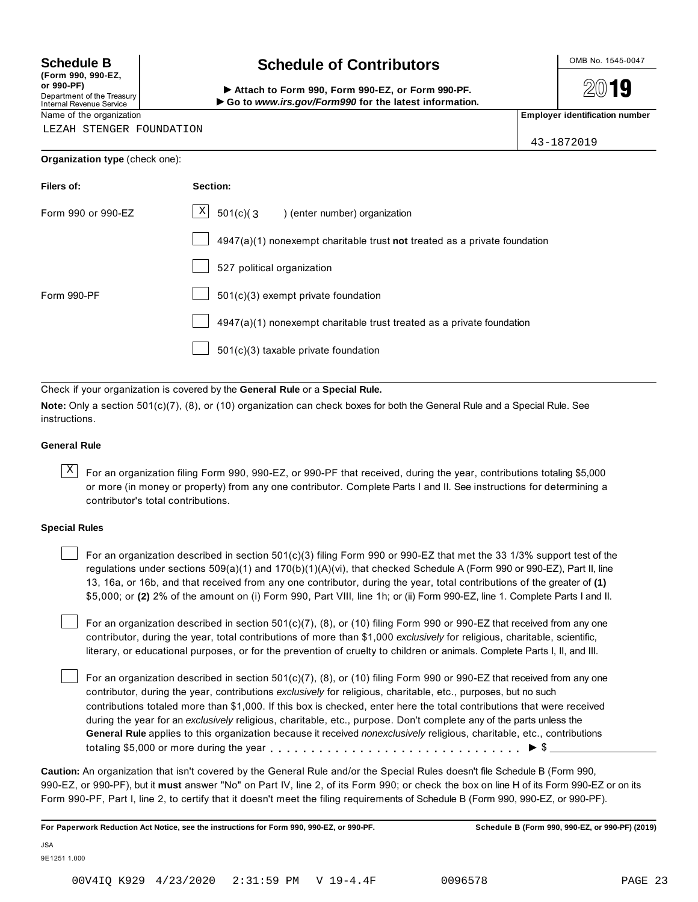**Schedule B**
**(Form 990, 990-EZ, or 990-PF)**
Department of the Treasury
Internal Revenue Service

# Schedule of Contributors

► **Attach to Form 990, Form 990-EZ, or Form 990-PF.**
► **Go to *www.irs.gov/Form990* for the latest information.**

OMB No. 1545-0047

**2019**

Name of the organization: LEZAH STENGER FOUNDATION

**Employer identification number:** 43-1872019

**Organization type** (check one):

| Filers of: | Section: |
|---|---|
| Form 990 or 990-EZ | [X] 501(c)( 3 ) (enter number) organization |
| | [ ] 4947(a)(1) nonexempt charitable trust **not** treated as a private foundation |
| | [ ] 527 political organization |
| Form 990-PF | [ ] 501(c)(3) exempt private foundation |
| | [ ] 4947(a)(1) nonexempt charitable trust treated as a private foundation |
| | [ ] 501(c)(3) taxable private foundation |

Check if your organization is covered by the **General Rule** or a **Special Rule.**

**Note:** Only a section 501(c)(7), (8), or (10) organization can check boxes for both the General Rule and a Special Rule. See instructions.

### General Rule

[X] For an organization filing Form 990, 990-EZ, or 990-PF that received, during the year, contributions totaling $5,000 or more (in money or property) from any one contributor. Complete Parts I and II. See instructions for determining a contributor's total contributions.

### Special Rules

[ ] For an organization described in section 501(c)(3) filing Form 990 or 990-EZ that met the 33 1/3% support test of the regulations under sections 509(a)(1) and 170(b)(1)(A)(vi), that checked Schedule A (Form 990 or 990-EZ), Part II, line 13, 16a, or 16b, and that received from any one contributor, during the year, total contributions of the greater of **(1)** $5,000; or **(2)** 2% of the amount on (i) Form 990, Part VIII, line 1h; or (ii) Form 990-EZ, line 1. Complete Parts I and II.

[ ] For an organization described in section 501(c)(7), (8), or (10) filing Form 990 or 990-EZ that received from any one contributor, during the year, total contributions of more than $1,000 *exclusively* for religious, charitable, scientific, literary, or educational purposes, or for the prevention of cruelty to children or animals. Complete Parts I, II, and III.

[ ] For an organization described in section 501(c)(7), (8), or (10) filing Form 990 or 990-EZ that received from any one contributor, during the year, contributions *exclusively* for religious, charitable, etc., purposes, but no such contributions totaled more than $1,000. If this box is checked, enter here the total contributions that were received during the year for an *exclusively* religious, charitable, etc., purpose. Don't complete any of the parts unless the **General Rule** applies to this organization because it received *nonexclusively* religious, charitable, etc., contributions totaling $5,000 or more during the year . . . . . . . . . . . . . . . . . . . . . . . . . . . . . ► $ ________

**Caution:** An organization that isn't covered by the General Rule and/or the Special Rules doesn't file Schedule B (Form 990, 990-EZ, or 990-PF), but it **must** answer "No" on Part IV, line 2, of its Form 990; or check the box on line H of its Form 990-EZ or on its Form 990-PF, Part I, line 2, to certify that it doesn't meet the filing requirements of Schedule B (Form 990, 990-EZ, or 990-PF).

**For Paperwork Reduction Act Notice, see the instructions for Form 990, 990-EZ, or 990-PF.** **Schedule B (Form 990, 990-EZ, or 990-PF) (2019)**

JSA
9E1251 1.000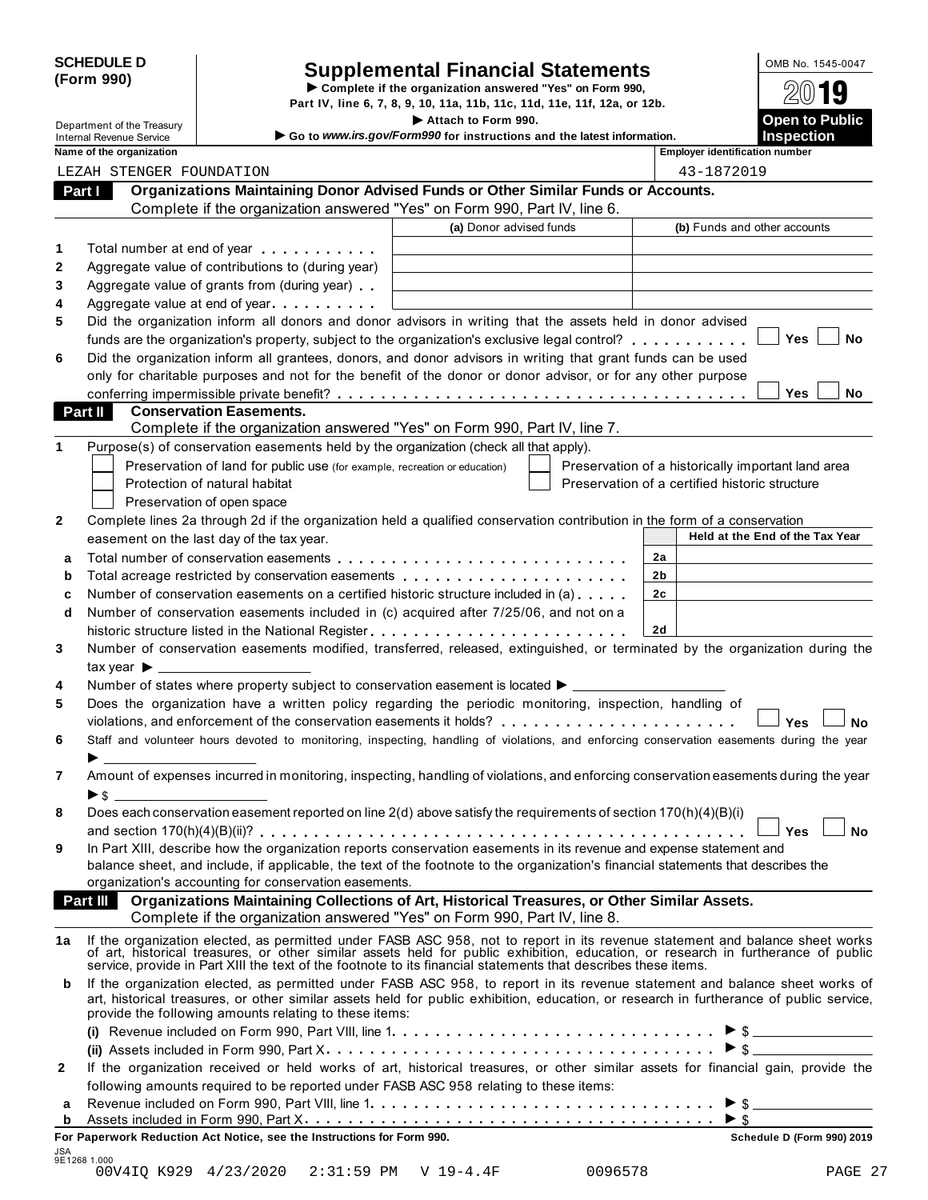**SCHEDULE D (Form 990)**

Department of the Treasury
Internal Revenue Service

# Supplemental Financial Statements

▶ Complete if the organization answered "Yes" on Form 990, Part IV, line 6, 7, 8, 9, 10, 11a, 11b, 11c, 11d, 11e, 11f, 12a, or 12b.
▶ Attach to Form 990.
▶ Go to *www.irs.gov/Form990* for instructions and the latest information.

OMB No. 1545-0047
2019
**Open to Public Inspection**

| Name of the organization | Employer identification number |
|---|---|
| LEZAH STENGER FOUNDATION | 43-1872019 |

## Part I Organizations Maintaining Donor Advised Funds or Other Similar Funds or Accounts.

Complete if the organization answered "Yes" on Form 990, Part IV, line 6.

| | | (a) Donor advised funds | (b) Funds and other accounts |
|---|---|---|---|
| 1 | Total number at end of year | | |
| 2 | Aggregate value of contributions to (during year) | | |
| 3 | Aggregate value of grants from (during year) | | |
| 4 | Aggregate value at end of year | | |

5 Did the organization inform all donors and donor advisors in writing that the assets held in donor advised funds are the organization's property, subject to the organization's exclusive legal control? ☐ Yes ☐ No

6 Did the organization inform all grantees, donors, and donor advisors in writing that grant funds can be used only for charitable purposes and not for the benefit of the donor or donor advisor, or for any other purpose conferring impermissible private benefit? ☐ Yes ☐ No

## Part II Conservation Easements.

Complete if the organization answered "Yes" on Form 990, Part IV, line 7.

1 Purpose(s) of conservation easements held by the organization (check all that apply).

☐ Preservation of land for public use (for example, recreation or education)
☐ Protection of natural habitat
☐ Preservation of open space
☐ Preservation of a historically important land area
☐ Preservation of a certified historic structure

2 Complete lines 2a through 2d if the organization held a qualified conservation contribution in the form of a conservation easement on the last day of the tax year.

| | | | Held at the End of the Tax Year |
|---|---|---|---|
| a | Total number of conservation easements | 2a | |
| b | Total acreage restricted by conservation easements | 2b | |
| c | Number of conservation easements on a certified historic structure included in (a) | 2c | |
| d | Number of conservation easements included in (c) acquired after 7/25/06, and not on a historic structure listed in the National Register | 2d | |

3 Number of conservation easements modified, transferred, released, extinguished, or terminated by the organization during the tax year ▶ ______

4 Number of states where property subject to conservation easement is located ▶ ______

5 Does the organization have a written policy regarding the periodic monitoring, inspection, handling of violations, and enforcement of the conservation easements it holds? ☐ Yes ☐ No

6 Staff and volunteer hours devoted to monitoring, inspecting, handling of violations, and enforcing conservation easements during the year ▶ ______

7 Amount of expenses incurred in monitoring, inspecting, handling of violations, and enforcing conservation easements during the year ▶ $ ______

8 Does each conservation easement reported on line 2(d) above satisfy the requirements of section 170(h)(4)(B)(i) and section 170(h)(4)(B)(ii)? ☐ Yes ☐ No

9 In Part XIII, describe how the organization reports conservation easements in its revenue and expense statement and balance sheet, and include, if applicable, the text of the footnote to the organization's financial statements that describes the organization's accounting for conservation easements.

## Part III Organizations Maintaining Collections of Art, Historical Treasures, or Other Similar Assets.

Complete if the organization answered "Yes" on Form 990, Part IV, line 8.

1a If the organization elected, as permitted under FASB ASC 958, not to report in its revenue statement and balance sheet works of art, historical treasures, or other similar assets held for public exhibition, education, or research in furtherance of public service, provide in Part XIII the text of the footnote to its financial statements that describes these items.

b If the organization elected, as permitted under FASB ASC 958, to report in its revenue statement and balance sheet works of art, historical treasures, or other similar assets held for public exhibition, education, or research in furtherance of public service, provide the following amounts relating to these items:

(i) Revenue included on Form 990, Part VIII, line 1 ▶ $ ______

(ii) Assets included in Form 990, Part X ▶ $ ______

2 If the organization received or held works of art, historical treasures, or other similar assets for financial gain, provide the following amounts required to be reported under FASB ASC 958 relating to these items:

a Revenue included on Form 990, Part VIII, line 1 ▶ $ ______

b Assets included in Form 990, Part X ▶ $ ______

**For Paperwork Reduction Act Notice, see the Instructions for Form 990.** **Schedule D (Form 990) 2019**

JSA
9E1268 1.000
00V4IQ K929 4/23/2020 2:31:59 PM V 19-4.4F 0096578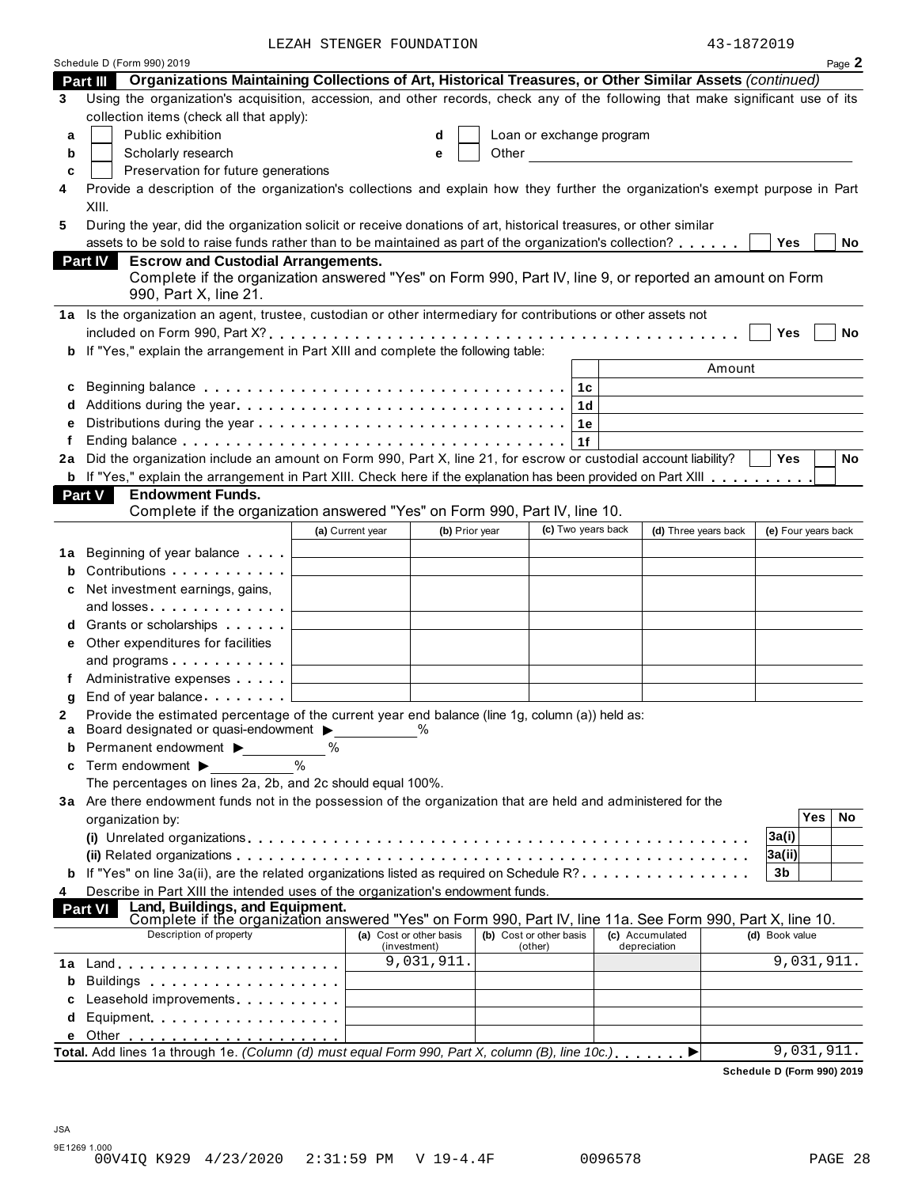LEZAH STENGER FOUNDATION 43-1872019

Schedule D (Form 990) 2019 Page **2**

**Part III Organizations Maintaining Collections of Art, Historical Treasures, or Other Similar Assets** *(continued)*

**3** Using the organization's acquisition, accession, and other records, check any of the following that make significant use of its collection items (check all that apply):

- **a** ☐ Public exhibition
- **b** ☐ Scholarly research
- **c** ☐ Preservation for future generations
- **d** ☐ Loan or exchange program
- **e** ☐ Other

**4** Provide a description of the organization's collections and explain how they further the organization's exempt purpose in Part XIII.

**5** During the year, did the organization solicit or receive donations of art, historical treasures, or other similar assets to be sold to raise funds rather than to be maintained as part of the organization's collection? ☐ **Yes** ☐ **No**

**Part IV Escrow and Custodial Arrangements.**
Complete if the organization answered "Yes" on Form 990, Part IV, line 9, or reported an amount on Form 990, Part X, line 21.

**1a** Is the organization an agent, trustee, custodian or other intermediary for contributions or other assets not included on Form 990, Part X? ☐ **Yes** ☐ **No**

**b** If "Yes," explain the arrangement in Part XIII and complete the following table:

| | | | Amount |
|---|---|---|---|
| **c** | Beginning balance | **1c** | |
| **d** | Additions during the year | **1d** | |
| **e** | Distributions during the year | **1e** | |
| **f** | Ending balance | **1f** | |

**2a** Did the organization include an amount on Form 990, Part X, line 21, for escrow or custodial account liability? ☐ **Yes** ☐ **No**

**b** If "Yes," explain the arrangement in Part XIII. Check here if the explanation has been provided on Part XIII ☐

**Part V Endowment Funds.**
Complete if the organization answered "Yes" on Form 990, Part IV, line 10.

| | | (a) Current year | (b) Prior year | (c) Two years back | (d) Three years back | (e) Four years back |
|---|---|---|---|---|---|---|
| **1a** | Beginning of year balance | | | | | |
| **b** | Contributions | | | | | |
| **c** | Net investment earnings, gains, and losses | | | | | |
| **d** | Grants or scholarships | | | | | |
| **e** | Other expenditures for facilities and programs | | | | | |
| **f** | Administrative expenses | | | | | |
| **g** | End of year balance | | | | | |

**2** Provide the estimated percentage of the current year end balance (line 1g, column (a)) held as:

- **a** Board designated or quasi-endowment ▶ ____ %
- **b** Permanent endowment ▶ ____ %
- **c** Term endowment ▶ ____ %

The percentages on lines 2a, 2b, and 2c should equal 100%.

**3a** Are there endowment funds not in the possession of the organization that are held and administered for the organization by:

| | | | Yes | No |
|---|---|---|---|---|
| | **(i)** Unrelated organizations | **3a(i)** | | |
| | **(ii)** Related organizations | **3a(ii)** | | |
| **b** | If "Yes" on line 3a(ii), are the related organizations listed as required on Schedule R? | **3b** | | |

**4** Describe in Part XIII the intended uses of the organization's endowment funds.

**Part VI Land, Buildings, and Equipment.**
Complete if the organization answered "Yes" on Form 990, Part IV, line 11a. See Form 990, Part X, line 10.

| Description of property | (a) Cost or other basis (investment) | (b) Cost or other basis (other) | (c) Accumulated depreciation | (d) Book value |
|---|---|---|---|---|
| **1a** Land | 9,031,911. | | | 9,031,911. |
| **b** Buildings | | | | |
| **c** Leasehold improvements | | | | |
| **d** Equipment | | | | |
| **e** Other | | | | |
| **Total.** Add lines 1a through 1e. *(Column (d) must equal Form 990, Part X, column (B), line 10c.)* ▶ | | | | 9,031,911. |

**Schedule D (Form 990) 2019**

JSA
9E1269 1.000
00V4IQ K929 4/23/2020 2:31:59 PM V 19-4.4F 0096578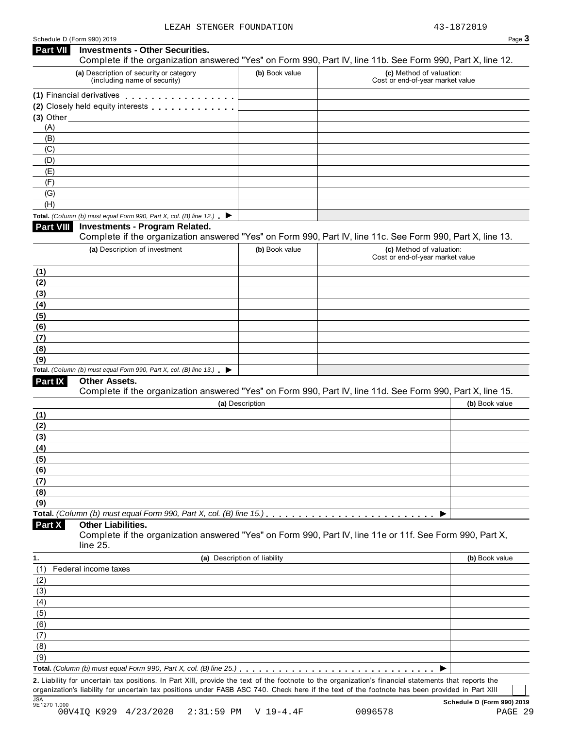LEZAH STENGER FOUNDATION 43-1872019

Schedule D (Form 990) 2019

## Part VII Investments - Other Securities.

Complete if the organization answered "Yes" on Form 990, Part IV, line 11b. See Form 990, Part X, line 12.

| (a) Description of security or category (including name of security) | (b) Book value | (c) Method of valuation: Cost or end-of-year market value |
|---|---|---|
| (1) Financial derivatives | | |
| (2) Closely held equity interests | | |
| (3) Other | | |
| (A) | | |
| (B) | | |
| (C) | | |
| (D) | | |
| (E) | | |
| (F) | | |
| (G) | | |
| (H) | | |
| **Total.** *(Column (b) must equal Form 990, Part X, col. (B) line 12.)* ▶ | | |

## Part VIII Investments - Program Related.

Complete if the organization answered "Yes" on Form 990, Part IV, line 11c. See Form 990, Part X, line 13.

| (a) Description of investment | (b) Book value | (c) Method of valuation: Cost or end-of-year market value |
|---|---|---|
| (1) | | |
| (2) | | |
| (3) | | |
| (4) | | |
| (5) | | |
| (6) | | |
| (7) | | |
| (8) | | |
| (9) | | |
| **Total.** *(Column (b) must equal Form 990, Part X, col. (B) line 13.)* ▶ | | |

## Part IX Other Assets.

Complete if the organization answered "Yes" on Form 990, Part IV, line 11d. See Form 990, Part X, line 15.

| (a) Description | (b) Book value |
|---|---|
| (1) | |
| (2) | |
| (3) | |
| (4) | |
| (5) | |
| (6) | |
| (7) | |
| (8) | |
| (9) | |
| **Total.** *(Column (b) must equal Form 990, Part X, col. (B) line 15.)* ▶ | |

## Part X Other Liabilities.

Complete if the organization answered "Yes" on Form 990, Part IV, line 11e or 11f. See Form 990, Part X, line 25.

| 1. (a) Description of liability | (b) Book value |
|---|---|
| (1) Federal income taxes | |
| (2) | |
| (3) | |
| (4) | |
| (5) | |
| (6) | |
| (7) | |
| (8) | |
| (9) | |
| **Total.** *(Column (b) must equal Form 990, Part X, col. (B) line 25.)* ▶ | |

**2.** Liability for uncertain tax positions. In Part XIII, provide the text of the footnote to the organization's financial statements that reports the organization's liability for uncertain tax positions under FASB ASC 740. Check here if the text of the footnote has been provided in Part XIII ☐

JSA 9E1270 1.000

**Schedule D (Form 990) 2019**

00V4IQ K929 4/23/2020 2:31:59 PM V 19-4.4F 0096578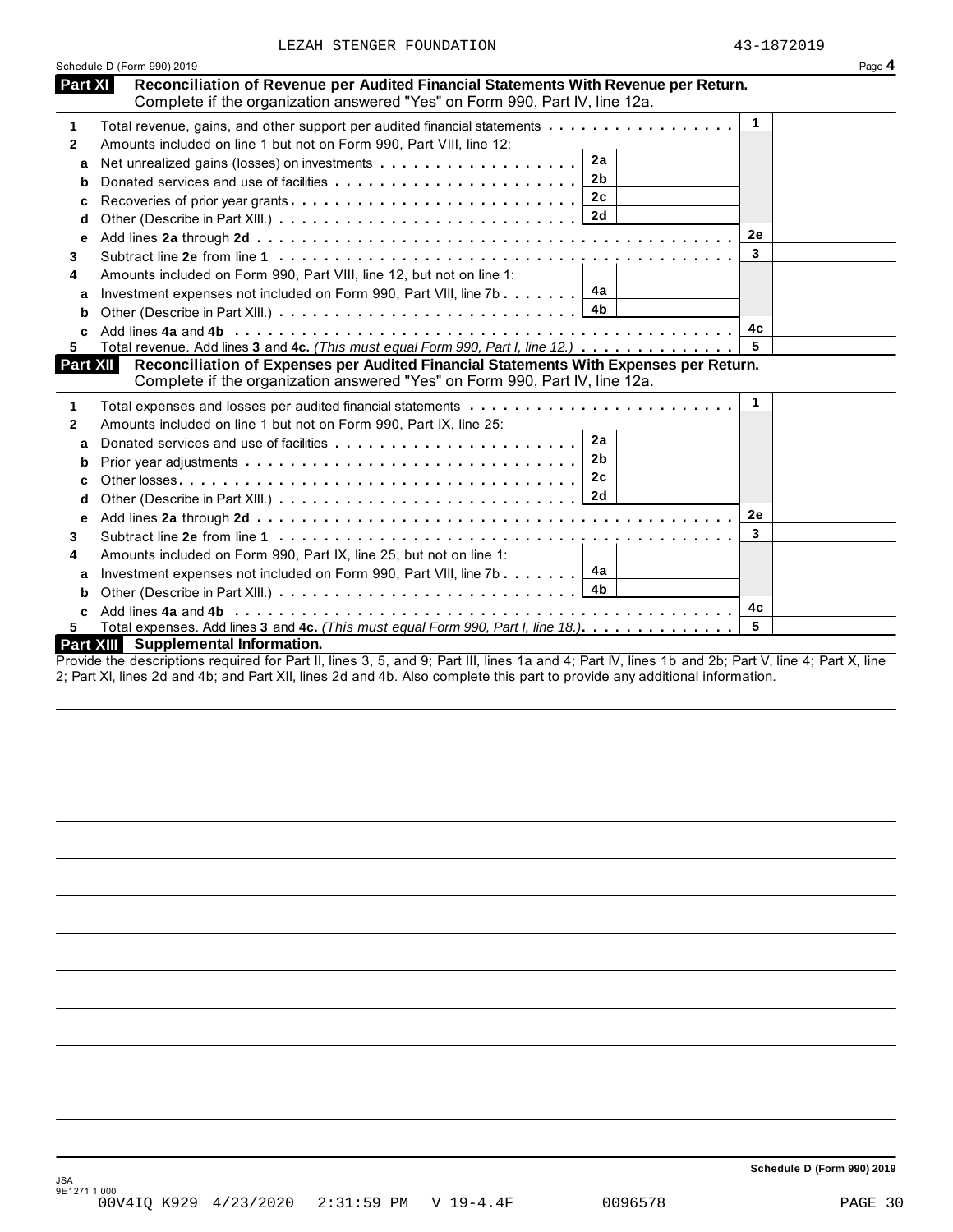LEZAH STENGER FOUNDATION 43-1872019

Schedule D (Form 990) 2019 Page **4**

**Part XI** **Reconciliation of Revenue per Audited Financial Statements With Revenue per Return.** Complete if the organization answered "Yes" on Form 990, Part IV, line 12a.

| | | | | | |
|---|---|---|---|---|---|
| **1** | Total revenue, gains, and other support per audited financial statements | | | 1 | |
| **2** | Amounts included on line 1 but not on Form 990, Part VIII, line 12: | | | | |
| **a** | Net unrealized gains (losses) on investments | 2a | | | |
| **b** | Donated services and use of facilities | 2b | | | |
| **c** | Recoveries of prior year grants | 2c | | | |
| **d** | Other (Describe in Part XIII.) | 2d | | | |
| **e** | Add lines **2a** through **2d** | | | 2e | |
| **3** | Subtract line **2e** from line **1** | | | 3 | |
| **4** | Amounts included on Form 990, Part VIII, line 12, but not on line 1: | | | | |
| **a** | Investment expenses not included on Form 990, Part VIII, line 7b | 4a | | | |
| **b** | Other (Describe in Part XIII.) | 4b | | | |
| **c** | Add lines **4a** and **4b** | | | 4c | |
| **5** | Total revenue. Add lines **3** and **4c.** *(This must equal Form 990, Part I, line 12.)* | | | 5 | |

**Part XII** **Reconciliation of Expenses per Audited Financial Statements With Expenses per Return.** Complete if the organization answered "Yes" on Form 990, Part IV, line 12a.

| | | | | | |
|---|---|---|---|---|---|
| **1** | Total expenses and losses per audited financial statements | | | 1 | |
| **2** | Amounts included on line 1 but not on Form 990, Part IX, line 25: | | | | |
| **a** | Donated services and use of facilities | 2a | | | |
| **b** | Prior year adjustments | 2b | | | |
| **c** | Other losses | 2c | | | |
| **d** | Other (Describe in Part XIII.) | 2d | | | |
| **e** | Add lines **2a** through **2d** | | | 2e | |
| **3** | Subtract line **2e** from line **1** | | | 3 | |
| **4** | Amounts included on Form 990, Part IX, line 25, but not on line 1: | | | | |
| **a** | Investment expenses not included on Form 990, Part VIII, line 7b | 4a | | | |
| **b** | Other (Describe in Part XIII.) | 4b | | | |
| **c** | Add lines **4a** and **4b** | | | 4c | |
| **5** | Total expenses. Add lines **3** and **4c.** *(This must equal Form 990, Part I, line 18.)* | | | 5 | |

**Part XIII** **Supplemental Information.**

Provide the descriptions required for Part II, lines 3, 5, and 9; Part III, lines 1a and 4; Part IV, lines 1b and 2b; Part V, line 4; Part X, line 2; Part XI, lines 2d and 4b; and Part XII, lines 2d and 4b. Also complete this part to provide any additional information.

**Schedule D (Form 990) 2019**

JSA 9E1271 1.000
00V4IQ K929 4/23/2020 2:31:59 PM V 19-4.4F 0096578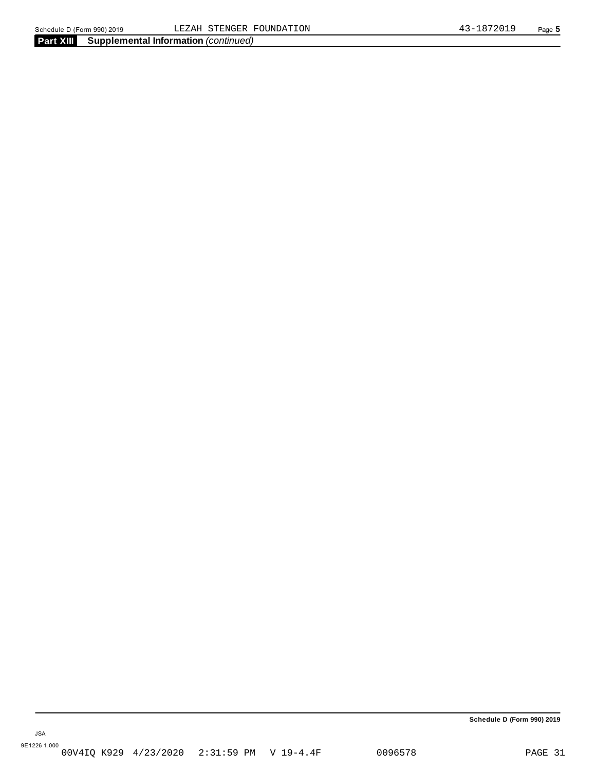**Part XIII** **Supplemental Information** *(continued)*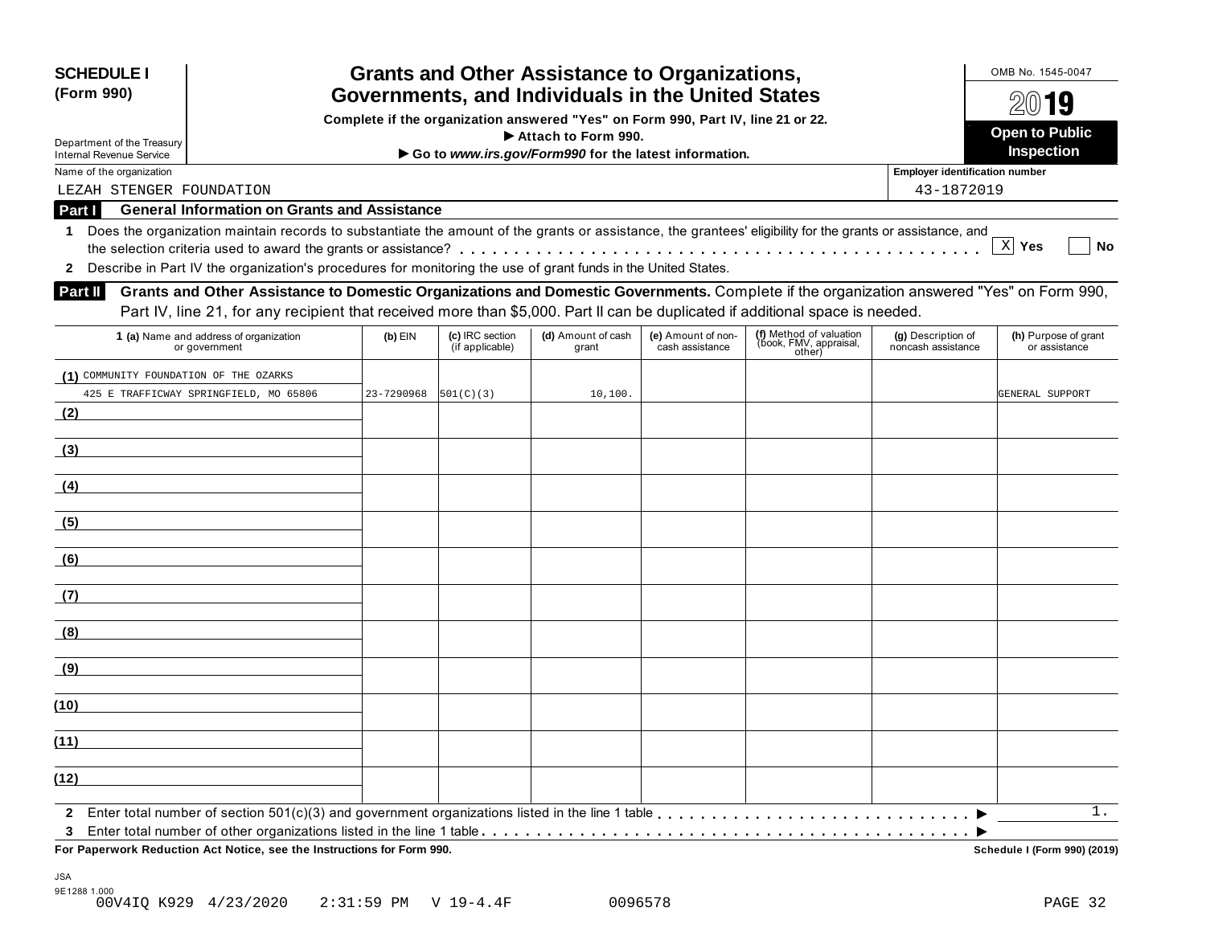**SCHEDULE I (Form 990)**

Department of the Treasury
Internal Revenue Service

# Grants and Other Assistance to Organizations, Governments, and Individuals in the United States

**Complete if the organization answered "Yes" on Form 990, Part IV, line 21 or 22.**
**▶ Attach to Form 990.**
**▶ Go to *www.irs.gov/Form990* for the latest information.**

OMB No. 1545-0047

**2019**

**Open to Public Inspection**

Name of the organization: LEZAH STENGER FOUNDATION

Employer identification number: 43-1872019

## Part I General Information on Grants and Assistance

1 Does the organization maintain records to substantiate the amount of the grants or assistance, the grantees' eligibility for the grants or assistance, and the selection criteria used to award the grants or assistance? . . . . . [X] Yes [ ] No

2 Describe in Part IV the organization's procedures for monitoring the use of grant funds in the United States.

## Part II Grants and Other Assistance to Domestic Organizations and Domestic Governments.

Complete if the organization answered "Yes" on Form 990, Part IV, line 21, for any recipient that received more than $5,000. Part II can be duplicated if additional space is needed.

| | 1 (a) Name and address of organization or government | (b) EIN | (c) IRC section (if applicable) | (d) Amount of cash grant | (e) Amount of non-cash assistance | (f) Method of valuation (book, FMV, appraisal, other) | (g) Description of noncash assistance | (h) Purpose of grant or assistance |
|---|---|---|---|---|---|---|---|---|
| (1) | COMMUNITY FOUNDATION OF THE OZARKS 425 E TRAFFICWAY SPRINGFIELD, MO 65806 | 23-7290968 | 501(C)(3) | 10,100. | | | | GENERAL SUPPORT |
| (2) | | | | | | | | |
| (3) | | | | | | | | |
| (4) | | | | | | | | |
| (5) | | | | | | | | |
| (6) | | | | | | | | |
| (7) | | | | | | | | |
| (8) | | | | | | | | |
| (9) | | | | | | | | |
| (10) | | | | | | | | |
| (11) | | | | | | | | |
| (12) | | | | | | | | |

2 Enter total number of section 501(c)(3) and government organizations listed in the line 1 table . . . . . ▶ 1.

3 Enter total number of other organizations listed in the line 1 table . . . . . ▶

**For Paperwork Reduction Act Notice, see the Instructions for Form 990.** **Schedule I (Form 990) (2019)**

JSA
9E1288 1.000
00V4IQ K929 4/23/2020 2:31:59 PM V 19-4.4F 0096578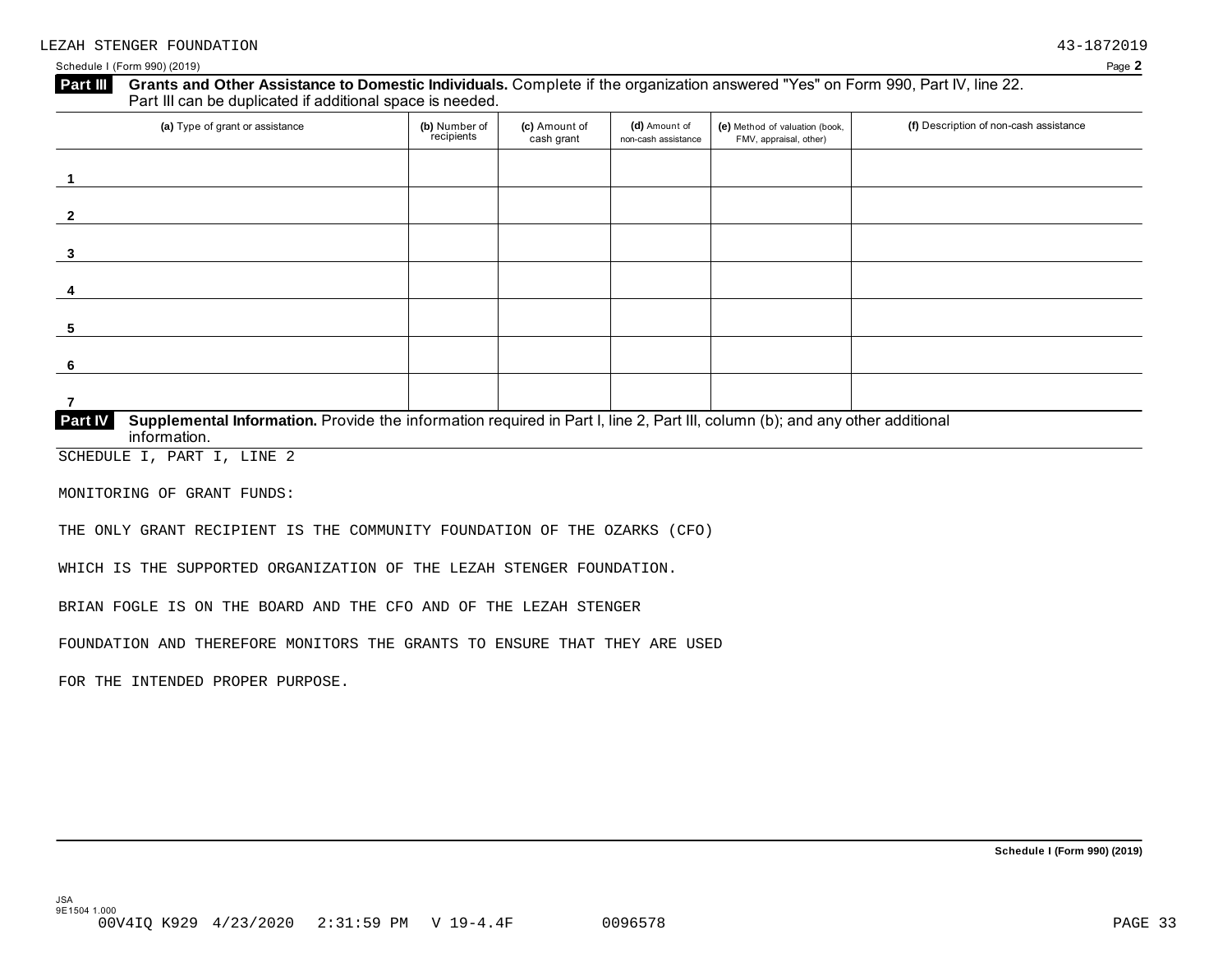LEZAH STENGER FOUNDATION 43-1872019

Schedule I (Form 990) (2019) Page **2**

**Part III** **Grants and Other Assistance to Domestic Individuals.** Complete if the organization answered "Yes" on Form 990, Part IV, line 22. Part III can be duplicated if additional space is needed.

| (a) Type of grant or assistance | (b) Number of recipients | (c) Amount of cash grant | (d) Amount of non-cash assistance | (e) Method of valuation (book, FMV, appraisal, other) | (f) Description of non-cash assistance |
|---|---|---|---|---|---|
| 1 | | | | | |
| 2 | | | | | |
| 3 | | | | | |
| 4 | | | | | |
| 5 | | | | | |
| 6 | | | | | |
| 7 | | | | | |

**Part IV** **Supplemental Information.** Provide the information required in Part I, line 2, Part III, column (b); and any other additional information.

SCHEDULE I, PART I, LINE 2

MONITORING OF GRANT FUNDS:

THE ONLY GRANT RECIPIENT IS THE COMMUNITY FOUNDATION OF THE OZARKS (CFO)

WHICH IS THE SUPPORTED ORGANIZATION OF THE LEZAH STENGER FOUNDATION.

BRIAN FOGLE IS ON THE BOARD AND THE CFO AND OF THE LEZAH STENGER

FOUNDATION AND THEREFORE MONITORS THE GRANTS TO ENSURE THAT THEY ARE USED

FOR THE INTENDED PROPER PURPOSE.

**Schedule I (Form 990) (2019)**

JSA
9E1504 1.000
00V4IQ K929 4/23/2020 2:31:59 PM V 19-4.4F 0096578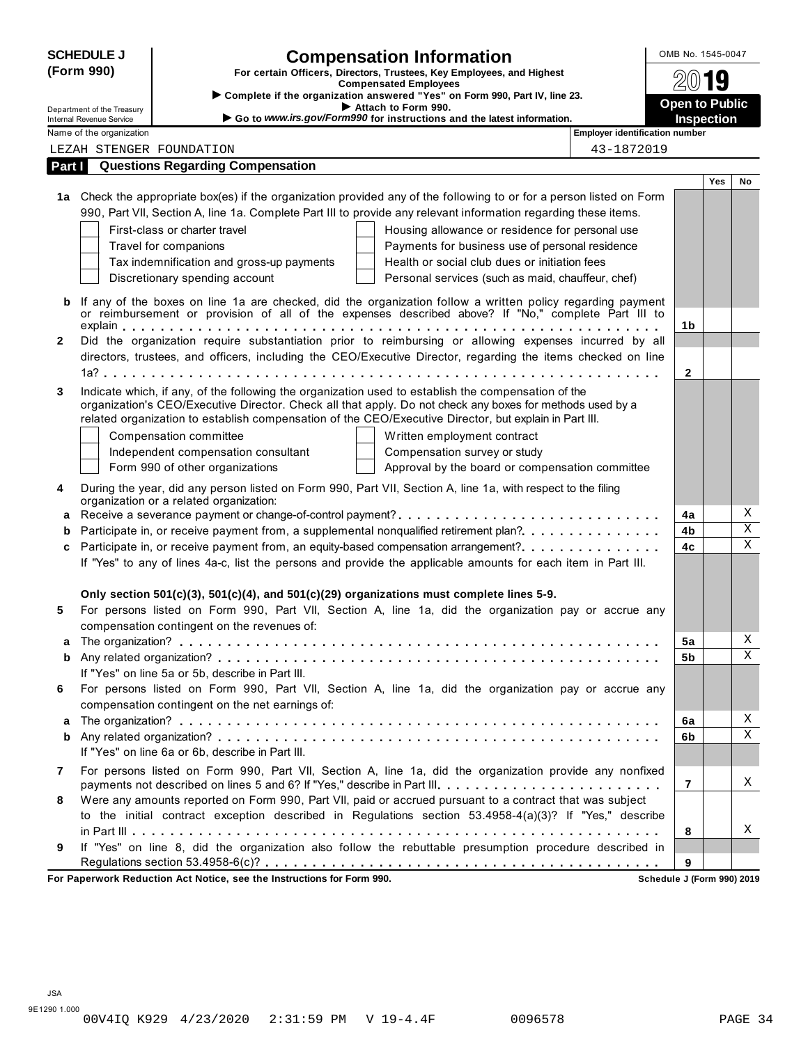**SCHEDULE J (Form 990)**

Department of the Treasury
Internal Revenue Service

# Compensation Information

**For certain Officers, Directors, Trustees, Key Employees, and Highest Compensated Employees**

▶ **Complete if the organization answered "Yes" on Form 990, Part IV, line 23.**

▶ **Attach to Form 990.**

▶ **Go to *www.irs.gov/Form990* for instructions and the latest information.**

OMB No. 1545-0047

**2019**

**Open to Public Inspection**

Name of the organization: LEZAH STENGER FOUNDATION

Employer identification number: 43-1872019

## Part I Questions Regarding Compensation

| | | | Yes | No |
|---|---|---|---|---|
| **1a** | Check the appropriate box(es) if the organization provided any of the following to or for a person listed on Form 990, Part VII, Section A, line 1a. Complete Part III to provide any relevant information regarding these items.<br>☐ First-class or charter travel ☐ Housing allowance or residence for personal use<br>☐ Travel for companions ☐ Payments for business use of personal residence<br>☐ Tax indemnification and gross-up payments ☐ Health or social club dues or initiation fees<br>☐ Discretionary spending account ☐ Personal services (such as maid, chauffeur, chef) | | | |
| **b** | If any of the boxes on line 1a are checked, did the organization follow a written policy regarding payment or reimbursement or provision of all of the expenses described above? If "No," complete Part III to explain | 1b | | |
| **2** | Did the organization require substantiation prior to reimbursing or allowing expenses incurred by all directors, trustees, and officers, including the CEO/Executive Director, regarding the items checked on line 1a? | 2 | | |
| **3** | Indicate which, if any, of the following the organization used to establish the compensation of the organization's CEO/Executive Director. Check all that apply. Do not check any boxes for methods used by a related organization to establish compensation of the CEO/Executive Director, but explain in Part III.<br>☐ Compensation committee ☐ Written employment contract<br>☐ Independent compensation consultant ☐ Compensation survey or study<br>☐ Form 990 of other organizations ☐ Approval by the board or compensation committee | | | |
| **4** | During the year, did any person listed on Form 990, Part VII, Section A, line 1a, with respect to the filing organization or a related organization: | | | |
| **a** | Receive a severance payment or change-of-control payment? | 4a | | X |
| **b** | Participate in, or receive payment from, a supplemental nonqualified retirement plan? | 4b | | X |
| **c** | Participate in, or receive payment from, an equity-based compensation arrangement? | 4c | | X |
| | If "Yes" to any of lines 4a-c, list the persons and provide the applicable amounts for each item in Part III. | | | |
| | **Only section 501(c)(3), 501(c)(4), and 501(c)(29) organizations must complete lines 5-9.** | | | |
| **5** | For persons listed on Form 990, Part VII, Section A, line 1a, did the organization pay or accrue any compensation contingent on the revenues of: | | | |
| **a** | The organization? | 5a | | X |
| **b** | Any related organization? | 5b | | X |
| | If "Yes" on line 5a or 5b, describe in Part III. | | | |
| **6** | For persons listed on Form 990, Part VII, Section A, line 1a, did the organization pay or accrue any compensation contingent on the net earnings of: | | | |
| **a** | The organization? | 6a | | X |
| **b** | Any related organization? | 6b | | X |
| | If "Yes" on line 6a or 6b, describe in Part III. | | | |
| **7** | For persons listed on Form 990, Part VII, Section A, line 1a, did the organization provide any nonfixed payments not described on lines 5 and 6? If "Yes," describe in Part III. | 7 | | X |
| **8** | Were any amounts reported on Form 990, Part VII, paid or accrued pursuant to a contract that was subject to the initial contract exception described in Regulations section 53.4958-4(a)(3)? If "Yes," describe in Part III | 8 | | X |
| **9** | If "Yes" on line 8, did the organization also follow the rebuttable presumption procedure described in Regulations section 53.4958-6(c)? | 9 | | |

**For Paperwork Reduction Act Notice, see the Instructions for Form 990.** **Schedule J (Form 990) 2019**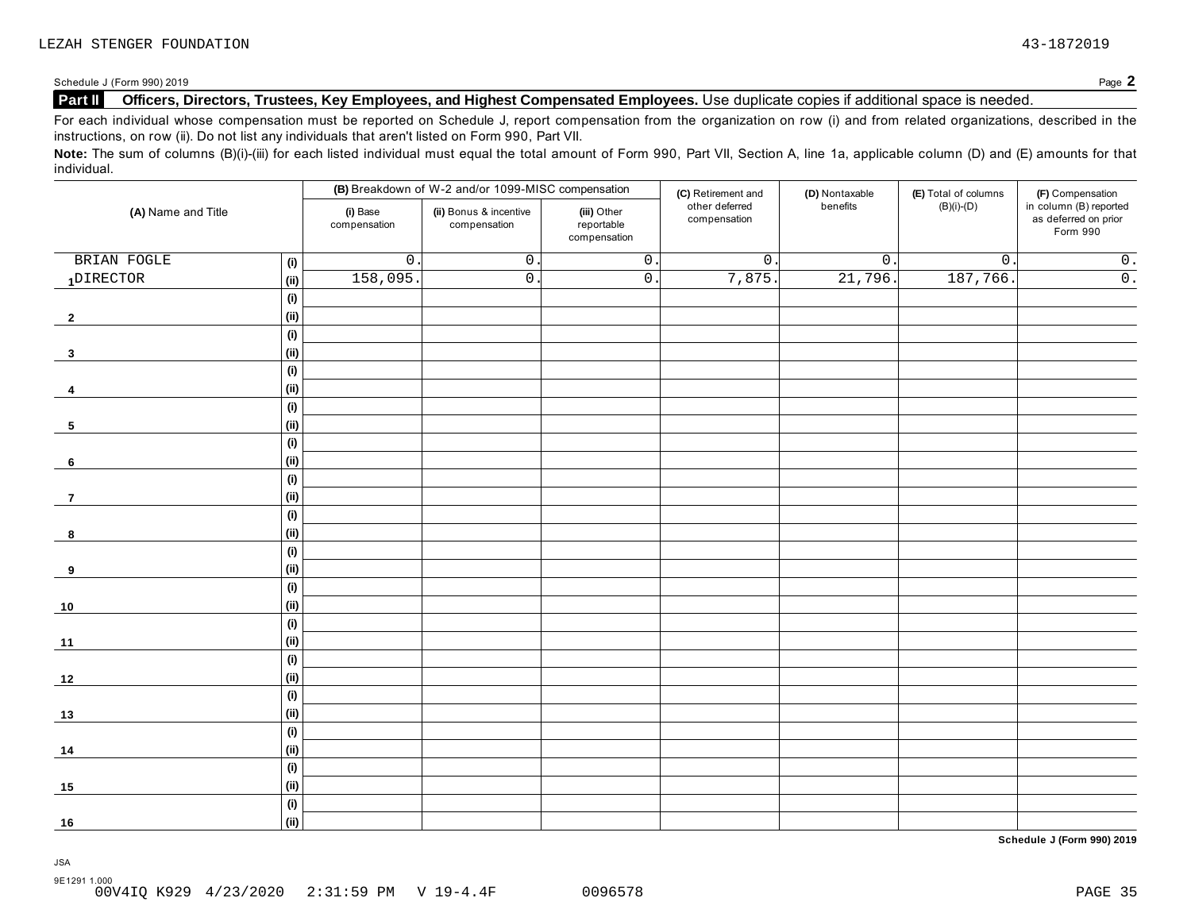LEZAH STENGER FOUNDATION 43-1872019

Schedule J (Form 990) 2019

## Part II Officers, Directors, Trustees, Key Employees, and Highest Compensated Employees.

Use duplicate copies if additional space is needed.

For each individual whose compensation must be reported on Schedule J, report compensation from the organization on row (i) and from related organizations, described in the instructions, on row (ii). Do not list any individuals that aren't listed on Form 990, Part VII.

**Note:** The sum of columns (B)(i)-(iii) for each listed individual must equal the total amount of Form 990, Part VII, Section A, line 1a, applicable column (D) and (E) amounts for that individual.

| (A) Name and Title | | (B) Breakdown of W-2 and/or 1099-MISC compensation | | | (C) Retirement and other deferred compensation | (D) Nontaxable benefits | (E) Total of columns (B)(i)-(D) | (F) Compensation in column (B) reported as deferred on prior Form 990 |
|---|---|---|---|---|---|---|---|---|
| | | (i) Base compensation | (ii) Bonus & incentive compensation | (iii) Other reportable compensation | | | | |
| BRIAN FOGLE | (i) | 0. | 0. | 0. | 0. | 0. | 0. | 0. |
| 1 DIRECTOR | (ii) | 158,095. | 0. | 0. | 7,875. | 21,796. | 187,766. | 0. |
| | (i) | | | | | | | |
| 2 | (ii) | | | | | | | |
| | (i) | | | | | | | |
| 3 | (ii) | | | | | | | |
| | (i) | | | | | | | |
| 4 | (ii) | | | | | | | |
| | (i) | | | | | | | |
| 5 | (ii) | | | | | | | |
| | (i) | | | | | | | |
| 6 | (ii) | | | | | | | |
| | (i) | | | | | | | |
| 7 | (ii) | | | | | | | |
| | (i) | | | | | | | |
| 8 | (ii) | | | | | | | |
| | (i) | | | | | | | |
| 9 | (ii) | | | | | | | |
| | (i) | | | | | | | |
| 10 | (ii) | | | | | | | |
| | (i) | | | | | | | |
| 11 | (ii) | | | | | | | |
| | (i) | | | | | | | |
| 12 | (ii) | | | | | | | |
| | (i) | | | | | | | |
| 13 | (ii) | | | | | | | |
| | (i) | | | | | | | |
| 14 | (ii) | | | | | | | |
| | (i) | | | | | | | |
| 15 | (ii) | | | | | | | |
| | (i) | | | | | | | |
| 16 | (ii) | | | | | | | |

Schedule J (Form 990) 2019

JSA
9E1291 1.000
00V4IQ K929 4/23/2020 2:31:59 PM V 19-4.4F 0096578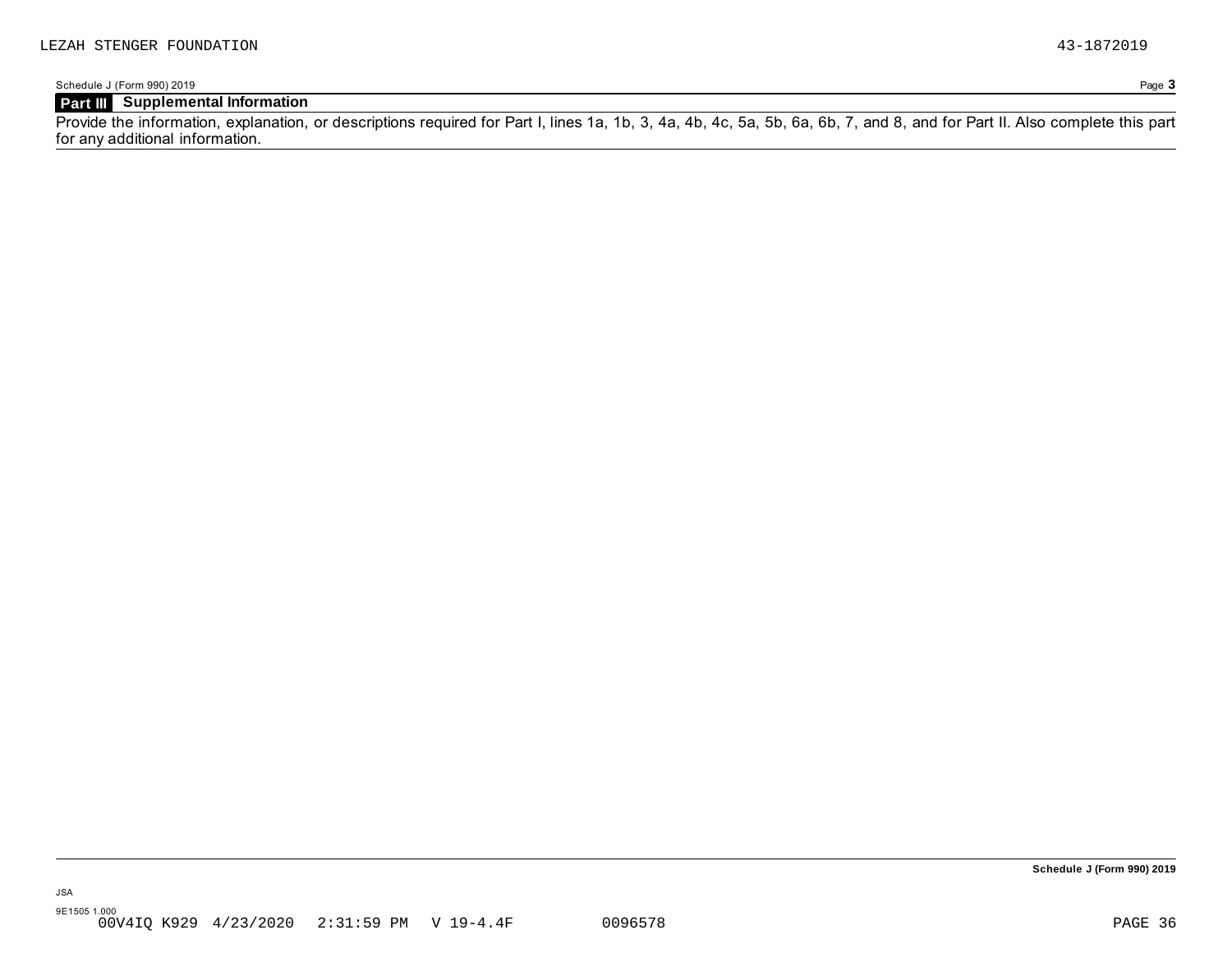LEZAH STENGER FOUNDATION 43-1872019

Schedule J (Form 990) 2019

## Part III Supplemental Information

Provide the information, explanation, or descriptions required for Part I, lines 1a, 1b, 3, 4a, 4b, 4c, 5a, 5b, 6a, 6b, 7, and 8, and for Part II. Also complete this part for any additional information.

**Schedule J (Form 990) 2019**

JSA
9E1505 1.000
00V4IQ K929 4/23/2020 2:31:59 PM V 19-4.4F 0096578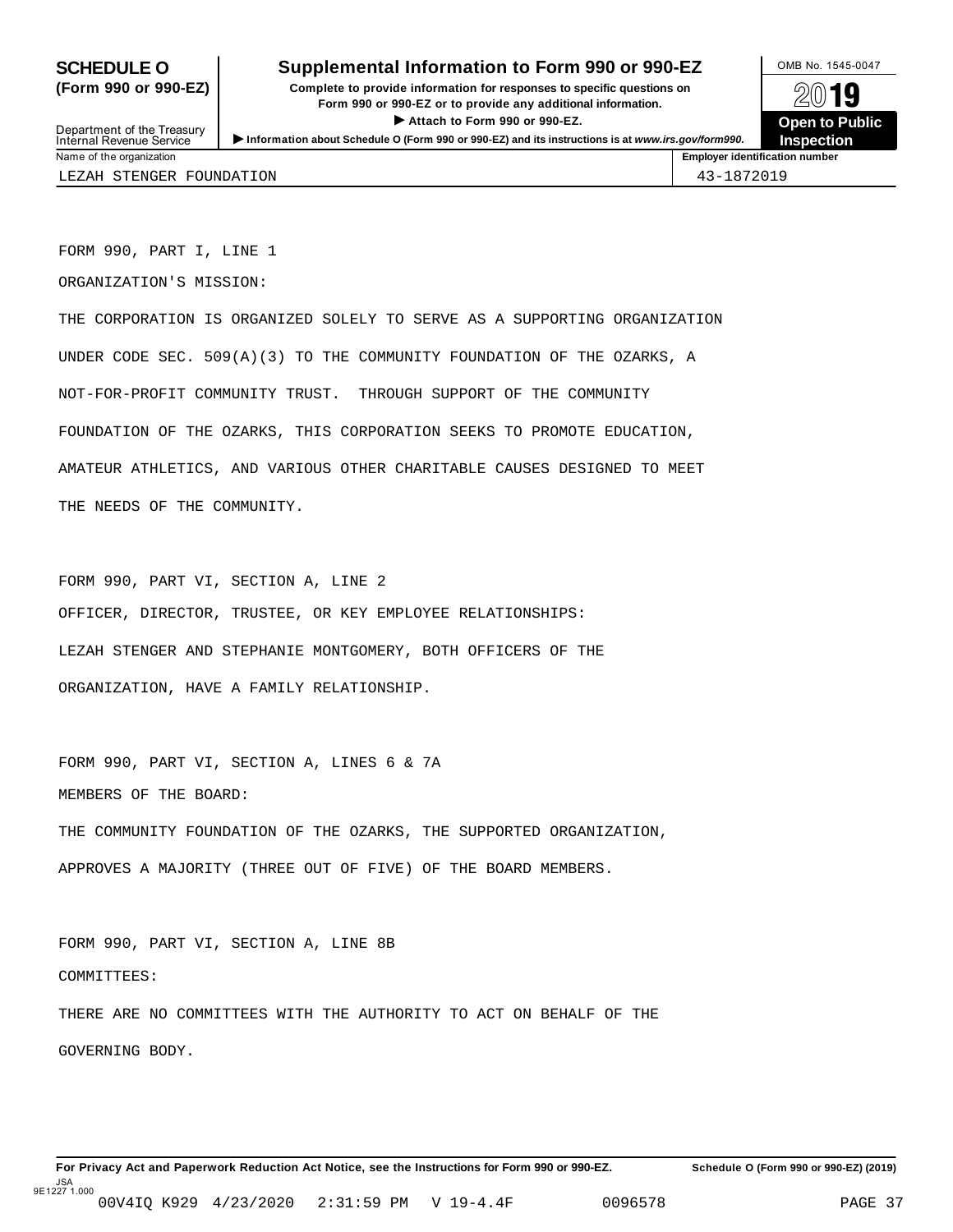# SCHEDULE O (Form 990 or 990-EZ)

Department of the Treasury
Internal Revenue Service

## Supplemental Information to Form 990 or 990-EZ

**Complete to provide information for responses to specific questions on Form 990 or 990-EZ or to provide any additional information.**

▶ **Attach to Form 990 or 990-EZ.**

▶ **Information about Schedule O (Form 990 or 990-EZ) and its instructions is at** ***www.irs.gov/form990.***

OMB No. 1545-0047

**2019**

**Open to Public Inspection**

| Name of the organization | Employer identification number |
|---|---|
| LEZAH STENGER FOUNDATION | 43-1872019 |

FORM 990, PART I, LINE 1

ORGANIZATION'S MISSION:

THE CORPORATION IS ORGANIZED SOLELY TO SERVE AS A SUPPORTING ORGANIZATION UNDER CODE SEC. 509(A)(3) TO THE COMMUNITY FOUNDATION OF THE OZARKS, A NOT-FOR-PROFIT COMMUNITY TRUST. THROUGH SUPPORT OF THE COMMUNITY FOUNDATION OF THE OZARKS, THIS CORPORATION SEEKS TO PROMOTE EDUCATION, AMATEUR ATHLETICS, AND VARIOUS OTHER CHARITABLE CAUSES DESIGNED TO MEET THE NEEDS OF THE COMMUNITY.

FORM 990, PART VI, SECTION A, LINE 2

OFFICER, DIRECTOR, TRUSTEE, OR KEY EMPLOYEE RELATIONSHIPS:

LEZAH STENGER AND STEPHANIE MONTGOMERY, BOTH OFFICERS OF THE ORGANIZATION, HAVE A FAMILY RELATIONSHIP.

FORM 990, PART VI, SECTION A, LINES 6 & 7A

MEMBERS OF THE BOARD:

THE COMMUNITY FOUNDATION OF THE OZARKS, THE SUPPORTED ORGANIZATION, APPROVES A MAJORITY (THREE OUT OF FIVE) OF THE BOARD MEMBERS.

FORM 990, PART VI, SECTION A, LINE 8B

COMMITTEES:

THERE ARE NO COMMITTEES WITH THE AUTHORITY TO ACT ON BEHALF OF THE GOVERNING BODY.

**For Privacy Act and Paperwork Reduction Act Notice, see the Instructions for Form 990 or 990-EZ.** **Schedule O (Form 990 or 990-EZ) (2019)**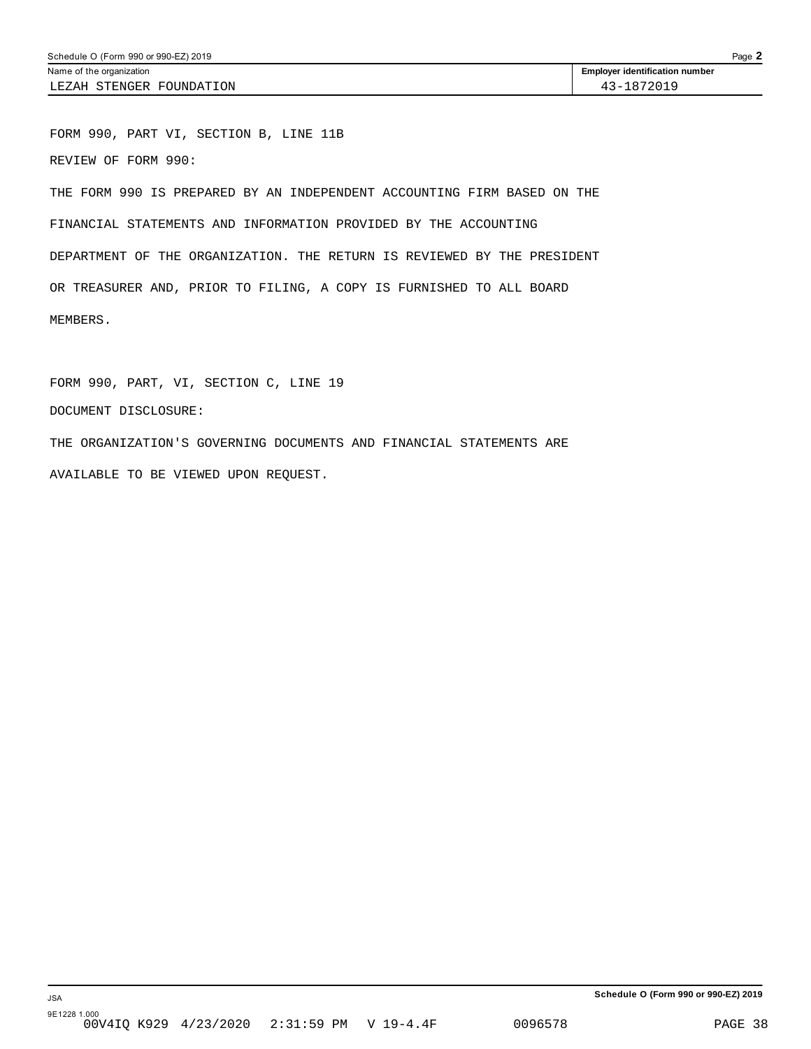Name of the organization: LEZAH STENGER FOUNDATION

Employer identification number: 43-1872019

FORM 990, PART VI, SECTION B, LINE 11B

REVIEW OF FORM 990:

THE FORM 990 IS PREPARED BY AN INDEPENDENT ACCOUNTING FIRM BASED ON THE FINANCIAL STATEMENTS AND INFORMATION PROVIDED BY THE ACCOUNTING DEPARTMENT OF THE ORGANIZATION. THE RETURN IS REVIEWED BY THE PRESIDENT OR TREASURER AND, PRIOR TO FILING, A COPY IS FURNISHED TO ALL BOARD MEMBERS.

FORM 990, PART, VI, SECTION C, LINE 19

DOCUMENT DISCLOSURE:

THE ORGANIZATION'S GOVERNING DOCUMENTS AND FINANCIAL STATEMENTS ARE AVAILABLE TO BE VIEWED UPON REQUEST.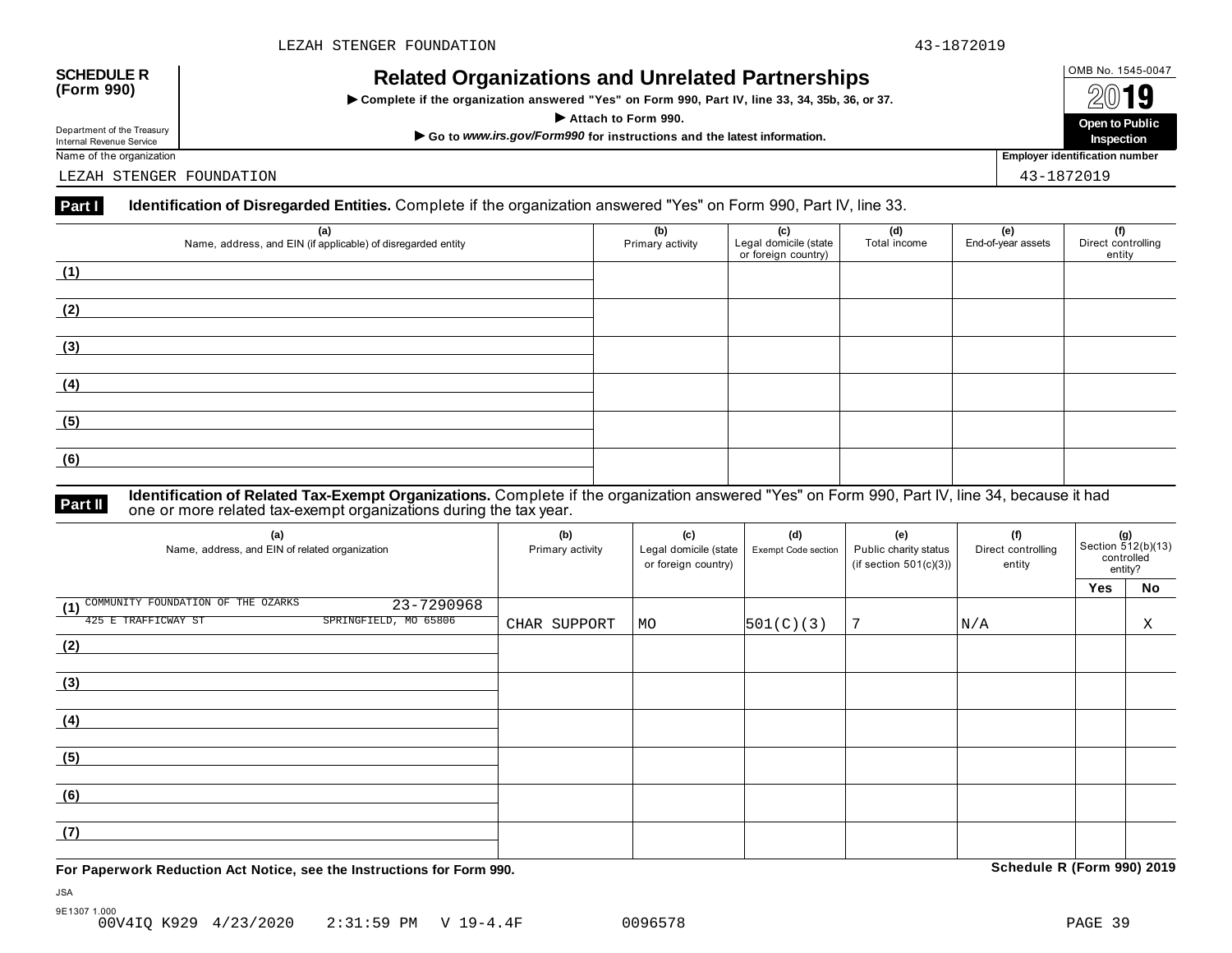**SCHEDULE R (Form 990)**

Department of the Treasury
Internal Revenue Service

# Related Organizations and Unrelated Partnerships

▶ Complete if the organization answered "Yes" on Form 990, Part IV, line 33, 34, 35b, 36, or 37.

▶ Attach to Form 990.

▶ Go to *www.irs.gov/Form990* for instructions and the latest information.

OMB No. 1545-0047

2019

**Open to Public Inspection**

Name of the organization: LEZAH STENGER FOUNDATION

Employer identification number: 43-1872019

**Part I** **Identification of Disregarded Entities.** Complete if the organization answered "Yes" on Form 990, Part IV, line 33.

| (a) Name, address, and EIN (if applicable) of disregarded entity | (b) Primary activity | (c) Legal domicile (state or foreign country) | (d) Total income | (e) End-of-year assets | (f) Direct controlling entity |
|---|---|---|---|---|---|
| (1) | | | | | |
| (2) | | | | | |
| (3) | | | | | |
| (4) | | | | | |
| (5) | | | | | |
| (6) | | | | | |

**Part II** **Identification of Related Tax-Exempt Organizations.** Complete if the organization answered "Yes" on Form 990, Part IV, line 34, because it had one or more related tax-exempt organizations during the tax year.

| (a) Name, address, and EIN of related organization | (b) Primary activity | (c) Legal domicile (state or foreign country) | (d) Exempt Code section | (e) Public charity status (if section 501(c)(3)) | (f) Direct controlling entity | (g) Section 512(b)(13) controlled entity? Yes | No |
|---|---|---|---|---|---|---|---|
| (1) COMMUNITY FOUNDATION OF THE OZARKS 23-7290968<br>425 E TRAFFICWAY ST SPRINGFIELD, MO 65806 | CHAR SUPPORT | MO | 501(C)(3) | 7 | N/A | | X |
| (2) | | | | | | | |
| (3) | | | | | | | |
| (4) | | | | | | | |
| (5) | | | | | | | |
| (6) | | | | | | | |
| (7) | | | | | | | |

**For Paperwork Reduction Act Notice, see the Instructions for Form 990.**

**Schedule R (Form 990) 2019**

JSA
9E1307 1.000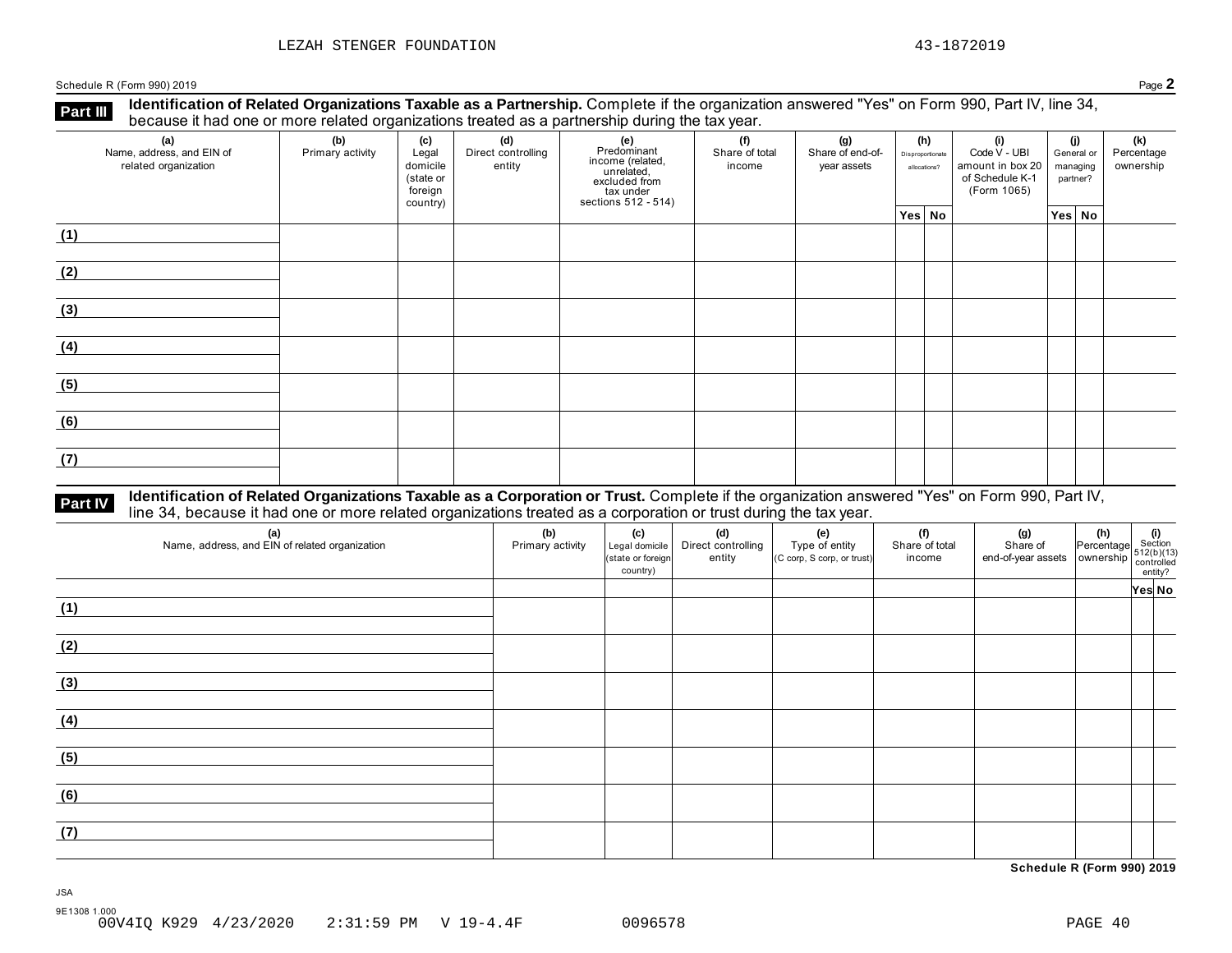LEZAH STENGER FOUNDATION 43-1872019

Schedule R (Form 990) 2019 Page **2**

**Part III** **Identification of Related Organizations Taxable as a Partnership.** Complete if the organization answered "Yes" on Form 990, Part IV, line 34, because it had one or more related organizations treated as a partnership during the tax year.

| (a) Name, address, and EIN of related organization | (b) Primary activity | (c) Legal domicile (state or foreign country) | (d) Direct controlling entity | (e) Predominant income (related, unrelated, excluded from tax under sections 512 - 514) | (f) Share of total income | (g) Share of end-of-year assets | (h) Disproportionate allocations? | | (i) Code V - UBI amount in box 20 of Schedule K-1 (Form 1065) | (j) General or managing partner? | | (k) Percentage ownership |
|---|---|---|---|---|---|---|---|---|---|---|---|---|
| | | | | | | | Yes | No | | Yes | No | |
| (1) | | | | | | | | | | | | |
| (2) | | | | | | | | | | | | |
| (3) | | | | | | | | | | | | |
| (4) | | | | | | | | | | | | |
| (5) | | | | | | | | | | | | |
| (6) | | | | | | | | | | | | |
| (7) | | | | | | | | | | | | |

**Part IV** **Identification of Related Organizations Taxable as a Corporation or Trust.** Complete if the organization answered "Yes" on Form 990, Part IV, line 34, because it had one or more related organizations treated as a corporation or trust during the tax year.

| (a) Name, address, and EIN of related organization | (b) Primary activity | (c) Legal domicile (state or foreign country) | (d) Direct controlling entity | (e) Type of entity (C corp, S corp, or trust) | (f) Share of total income | (g) Share of end-of-year assets | (h) Percentage ownership | (i) Section 512(b)(13) controlled entity? | |
|---|---|---|---|---|---|---|---|---|---|
| | | | | | | | | Yes | No |
| (1) | | | | | | | | | |
| (2) | | | | | | | | | |
| (3) | | | | | | | | | |
| (4) | | | | | | | | | |
| (5) | | | | | | | | | |
| (6) | | | | | | | | | |
| (7) | | | | | | | | | |

**Schedule R (Form 990) 2019**

JSA
9E1308 1.000
00V4IQ K929 4/23/2020 2:31:59 PM V 19-4.4F 0096578 PAGE 40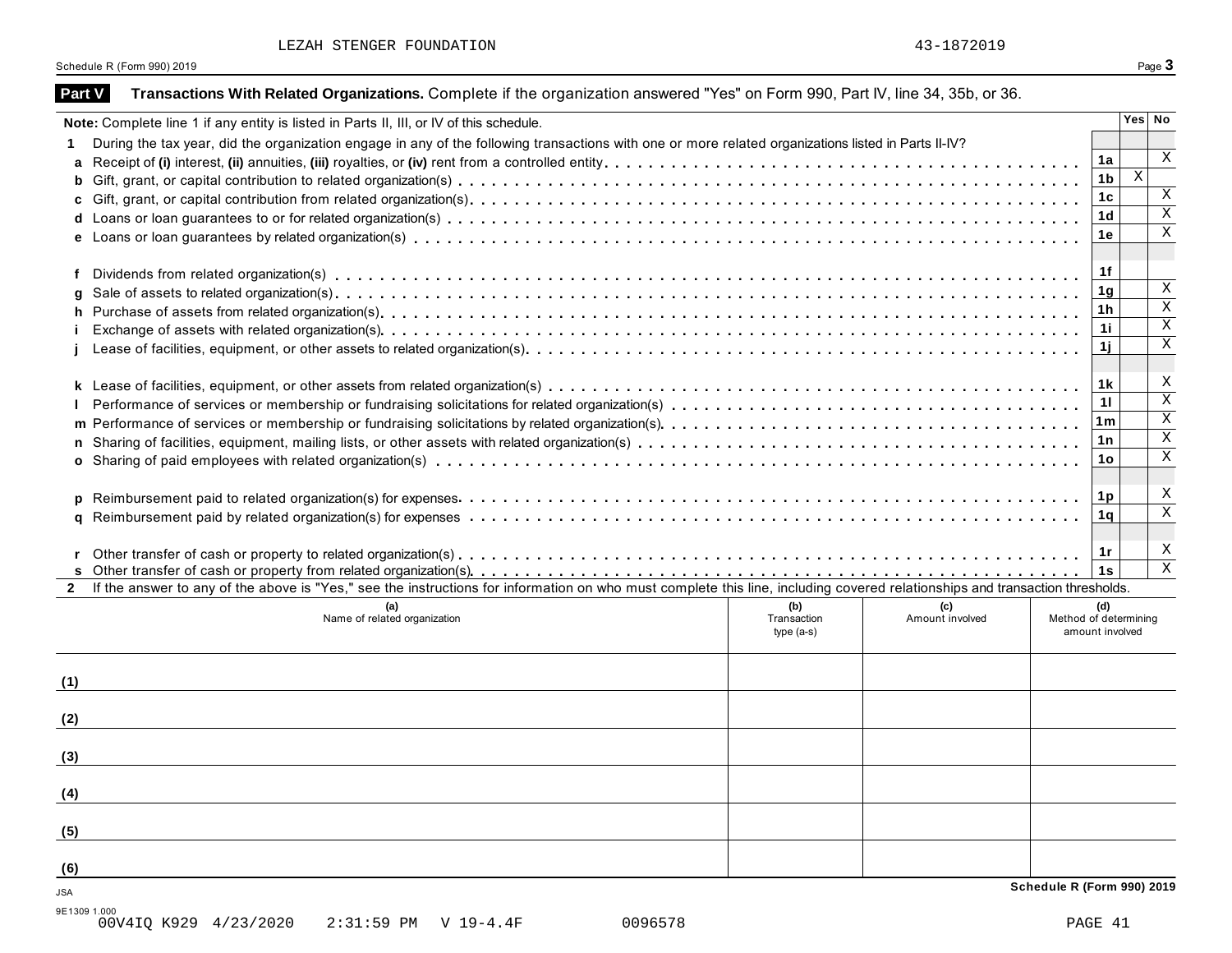LEZAH STENGER FOUNDATION 43-1872019

Schedule R (Form 990) 2019

## Part V Transactions With Related Organizations. Complete if the organization answered "Yes" on Form 990, Part IV, line 34, 35b, or 36.

| Note: Complete line 1 if any entity is listed in Parts II, III, or IV of this schedule. | | Yes | No |
|---|---|---|---|
| **1** During the tax year, did the organization engage in any of the following transactions with one or more related organizations listed in Parts II-IV? | | | |
| **a** Receipt of **(i)** interest, **(ii)** annuities, **(iii)** royalties, or **(iv)** rent from a controlled entity | 1a | | X |
| **b** Gift, grant, or capital contribution to related organization(s) | 1b | X | |
| **c** Gift, grant, or capital contribution from related organization(s) | 1c | | X |
| **d** Loans or loan guarantees to or for related organization(s) | 1d | | X |
| **e** Loans or loan guarantees by related organization(s) | 1e | | X |
| **f** Dividends from related organization(s) | 1f | | |
| **g** Sale of assets to related organization(s) | 1g | | X |
| **h** Purchase of assets from related organization(s) | 1h | | X |
| **i** Exchange of assets with related organization(s) | 1i | | X |
| **j** Lease of facilities, equipment, or other assets to related organization(s) | 1j | | X |
| **k** Lease of facilities, equipment, or other assets from related organization(s) | 1k | | X |
| **l** Performance of services or membership or fundraising solicitations for related organization(s) | 1l | | X |
| **m** Performance of services or membership or fundraising solicitations by related organization(s) | 1m | | X |
| **n** Sharing of facilities, equipment, mailing lists, or other assets with related organization(s) | 1n | | X |
| **o** Sharing of paid employees with related organization(s) | 1o | | X |
| **p** Reimbursement paid to related organization(s) for expenses | 1p | | X |
| **q** Reimbursement paid by related organization(s) for expenses | 1q | | X |
| **r** Other transfer of cash or property to related organization(s) | 1r | | X |
| **s** Other transfer of cash or property from related organization(s) | 1s | | X |

**2** If the answer to any of the above is "Yes," see the instructions for information on who must complete this line, including covered relationships and transaction thresholds.

| | (a) Name of related organization | (b) Transaction type (a-s) | (c) Amount involved | (d) Method of determining amount involved |
|---|---|---|---|---|
| (1) | | | | |
| (2) | | | | |
| (3) | | | | |
| (4) | | | | |
| (5) | | | | |
| (6) | | | | |

JSA

Schedule R (Form 990) 2019

9E1309 1.000
00V4IQ K929 4/23/2020 2:31:59 PM V 19-4.4F 0096578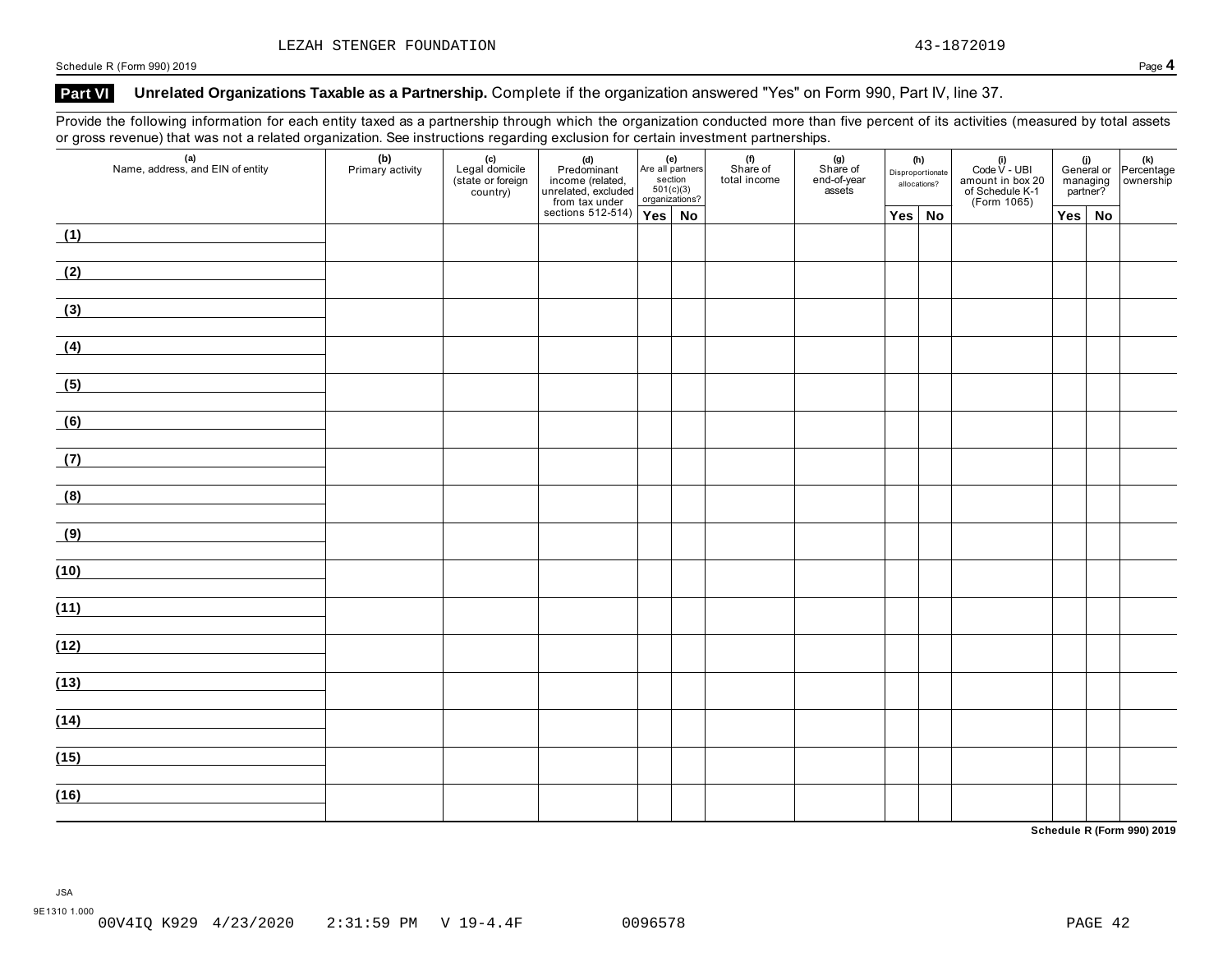LEZAH STENGER FOUNDATION 43-1872019

Schedule R (Form 990) 2019

## Part VI Unrelated Organizations Taxable as a Partnership. Complete if the organization answered "Yes" on Form 990, Part IV, line 37.

Provide the following information for each entity taxed as a partnership through which the organization conducted more than five percent of its activities (measured by total assets or gross revenue) that was not a related organization. See instructions regarding exclusion for certain investment partnerships.

| (a) Name, address, and EIN of entity | (b) Primary activity | (c) Legal domicile (state or foreign country) | (d) Predominant income (related, unrelated, excluded from tax under sections 512-514) | (e) Are all partners section 501(c)(3) organizations? | | (f) Share of total income | (g) Share of end-of-year assets | (h) Disproportionate allocations? | | (i) Code V - UBI amount in box 20 of Schedule K-1 (Form 1065) | (j) General or managing partner? | | (k) Percentage ownership |
|---|---|---|---|---|---|---|---|---|---|---|---|---|---|
| | | | | Yes | No | | | Yes | No | | Yes | No | |
| (1) | | | | | | | | | | | | | |
| (2) | | | | | | | | | | | | | |
| (3) | | | | | | | | | | | | | |
| (4) | | | | | | | | | | | | | |
| (5) | | | | | | | | | | | | | |
| (6) | | | | | | | | | | | | | |
| (7) | | | | | | | | | | | | | |
| (8) | | | | | | | | | | | | | |
| (9) | | | | | | | | | | | | | |
| (10) | | | | | | | | | | | | | |
| (11) | | | | | | | | | | | | | |
| (12) | | | | | | | | | | | | | |
| (13) | | | | | | | | | | | | | |
| (14) | | | | | | | | | | | | | |
| (15) | | | | | | | | | | | | | |
| (16) | | | | | | | | | | | | | |

Schedule R (Form 990) 2019

JSA
9E1310 1.000
00V4IQ K929 4/23/2020 2:31:59 PM V 19-4.4F 0096578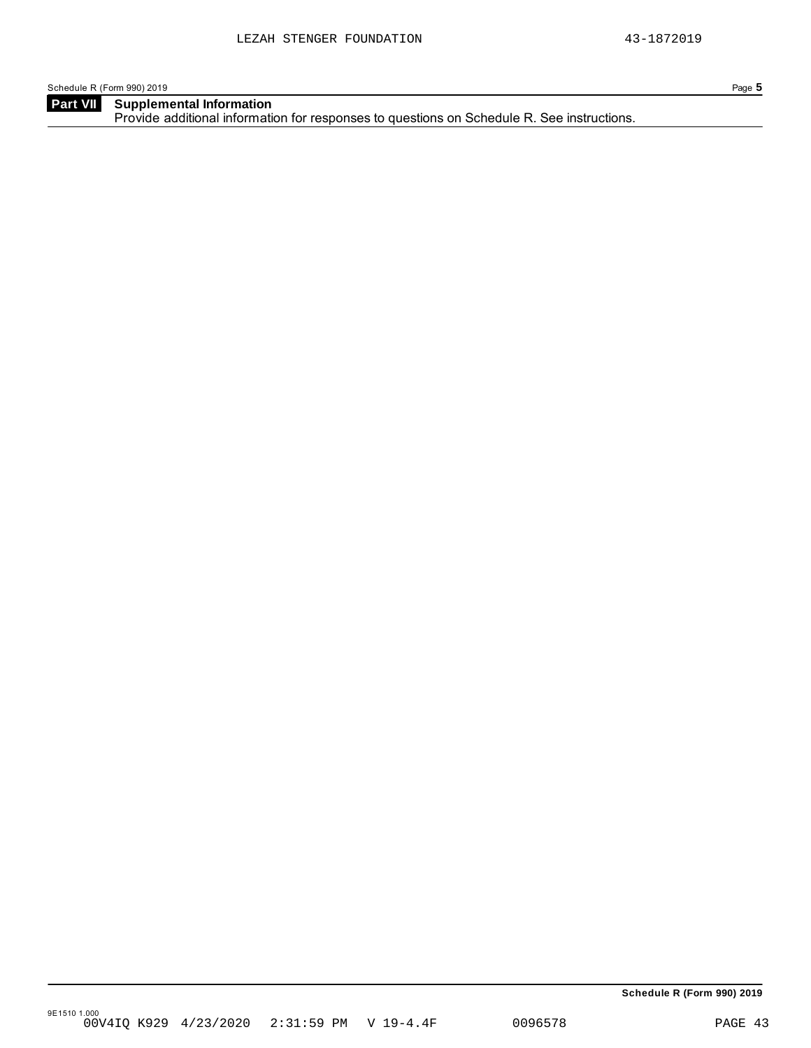## Part VII Supplemental Information

Provide additional information for responses to questions on Schedule R. See instructions.